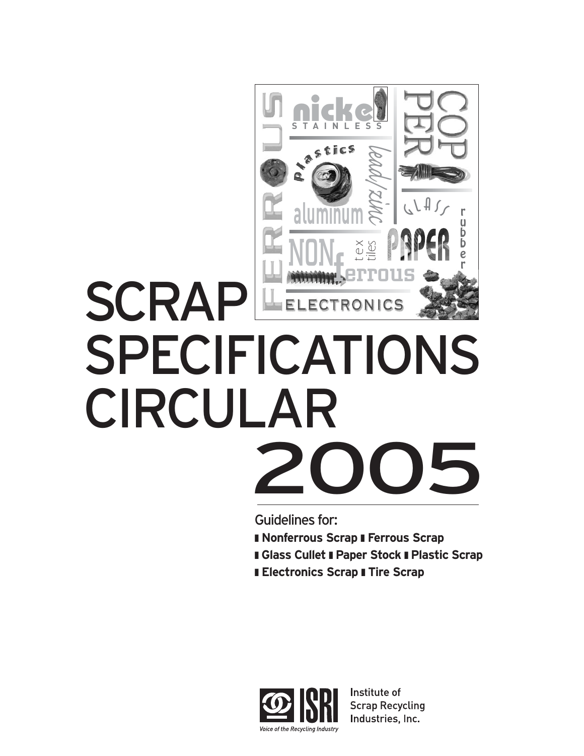# SCRAP SPECIFICATIONS CIRCULAR 2005

Guidelines for:

- **Nonferrous Scrap** - **Ferrous Scrap**
- **Glass Cullet** - **Paper Stock** - **Plastic Scrap**
- **Electronics Scrap** - **Tire Scrap**

ISRI
*Voice of the Recycling Industry*

Institute of Scrap Recycling Industries, Inc.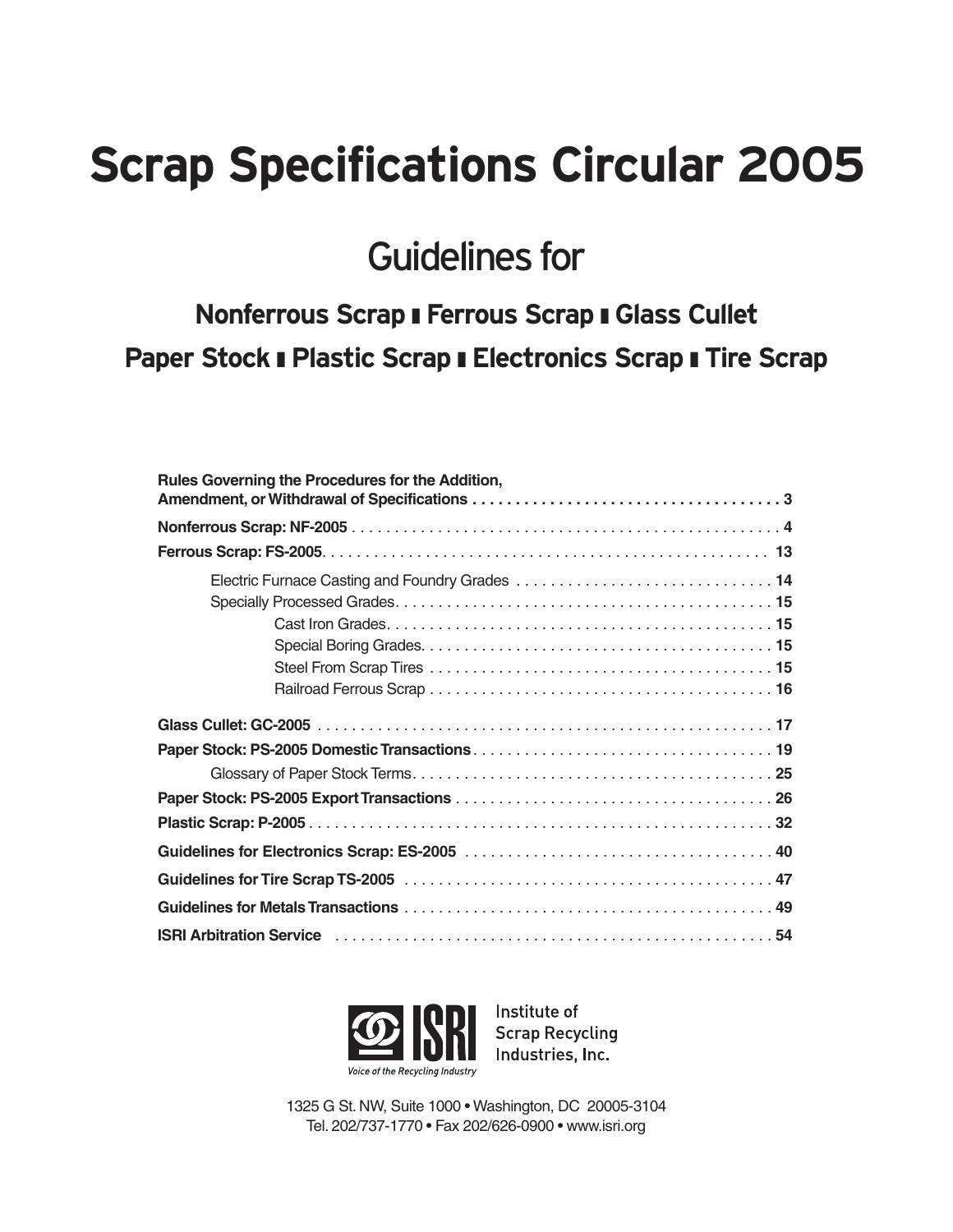# Scrap Specifications Circular 2005

## Guidelines for

### Nonferrous Scrap ▮ Ferrous Scrap ▮ Glass Cullet
### Paper Stock ▮ Plastic Scrap ▮ Electronics Scrap ▮ Tire Scrap

**Rules Governing the Procedures for the Addition, Amendment, or Withdrawal of Specifications** . . . . . . . . . . . . . . . . . . . . . . . . . . . . . . . . . . . . . **3**

**Nonferrous Scrap: NF-2005** . . . . . . . . . . . . . . . . . . . . . . . . . . . . . . . . . . . . . . . . . . . . . . . . . . . **4**

**Ferrous Scrap: FS-2005**. . . . . . . . . . . . . . . . . . . . . . . . . . . . . . . . . . . . . . . . . . . . . . . . . . . . **13**

- Electric Furnace Casting and Foundry Grades . . . . . . . . . . . . . . . . . . . . . . . . . . . . . . **14**
- Specially Processed Grades. . . . . . . . . . . . . . . . . . . . . . . . . . . . . . . . . . . . . . . . . . . . **15**
  - Cast Iron Grades. . . . . . . . . . . . . . . . . . . . . . . . . . . . . . . . . . . . . . . . . . . . . **15**
  - Special Boring Grades. . . . . . . . . . . . . . . . . . . . . . . . . . . . . . . . . . . . . . . . . **15**
  - Steel From Scrap Tires . . . . . . . . . . . . . . . . . . . . . . . . . . . . . . . . . . . . . . . . **15**
  - Railroad Ferrous Scrap . . . . . . . . . . . . . . . . . . . . . . . . . . . . . . . . . . . . . . . . **16**

**Glass Cullet: GC-2005** . . . . . . . . . . . . . . . . . . . . . . . . . . . . . . . . . . . . . . . . . . . . . . . . . . . . . **17**

**Paper Stock: PS-2005 Domestic Transactions** . . . . . . . . . . . . . . . . . . . . . . . . . . . . . . . . . . . **19**

- Glossary of Paper Stock Terms. . . . . . . . . . . . . . . . . . . . . . . . . . . . . . . . . . . . . . . . . . **25**

**Paper Stock: PS-2005 Export Transactions** . . . . . . . . . . . . . . . . . . . . . . . . . . . . . . . . . . . . . **26**

**Plastic Scrap: P-2005** . . . . . . . . . . . . . . . . . . . . . . . . . . . . . . . . . . . . . . . . . . . . . . . . . . . . . . **32**

**Guidelines for Electronics Scrap: ES-2005** . . . . . . . . . . . . . . . . . . . . . . . . . . . . . . . . . . . . . **40**

**Guidelines for Tire Scrap TS-2005** . . . . . . . . . . . . . . . . . . . . . . . . . . . . . . . . . . . . . . . . . . . **47**

**Guidelines for Metals Transactions** . . . . . . . . . . . . . . . . . . . . . . . . . . . . . . . . . . . . . . . . . . . **49**

**ISRI Arbitration Service** . . . . . . . . . . . . . . . . . . . . . . . . . . . . . . . . . . . . . . . . . . . . . . . . . . . **54**

ISRI
*Voice of the Recycling Industry*

Institute of Scrap Recycling Industries, Inc.

1325 G St. NW, Suite 1000 • Washington, DC 20005-3104
Tel. 202/737-1770 • Fax 202/626-0900 • www.isri.org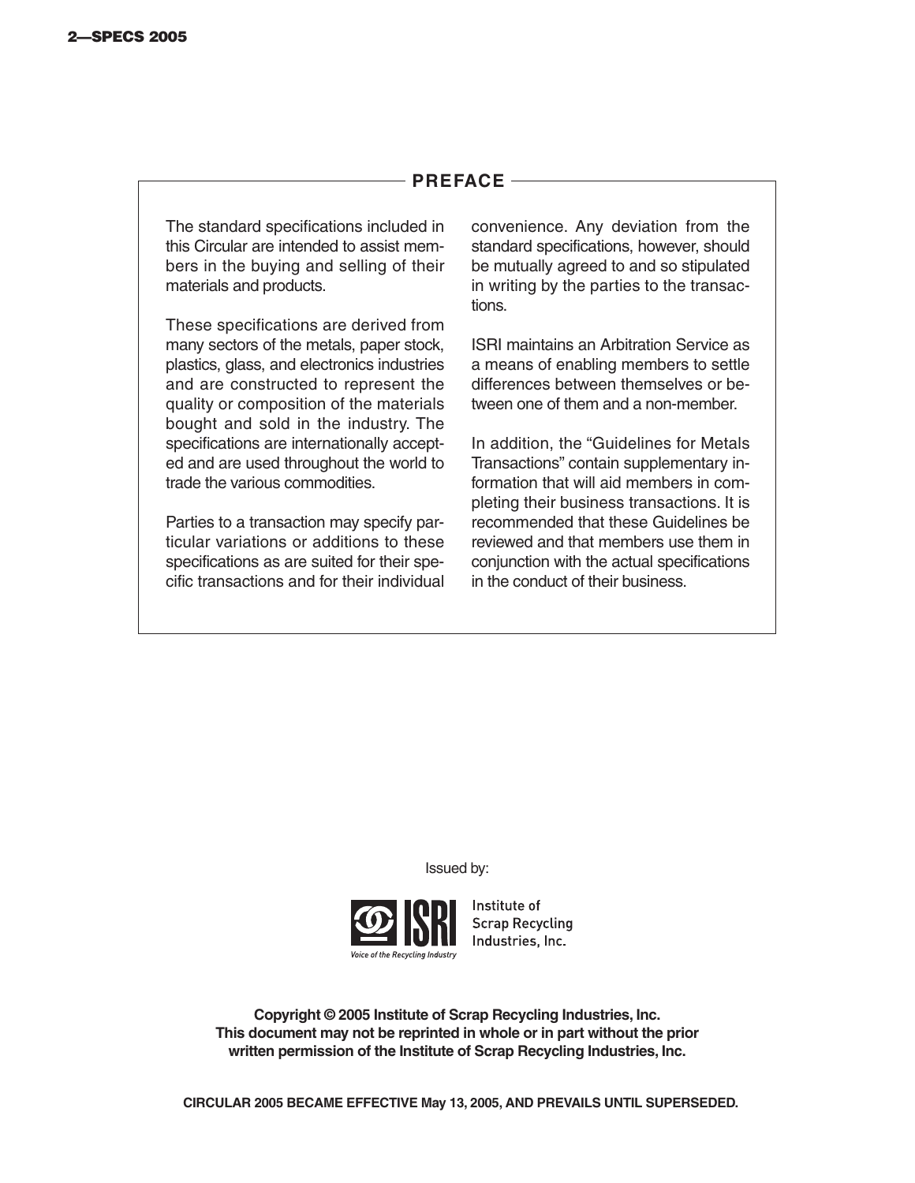## PREFACE

The standard specifications included in this Circular are intended to assist members in the buying and selling of their materials and products.

These specifications are derived from many sectors of the metals, paper stock, plastics, glass, and electronics industries and are constructed to represent the quality or composition of the materials bought and sold in the industry. The specifications are internationally accepted and are used throughout the world to trade the various commodities.

Parties to a transaction may specify particular variations or additions to these specifications as are suited for their specific transactions and for their individual convenience. Any deviation from the standard specifications, however, should be mutually agreed to and so stipulated in writing by the parties to the transactions.

ISRI maintains an Arbitration Service as a means of enabling members to settle differences between themselves or between one of them and a non-member.

In addition, the "Guidelines for Metals Transactions" contain supplementary information that will aid members in completing their business transactions. It is recommended that these Guidelines be reviewed and that members use them in conjunction with the actual specifications in the conduct of their business.

Issued by:

ISRI Institute of Scrap Recycling Industries, Inc.

*Voice of the Recycling Industry*

**Copyright © 2005 Institute of Scrap Recycling Industries, Inc.**
**This document may not be reprinted in whole or in part without the prior written permission of the Institute of Scrap Recycling Industries, Inc.**

**CIRCULAR 2005 BECAME EFFECTIVE May 13, 2005, AND PREVAILS UNTIL SUPERSEDED.**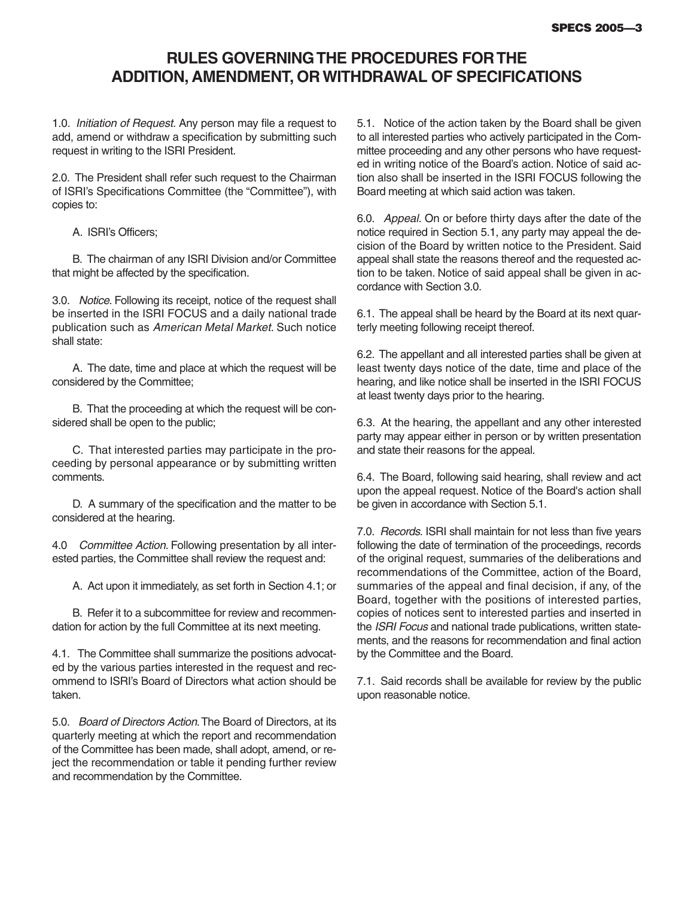# RULES GOVERNING THE PROCEDURES FOR THE ADDITION, AMENDMENT, OR WITHDRAWAL OF SPECIFICATIONS

1.0. *Initiation of Request.* Any person may file a request to add, amend or withdraw a specification by submitting such request in writing to the ISRI President.

2.0. The President shall refer such request to the Chairman of ISRI's Specifications Committee (the "Committee"), with copies to:

A. ISRI's Officers;

B. The chairman of any ISRI Division and/or Committee that might be affected by the specification.

3.0. *Notice.* Following its receipt, notice of the request shall be inserted in the ISRI FOCUS and a daily national trade publication such as *American Metal Market*. Such notice shall state:

A. The date, time and place at which the request will be considered by the Committee;

B. That the proceeding at which the request will be considered shall be open to the public;

C. That interested parties may participate in the proceeding by personal appearance or by submitting written comments.

D. A summary of the specification and the matter to be considered at the hearing.

4.0 *Committee Action.* Following presentation by all interested parties, the Committee shall review the request and:

A. Act upon it immediately, as set forth in Section 4.1; or

B. Refer it to a subcommittee for review and recommendation for action by the full Committee at its next meeting.

4.1. The Committee shall summarize the positions advocated by the various parties interested in the request and recommend to ISRI's Board of Directors what action should be taken.

5.0. *Board of Directors Action.* The Board of Directors, at its quarterly meeting at which the report and recommendation of the Committee has been made, shall adopt, amend, or reject the recommendation or table it pending further review and recommendation by the Committee.

5.1. Notice of the action taken by the Board shall be given to all interested parties who actively participated in the Committee proceeding and any other persons who have requested in writing notice of the Board's action. Notice of said action also shall be inserted in the ISRI FOCUS following the Board meeting at which said action was taken.

6.0. *Appeal.* On or before thirty days after the date of the notice required in Section 5.1, any party may appeal the decision of the Board by written notice to the President. Said appeal shall state the reasons thereof and the requested action to be taken. Notice of said appeal shall be given in accordance with Section 3.0.

6.1. The appeal shall be heard by the Board at its next quarterly meeting following receipt thereof.

6.2. The appellant and all interested parties shall be given at least twenty days notice of the date, time and place of the hearing, and like notice shall be inserted in the ISRI FOCUS at least twenty days prior to the hearing.

6.3. At the hearing, the appellant and any other interested party may appear either in person or by written presentation and state their reasons for the appeal.

6.4. The Board, following said hearing, shall review and act upon the appeal request. Notice of the Board's action shall be given in accordance with Section 5.1.

7.0. *Records.* ISRI shall maintain for not less than five years following the date of termination of the proceedings, records of the original request, summaries of the deliberations and recommendations of the Committee, action of the Board, summaries of the appeal and final decision, if any, of the Board, together with the positions of interested parties, copies of notices sent to interested parties and inserted in the *ISRI Focus* and national trade publications, written statements, and the reasons for recommendation and final action by the Committee and the Board.

7.1. Said records shall be available for review by the public upon reasonable notice.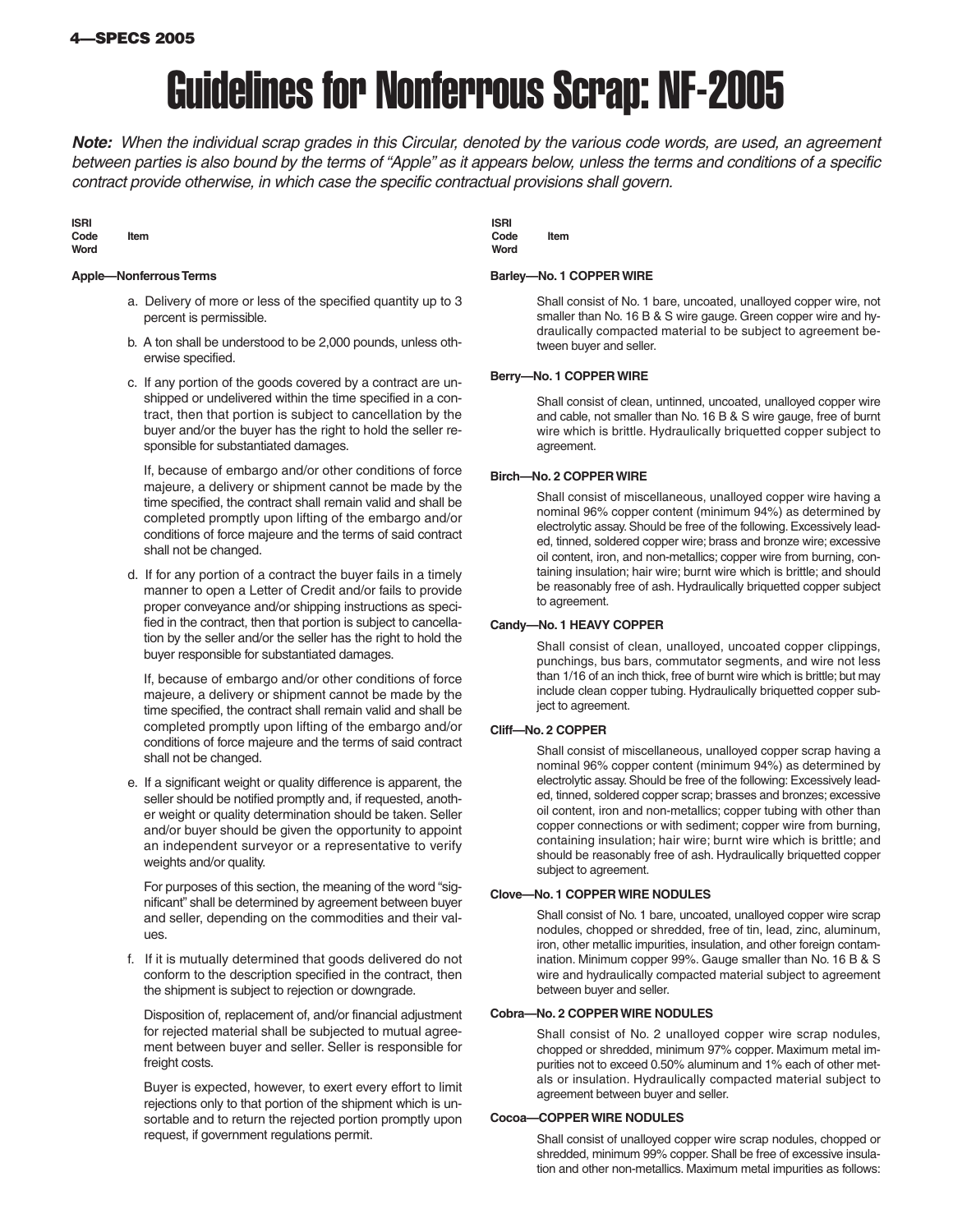# Guidelines for Nonferrous Scrap: NF-2005

***Note:*** *When the individual scrap grades in this Circular, denoted by the various code words, are used, an agreement between parties is also bound by the terms of "Apple" as it appears below, unless the terms and conditions of a specific contract provide otherwise, in which case the specific contractual provisions shall govern.*

**ISRI Code Word** — **Item**

### Apple—Nonferrous Terms

a. Delivery of more or less of the specified quantity up to 3 percent is permissible.

b. A ton shall be understood to be 2,000 pounds, unless otherwise specified.

c. If any portion of the goods covered by a contract are unshipped or undelivered within the time specified in a contract, then that portion is subject to cancellation by the buyer and/or the buyer has the right to hold the seller responsible for substantiated damages.

If, because of embargo and/or other conditions of force majeure, a delivery or shipment cannot be made by the time specified, the contract shall remain valid and shall be completed promptly upon lifting of the embargo and/or conditions of force majeure and the terms of said contract shall not be changed.

d. If for any portion of a contract the buyer fails in a timely manner to open a Letter of Credit and/or fails to provide proper conveyance and/or shipping instructions as specified in the contract, then that portion is subject to cancellation by the seller and/or the seller has the right to hold the buyer responsible for substantiated damages.

If, because of embargo and/or other conditions of force majeure, a delivery or shipment cannot be made by the time specified, the contract shall remain valid and shall be completed promptly upon lifting of the embargo and/or conditions of force majeure and the terms of said contract shall not be changed.

e. If a significant weight or quality difference is apparent, the seller should be notified promptly and, if requested, another weight or quality determination should be taken. Seller and/or buyer should be given the opportunity to appoint an independent surveyor or a representative to verify weights and/or quality.

For purposes of this section, the meaning of the word "significant" shall be determined by agreement between buyer and seller, depending on the commodities and their values.

f. If it is mutually determined that goods delivered do not conform to the description specified in the contract, then the shipment is subject to rejection or downgrade.

Disposition of, replacement of, and/or financial adjustment for rejected material shall be subjected to mutual agreement between buyer and seller. Seller is responsible for freight costs.

Buyer is expected, however, to exert every effort to limit rejections only to that portion of the shipment which is unsortable and to return the rejected portion promptly upon request, if government regulations permit.

**ISRI Code Word** — **Item**

### Barley—No. 1 COPPER WIRE

Shall consist of No. 1 bare, uncoated, unalloyed copper wire, not smaller than No. 16 B & S wire gauge. Green copper wire and hydraulically compacted material to be subject to agreement between buyer and seller.

### Berry—No. 1 COPPER WIRE

Shall consist of clean, untinned, uncoated, unalloyed copper wire and cable, not smaller than No. 16 B & S wire gauge, free of burnt wire which is brittle. Hydraulically briquetted copper subject to agreement.

### Birch—No. 2 COPPER WIRE

Shall consist of miscellaneous, unalloyed copper wire having a nominal 96% copper content (minimum 94%) as determined by electrolytic assay. Should be free of the following. Excessively leaded, tinned, soldered copper wire; brass and bronze wire; excessive oil content, iron, and non-metallics; copper wire from burning, containing insulation; hair wire; burnt wire which is brittle; and should be reasonably free of ash. Hydraulically briquetted copper subject to agreement.

### Candy—No. 1 HEAVY COPPER

Shall consist of clean, unalloyed, uncoated copper clippings, punchings, bus bars, commutator segments, and wire not less than 1/16 of an inch thick, free of burnt wire which is brittle; but may include clean copper tubing. Hydraulically briquetted copper subject to agreement.

### Cliff—No. 2 COPPER

Shall consist of miscellaneous, unalloyed copper scrap having a nominal 96% copper content (minimum 94%) as determined by electrolytic assay. Should be free of the following: Excessively leaded, tinned, soldered copper scrap; brasses and bronzes; excessive oil content, iron and non-metallics; copper tubing with other than copper connections or with sediment; copper wire from burning, containing insulation; hair wire; burnt wire which is brittle; and should be reasonably free of ash. Hydraulically briquetted copper subject to agreement.

### Clove—No. 1 COPPER WIRE NODULES

Shall consist of No. 1 bare, uncoated, unalloyed copper wire scrap nodules, chopped or shredded, free of tin, lead, zinc, aluminum, iron, other metallic impurities, insulation, and other foreign contamination. Minimum copper 99%. Gauge smaller than No. 16 B & S wire and hydraulically compacted material subject to agreement between buyer and seller.

### Cobra—No. 2 COPPER WIRE NODULES

Shall consist of No. 2 unalloyed copper wire scrap nodules, chopped or shredded, minimum 97% copper. Maximum metal impurities not to exceed 0.50% aluminum and 1% each of other metals or insulation. Hydraulically compacted material subject to agreement between buyer and seller.

### Cocoa—COPPER WIRE NODULES

Shall consist of unalloyed copper wire scrap nodules, chopped or shredded, minimum 99% copper. Shall be free of excessive insulation and other non-metallics. Maximum metal impurities as follows: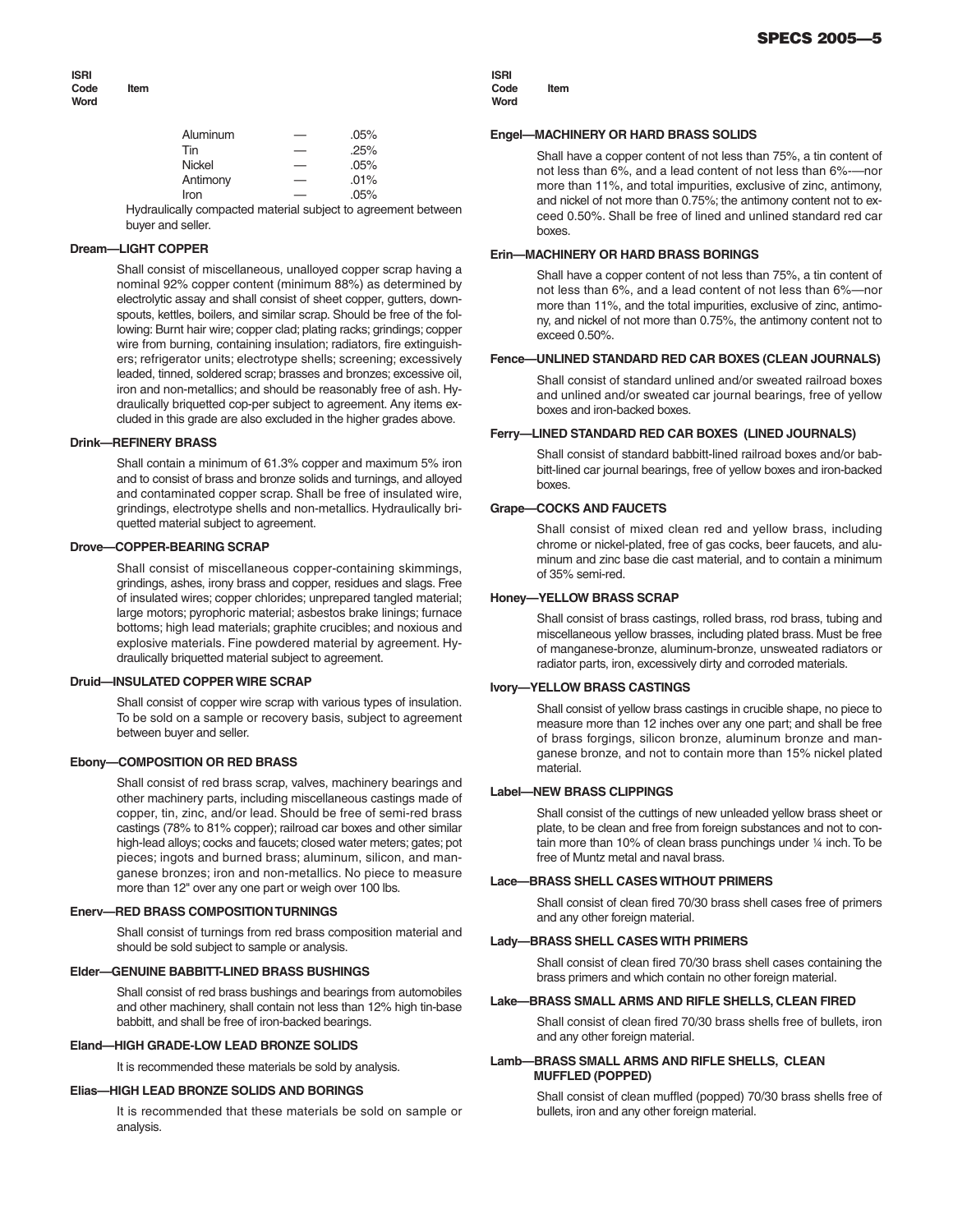| ISRI Code Word | Item |
|---|---|

| | | |
|---|---|---|
| Aluminum | — | .05% |
| Tin | — | .25% |
| Nickel | — | .05% |
| Antimony | — | .01% |
| Iron | — | .05% |

Hydraulically compacted material subject to agreement between buyer and seller.

**Dream—LIGHT COPPER**

Shall consist of miscellaneous, unalloyed copper scrap having a nominal 92% copper content (minimum 88%) as determined by electrolytic assay and shall consist of sheet copper, gutters, downspouts, kettles, boilers, and similar scrap. Should be free of the following: Burnt hair wire; copper clad; plating racks; grindings; copper wire from burning, containing insulation; radiators, fire extinguishers; refrigerator units; electrotype shells; screening; excessively leaded, tinned, soldered scrap; brasses and bronzes; excessive oil, iron and non-metallics; and should be reasonably free of ash. Hydraulically briquetted cop-per subject to agreement. Any items excluded in this grade are also excluded in the higher grades above.

**Drink—REFINERY BRASS**

Shall contain a minimum of 61.3% copper and maximum 5% iron and to consist of brass and bronze solids and turnings, and alloyed and contaminated copper scrap. Shall be free of insulated wire, grindings, electrotype shells and non-metallics. Hydraulically briquetted material subject to agreement.

**Drove—COPPER-BEARING SCRAP**

Shall consist of miscellaneous copper-containing skimmings, grindings, ashes, irony brass and copper, residues and slags. Free of insulated wires; copper chlorides; unprepared tangled material; large motors; pyrophoric material; asbestos brake linings; furnace bottoms; high lead materials; graphite crucibles; and noxious and explosive materials. Fine powdered material by agreement. Hydraulically briquetted material subject to agreement.

**Druid—INSULATED COPPER WIRE SCRAP**

Shall consist of copper wire scrap with various types of insulation. To be sold on a sample or recovery basis, subject to agreement between buyer and seller.

**Ebony—COMPOSITION OR RED BRASS**

Shall consist of red brass scrap, valves, machinery bearings and other machinery parts, including miscellaneous castings made of copper, tin, zinc, and/or lead. Should be free of semi-red brass castings (78% to 81% copper); railroad car boxes and other similar high-lead alloys; cocks and faucets; closed water meters; gates; pot pieces; ingots and burned brass; aluminum, silicon, and manganese bronzes; iron and non-metallics. No piece to measure more than 12" over any one part or weigh over 100 lbs.

**Enerv—RED BRASS COMPOSITION TURNINGS**

Shall consist of turnings from red brass composition material and should be sold subject to sample or analysis.

**Elder—GENUINE BABBITT-LINED BRASS BUSHINGS**

Shall consist of red brass bushings and bearings from automobiles and other machinery, shall contain not less than 12% high tin-base babbitt, and shall be free of iron-backed bearings.

**Eland—HIGH GRADE-LOW LEAD BRONZE SOLIDS**

It is recommended these materials be sold by analysis.

**Elias—HIGH LEAD BRONZE SOLIDS AND BORINGS**

It is recommended that these materials be sold on sample or analysis.

**Engel—MACHINERY OR HARD BRASS SOLIDS**

Shall have a copper content of not less than 75%, a tin content of not less than 6%, and a lead content of not less than 6%-—nor more than 11%, and total impurities, exclusive of zinc, antimony, and nickel of not more than 0.75%; the antimony content not to exceed 0.50%. Shall be free of lined and unlined standard red car boxes.

**Erin—MACHINERY OR HARD BRASS BORINGS**

Shall have a copper content of not less than 75%, a tin content of not less than 6%, and a lead content of not less than 6%—nor more than 11%, and the total impurities, exclusive of zinc, antimony, and nickel of not more than 0.75%, the antimony content not to exceed 0.50%.

**Fence—UNLINED STANDARD RED CAR BOXES (CLEAN JOURNALS)**

Shall consist of standard unlined and/or sweated railroad boxes and unlined and/or sweated car journal bearings, free of yellow boxes and iron-backed boxes.

**Ferry—LINED STANDARD RED CAR BOXES (LINED JOURNALS)**

Shall consist of standard babbitt-lined railroad boxes and/or babbitt-lined car journal bearings, free of yellow boxes and iron-backed boxes.

**Grape—COCKS AND FAUCETS**

Shall consist of mixed clean red and yellow brass, including chrome or nickel-plated, free of gas cocks, beer faucets, and aluminum and zinc base die cast material, and to contain a minimum of 35% semi-red.

**Honey—YELLOW BRASS SCRAP**

Shall consist of brass castings, rolled brass, rod brass, tubing and miscellaneous yellow brasses, including plated brass. Must be free of manganese-bronze, aluminum-bronze, unsweated radiators or radiator parts, iron, excessively dirty and corroded materials.

**Ivory—YELLOW BRASS CASTINGS**

Shall consist of yellow brass castings in crucible shape, no piece to measure more than 12 inches over any one part; and shall be free of brass forgings, silicon bronze, aluminum bronze and manganese bronze, and not to contain more than 15% nickel plated material.

**Label—NEW BRASS CLIPPINGS**

Shall consist of the cuttings of new unleaded yellow brass sheet or plate, to be clean and free from foreign substances and not to contain more than 10% of clean brass punchings under ¼ inch. To be free of Muntz metal and naval brass.

**Lace—BRASS SHELL CASES WITHOUT PRIMERS**

Shall consist of clean fired 70/30 brass shell cases free of primers and any other foreign material.

**Lady—BRASS SHELL CASES WITH PRIMERS**

Shall consist of clean fired 70/30 brass shell cases containing the brass primers and which contain no other foreign material.

**Lake—BRASS SMALL ARMS AND RIFLE SHELLS, CLEAN FIRED**

Shall consist of clean fired 70/30 brass shells free of bullets, iron and any other foreign material.

**Lamb—BRASS SMALL ARMS AND RIFLE SHELLS, CLEAN MUFFLED (POPPED)**

Shall consist of clean muffled (popped) 70/30 brass shells free of bullets, iron and any other foreign material.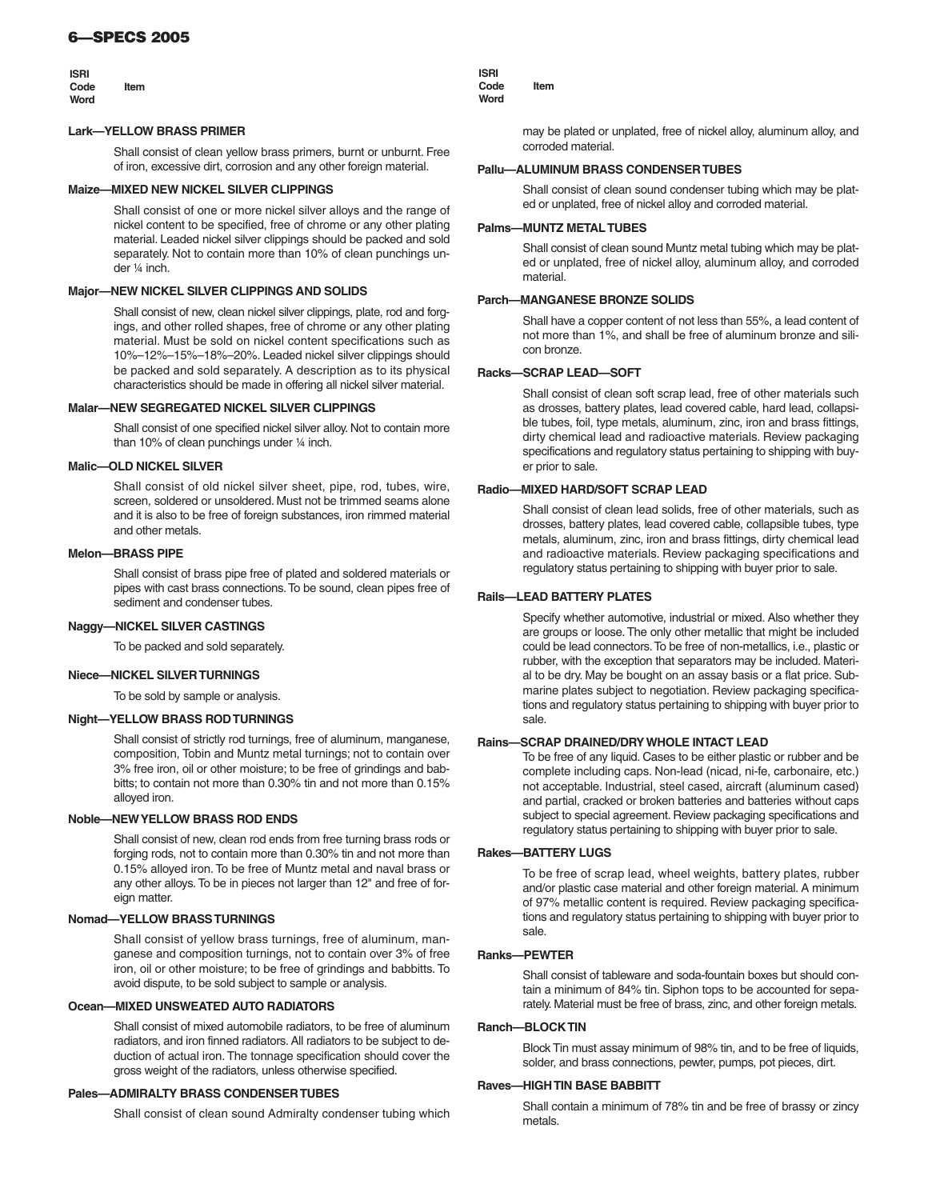**ISRI Code Word** | **Item**

**Lark—YELLOW BRASS PRIMER**

Shall consist of clean yellow brass primers, burnt or unburnt. Free of iron, excessive dirt, corrosion and any other foreign material.

**Maize—MIXED NEW NICKEL SILVER CLIPPINGS**

Shall consist of one or more nickel silver alloys and the range of nickel content to be specified, free of chrome or any other plating material. Leaded nickel silver clippings should be packed and sold separately. Not to contain more than 10% of clean punchings under ¼ inch.

**Major—NEW NICKEL SILVER CLIPPINGS AND SOLIDS**

Shall consist of new, clean nickel silver clippings, plate, rod and forgings, and other rolled shapes, free of chrome or any other plating material. Must be sold on nickel content specifications such as 10%–12%–15%–18%–20%. Leaded nickel silver clippings should be packed and sold separately. A description as to its physical characteristics should be made in offering all nickel silver material.

**Malar—NEW SEGREGATED NICKEL SILVER CLIPPINGS**

Shall consist of one specified nickel silver alloy. Not to contain more than 10% of clean punchings under ¼ inch.

**Malic—OLD NICKEL SILVER**

Shall consist of old nickel silver sheet, pipe, rod, tubes, wire, screen, soldered or unsoldered. Must not be trimmed seams alone and it is also to be free of foreign substances, iron rimmed material and other metals.

**Melon—BRASS PIPE**

Shall consist of brass pipe free of plated and soldered materials or pipes with cast brass connections. To be sound, clean pipes free of sediment and condenser tubes.

**Naggy—NICKEL SILVER CASTINGS**

To be packed and sold separately.

**Niece—NICKEL SILVER TURNINGS**

To be sold by sample or analysis.

**Night—YELLOW BRASS ROD TURNINGS**

Shall consist of strictly rod turnings, free of aluminum, manganese, composition, Tobin and Muntz metal turnings; not to contain over 3% free iron, oil or other moisture; to be free of grindings and babbitts; to contain not more than 0.30% tin and not more than 0.15% alloyed iron.

**Noble—NEW YELLOW BRASS ROD ENDS**

Shall consist of new, clean rod ends from free turning brass rods or forging rods, not to contain more than 0.30% tin and not more than 0.15% alloyed iron. To be free of Muntz metal and naval brass or any other alloys. To be in pieces not larger than 12" and free of foreign matter.

**Nomad—YELLOW BRASS TURNINGS**

Shall consist of yellow brass turnings, free of aluminum, manganese and composition turnings, not to contain over 3% of free iron, oil or other moisture; to be free of grindings and babbitts. To avoid dispute, to be sold subject to sample or analysis.

**Ocean—MIXED UNSWEATED AUTO RADIATORS**

Shall consist of mixed automobile radiators, to be free of aluminum radiators, and iron finned radiators. All radiators to be subject to deduction of actual iron. The tonnage specification should cover the gross weight of the radiators, unless otherwise specified.

**Pales—ADMIRALTY BRASS CONDENSER TUBES**

Shall consist of clean sound Admiralty condenser tubing which may be plated or unplated, free of nickel alloy, aluminum alloy, and corroded material.

**Pallu—ALUMINUM BRASS CONDENSER TUBES**

Shall consist of clean sound condenser tubing which may be plated or unplated, free of nickel alloy and corroded material.

**Palms—MUNTZ METAL TUBES**

Shall consist of clean sound Muntz metal tubing which may be plated or unplated, free of nickel alloy, aluminum alloy, and corroded material.

**Parch—MANGANESE BRONZE SOLIDS**

Shall have a copper content of not less than 55%, a lead content of not more than 1%, and shall be free of aluminum bronze and silicon bronze.

**Racks—SCRAP LEAD—SOFT**

Shall consist of clean soft scrap lead, free of other materials such as drosses, battery plates, lead covered cable, hard lead, collapsible tubes, foil, type metals, aluminum, zinc, iron and brass fittings, dirty chemical lead and radioactive materials. Review packaging specifications and regulatory status pertaining to shipping with buyer prior to sale.

**Radio—MIXED HARD/SOFT SCRAP LEAD**

Shall consist of clean lead solids, free of other materials, such as drosses, battery plates, lead covered cable, collapsible tubes, type metals, aluminum, zinc, iron and brass fittings, dirty chemical lead and radioactive materials. Review packaging specifications and regulatory status pertaining to shipping with buyer prior to sale.

**Rails—LEAD BATTERY PLATES**

Specify whether automotive, industrial or mixed. Also whether they are groups or loose. The only other metallic that might be included could be lead connectors. To be free of non-metallics, i.e., plastic or rubber, with the exception that separators may be included. Material to be dry. May be bought on an assay basis or a flat price. Submarine plates subject to negotiation. Review packaging specifications and regulatory status pertaining to shipping with buyer prior to sale.

**Rains—SCRAP DRAINED/DRY WHOLE INTACT LEAD**

To be free of any liquid. Cases to be either plastic or rubber and be complete including caps. Non-lead (nicad, ni-fe, carbonaire, etc.) not acceptable. Industrial, steel cased, aircraft (aluminum cased) and partial, cracked or broken batteries and batteries without caps subject to special agreement. Review packaging specifications and regulatory status pertaining to shipping with buyer prior to sale.

**Rakes—BATTERY LUGS**

To be free of scrap lead, wheel weights, battery plates, rubber and/or plastic case material and other foreign material. A minimum of 97% metallic content is required. Review packaging specifications and regulatory status pertaining to shipping with buyer prior to sale.

**Ranks—PEWTER**

Shall consist of tableware and soda-fountain boxes but should contain a minimum of 84% tin. Siphon tops to be accounted for separately. Material must be free of brass, zinc, and other foreign metals.

**Ranch—BLOCK TIN**

Block Tin must assay minimum of 98% tin, and to be free of liquids, solder, and brass connections, pewter, pumps, pot pieces, dirt.

**Raves—HIGH TIN BASE BABBITT**

Shall contain a minimum of 78% tin and be free of brassy or zincy metals.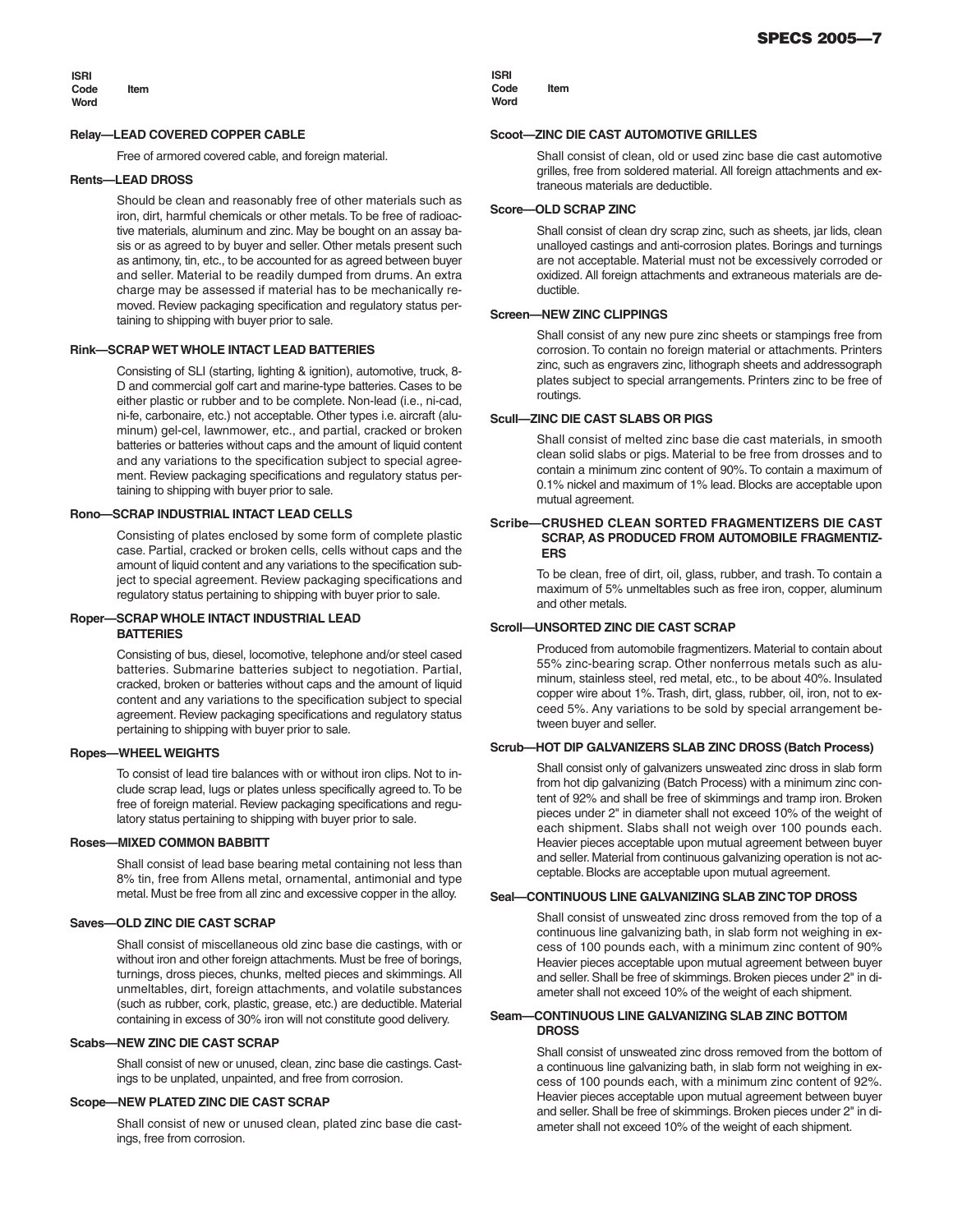**ISRI Code Word** — **Item**

**Relay—LEAD COVERED COPPER CABLE**

Free of armored covered cable, and foreign material.

**Rents—LEAD DROSS**

Should be clean and reasonably free of other materials such as iron, dirt, harmful chemicals or other metals. To be free of radioactive materials, aluminum and zinc. May be bought on an assay basis or as agreed to by buyer and seller. Other metals present such as antimony, tin, etc., to be accounted for as agreed between buyer and seller. Material to be readily dumped from drums. An extra charge may be assessed if material has to be mechanically removed. Review packaging specification and regulatory status pertaining to shipping with buyer prior to sale.

**Rink—SCRAP WET WHOLE INTACT LEAD BATTERIES**

Consisting of SLI (starting, lighting & ignition), automotive, truck, 8-D and commercial golf cart and marine-type batteries. Cases to be either plastic or rubber and to be complete. Non-lead (i.e., ni-cad, ni-fe, carbonaire, etc.) not acceptable. Other types i.e. aircraft (aluminum) gel-cel, lawnmower, etc., and partial, cracked or broken batteries or batteries without caps and the amount of liquid content and any variations to the specification subject to special agreement. Review packaging specifications and regulatory status pertaining to shipping with buyer prior to sale.

**Rono—SCRAP INDUSTRIAL INTACT LEAD CELLS**

Consisting of plates enclosed by some form of complete plastic case. Partial, cracked or broken cells, cells without caps and the amount of liquid content and any variations to the specification subject to special agreement. Review packaging specifications and regulatory status pertaining to shipping with buyer prior to sale.

**Roper—SCRAP WHOLE INTACT INDUSTRIAL LEAD BATTERIES**

Consisting of bus, diesel, locomotive, telephone and/or steel cased batteries. Submarine batteries subject to negotiation. Partial, cracked, broken or batteries without caps and the amount of liquid content and any variations to the specification subject to special agreement. Review packaging specifications and regulatory status pertaining to shipping with buyer prior to sale.

**Ropes—WHEEL WEIGHTS**

To consist of lead tire balances with or without iron clips. Not to include scrap lead, lugs or plates unless specifically agreed to. To be free of foreign material. Review packaging specifications and regulatory status pertaining to shipping with buyer prior to sale.

**Roses—MIXED COMMON BABBITT**

Shall consist of lead base bearing metal containing not less than 8% tin, free from Allens metal, ornamental, antimonial and type metal. Must be free from all zinc and excessive copper in the alloy.

**Saves—OLD ZINC DIE CAST SCRAP**

Shall consist of miscellaneous old zinc base die castings, with or without iron and other foreign attachments. Must be free of borings, turnings, dross pieces, chunks, melted pieces and skimmings. All unmeltables, dirt, foreign attachments, and volatile substances (such as rubber, cork, plastic, grease, etc.) are deductible. Material containing in excess of 30% iron will not constitute good delivery.

**Scabs—NEW ZINC DIE CAST SCRAP**

Shall consist of new or unused, clean, zinc base die castings. Castings to be unplated, unpainted, and free from corrosion.

**Scope—NEW PLATED ZINC DIE CAST SCRAP**

Shall consist of new or unused clean, plated zinc base die castings, free from corrosion.

**Scoot—ZINC DIE CAST AUTOMOTIVE GRILLES**

Shall consist of clean, old or used zinc base die cast automotive grilles, free from soldered material. All foreign attachments and extraneous materials are deductible.

**Score—OLD SCRAP ZINC**

Shall consist of clean dry scrap zinc, such as sheets, jar lids, clean unalloyed castings and anti-corrosion plates. Borings and turnings are not acceptable. Material must not be excessively corroded or oxidized. All foreign attachments and extraneous materials are deductible.

**Screen—NEW ZINC CLIPPINGS**

Shall consist of any new pure zinc sheets or stampings free from corrosion. To contain no foreign material or attachments. Printers zinc, such as engravers zinc, lithograph sheets and addressograph plates subject to special arrangements. Printers zinc to be free of routings.

**Scull—ZINC DIE CAST SLABS OR PIGS**

Shall consist of melted zinc base die cast materials, in smooth clean solid slabs or pigs. Material to be free from drosses and to contain a minimum zinc content of 90%. To contain a maximum of 0.1% nickel and maximum of 1% lead. Blocks are acceptable upon mutual agreement.

**Scribe—CRUSHED CLEAN SORTED FRAGMENTIZERS DIE CAST SCRAP, AS PRODUCED FROM AUTOMOBILE FRAGMENTIZERS**

To be clean, free of dirt, oil, glass, rubber, and trash. To contain a maximum of 5% unmeltables such as free iron, copper, aluminum and other metals.

**Scroll—UNSORTED ZINC DIE CAST SCRAP**

Produced from automobile fragmentizers. Material to contain about 55% zinc-bearing scrap. Other nonferrous metals such as aluminum, stainless steel, red metal, etc., to be about 40%. Insulated copper wire about 1%. Trash, dirt, glass, rubber, oil, iron, not to exceed 5%. Any variations to be sold by special arrangement between buyer and seller.

**Scrub—HOT DIP GALVANIZERS SLAB ZINC DROSS (Batch Process)**

Shall consist only of galvanizers unsweated zinc dross in slab form from hot dip galvanizing (Batch Process) with a minimum zinc content of 92% and shall be free of skimmings and tramp iron. Broken pieces under 2" in diameter shall not exceed 10% of the weight of each shipment. Slabs shall not weigh over 100 pounds each. Heavier pieces acceptable upon mutual agreement between buyer and seller. Material from continuous galvanizing operation is not acceptable. Blocks are acceptable upon mutual agreement.

**Seal—CONTINUOUS LINE GALVANIZING SLAB ZINC TOP DROSS**

Shall consist of unsweated zinc dross removed from the top of a continuous line galvanizing bath, in slab form not weighing in excess of 100 pounds each, with a minimum zinc content of 90% Heavier pieces acceptable upon mutual agreement between buyer and seller. Shall be free of skimmings. Broken pieces under 2" in diameter shall not exceed 10% of the weight of each shipment.

**Seam—CONTINUOUS LINE GALVANIZING SLAB ZINC BOTTOM DROSS**

Shall consist of unsweated zinc dross removed from the bottom of a continuous line galvanizing bath, in slab form not weighing in excess of 100 pounds each, with a minimum zinc content of 92%. Heavier pieces acceptable upon mutual agreement between buyer and seller. Shall be free of skimmings. Broken pieces under 2" in diameter shall not exceed 10% of the weight of each shipment.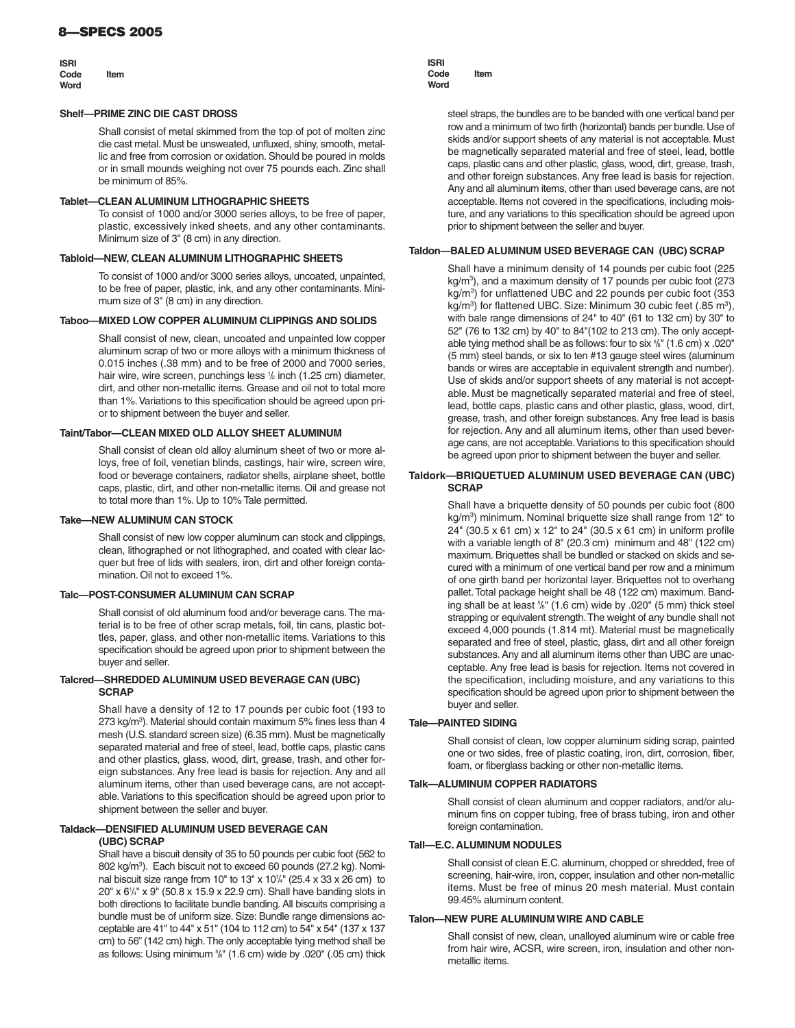**ISRI Code Word** — **Item**

**Shelf—PRIME ZINC DIE CAST DROSS**

Shall consist of metal skimmed from the top of pot of molten zinc die cast metal. Must be unsweated, unfluxed, shiny, smooth, metallic and free from corrosion or oxidation. Should be poured in molds or in small mounds weighing not over 75 pounds each. Zinc shall be minimum of 85%.

**Tablet—CLEAN ALUMINUM LITHOGRAPHIC SHEETS**

To consist of 1000 and/or 3000 series alloys, to be free of paper, plastic, excessively inked sheets, and any other contaminants. Minimum size of 3" (8 cm) in any direction.

**Tabloid—NEW, CLEAN ALUMINUM LITHOGRAPHIC SHEETS**

To consist of 1000 and/or 3000 series alloys, uncoated, unpainted, to be free of paper, plastic, ink, and any other contaminants. Minimum size of 3" (8 cm) in any direction.

**Taboo—MIXED LOW COPPER ALUMINUM CLIPPINGS AND SOLIDS**

Shall consist of new, clean, uncoated and unpainted low copper aluminum scrap of two or more alloys with a minimum thickness of 0.015 inches (.38 mm) and to be free of 2000 and 7000 series, hair wire, wire screen, punchings less ½ inch (1.25 cm) diameter, dirt, and other non-metallic items. Grease and oil not to total more than 1%. Variations to this specification should be agreed upon prior to shipment between the buyer and seller.

**Taint/Tabor—CLEAN MIXED OLD ALLOY SHEET ALUMINUM**

Shall consist of clean old alloy aluminum sheet of two or more alloys, free of foil, venetian blinds, castings, hair wire, screen wire, food or beverage containers, radiator shells, airplane sheet, bottle caps, plastic, dirt, and other non-metallic items. Oil and grease not to total more than 1%. Up to 10% Tale permitted.

**Take—NEW ALUMINUM CAN STOCK**

Shall consist of new low copper aluminum can stock and clippings, clean, lithographed or not lithographed, and coated with clear lacquer but free of lids with sealers, iron, dirt and other foreign contamination. Oil not to exceed 1%.

**Talc—POST-CONSUMER ALUMINUM CAN SCRAP**

Shall consist of old aluminum food and/or beverage cans. The material is to be free of other scrap metals, foil, tin cans, plastic bottles, paper, glass, and other non-metallic items. Variations to this specification should be agreed upon prior to shipment between the buyer and seller.

**Talcred—SHREDDED ALUMINUM USED BEVERAGE CAN (UBC) SCRAP**

Shall have a density of 12 to 17 pounds per cubic foot (193 to 273 kg/m³). Material should contain maximum 5% fines less than 4 mesh (U.S. standard screen size) (6.35 mm). Must be magnetically separated material and free of steel, lead, bottle caps, plastic cans and other plastics, glass, wood, dirt, grease, trash, and other foreign substances. Any free lead is basis for rejection. Any and all aluminum items, other than used beverage cans, are not acceptable. Variations to this specification should be agreed upon prior to shipment between the seller and buyer.

**Taldack—DENSIFIED ALUMINUM USED BEVERAGE CAN (UBC) SCRAP**

Shall have a biscuit density of 35 to 50 pounds per cubic foot (562 to 802 kg/m³). Each biscuit not to exceed 60 pounds (27.2 kg). Nominal biscuit size range from 10" to 13" x 10¼" (25.4 x 33 x 26 cm) to 20" x 6¼" x 9" (50.8 x 15.9 x 22.9 cm). Shall have banding slots in both directions to facilitate bundle banding. All biscuits comprising a bundle must be of uniform size. Size: Bundle range dimensions acceptable are 41" to 44" x 51" (104 to 112 cm) to 54" x 54" (137 x 137 cm) to 56" (142 cm) high. The only acceptable tying method shall be as follows: Using minimum ⅝" (1.6 cm) wide by .020" (.05 cm) thick steel straps, the bundles are to be banded with one vertical band per row and a minimum of two firth (horizontal) bands per bundle. Use of skids and/or support sheets of any material is not acceptable. Must be magnetically separated material and free of steel, lead, bottle caps, plastic cans and other plastic, glass, wood, dirt, grease, trash, and other foreign substances. Any free lead is basis for rejection. Any and all aluminum items, other than used beverage cans, are not acceptable. Items not covered in the specifications, including moisture, and any variations to this specification should be agreed upon prior to shipment between the seller and buyer.

**Taldon—BALED ALUMINUM USED BEVERAGE CAN (UBC) SCRAP**

Shall have a minimum density of 14 pounds per cubic foot (225 kg/m³), and a maximum density of 17 pounds per cubic foot (273 kg/m³) for unflattened UBC and 22 pounds per cubic foot (353 kg/m³) for flattened UBC. Size: Minimum 30 cubic feet (.85 m³), with bale range dimensions of 24" to 40" (61 to 132 cm) by 30" to 52" (76 to 132 cm) by 40" to 84"(102 to 213 cm). The only acceptable tying method shall be as follows: four to six ⅝" (1.6 cm) x .020" (5 mm) steel bands, or six to ten #13 gauge steel wires (aluminum bands or wires are acceptable in equivalent strength and number). Use of skids and/or support sheets of any material is not acceptable. Must be magnetically separated material and free of steel, lead, bottle caps, plastic cans and other plastic, glass, wood, dirt, grease, trash, and other foreign substances. Any free lead is basis for rejection. Any and all aluminum items, other than used beverage cans, are not acceptable. Variations to this specification should be agreed upon prior to shipment between the buyer and seller.

**Taldork—BRIQUETUED ALUMINUM USED BEVERAGE CAN (UBC) SCRAP**

Shall have a briquette density of 50 pounds per cubic foot (800 kg/m³) minimum. Nominal briquette size shall range from 12" to 24" (30.5 x 61 cm) x 12" to 24" (30.5 x 61 cm) in uniform profile with a variable length of 8" (20.3 cm) minimum and 48" (122 cm) maximum. Briquettes shall be bundled or stacked on skids and secured with a minimum of one vertical band per row and a minimum of one girth band per horizontal layer. Briquettes not to overhang pallet. Total package height shall be 48 (122 cm) maximum. Banding shall be at least ⅝" (1.6 cm) wide by .020" (5 mm) thick steel strapping or equivalent strength. The weight of any bundle shall not exceed 4,000 pounds (1.814 mt). Material must be magnetically separated and free of steel, plastic, glass, dirt and all other foreign substances. Any and all aluminum items other than UBC are unacceptable. Any free lead is basis for rejection. Items not covered in the specification, including moisture, and any variations to this specification should be agreed upon prior to shipment between the buyer and seller.

**Tale—PAINTED SIDING**

Shall consist of clean, low copper aluminum siding scrap, painted one or two sides, free of plastic coating, iron, dirt, corrosion, fiber, foam, or fiberglass backing or other non-metallic items.

**Talk—ALUMINUM COPPER RADIATORS**

Shall consist of clean aluminum and copper radiators, and/or aluminum fins on copper tubing, free of brass tubing, iron and other foreign contamination.

**Tall—E.C. ALUMINUM NODULES**

Shall consist of clean E.C. aluminum, chopped or shredded, free of screening, hair-wire, iron, copper, insulation and other non-metallic items. Must be free of minus 20 mesh material. Must contain 99.45% aluminum content.

**Talon—NEW PURE ALUMINUM WIRE AND CABLE**

Shall consist of new, clean, unalloyed aluminum wire or cable free from hair wire, ACSR, wire screen, iron, insulation and other non-metallic items.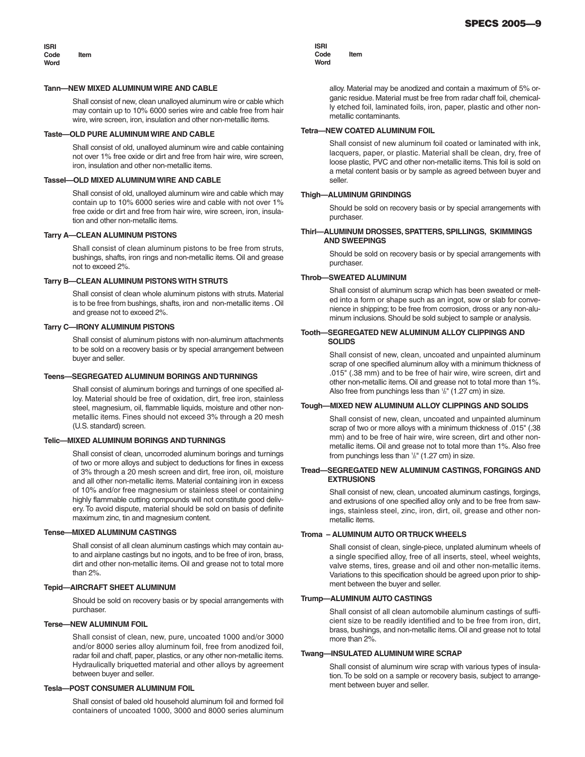ISRI Code Word — Item

### Tann—NEW MIXED ALUMINUM WIRE AND CABLE

Shall consist of new, clean unalloyed aluminum wire or cable which may contain up to 10% 6000 series wire and cable free from hair wire, wire screen, iron, insulation and other non-metallic items.

### Taste—OLD PURE ALUMINUM WIRE AND CABLE

Shall consist of old, unalloyed aluminum wire and cable containing not over 1% free oxide or dirt and free from hair wire, wire screen, iron, insulation and other non-metallic items.

### Tassel—OLD MIXED ALUMINUM WIRE AND CABLE

Shall consist of old, unalloyed aluminum wire and cable which may contain up to 10% 6000 series wire and cable with not over 1% free oxide or dirt and free from hair wire, wire screen, iron, insulation and other non-metallic items.

### Tarry A—CLEAN ALUMINUM PISTONS

Shall consist of clean aluminum pistons to be free from struts, bushings, shafts, iron rings and non-metallic items. Oil and grease not to exceed 2%.

### Tarry B—CLEAN ALUMINUM PISTONS WITH STRUTS

Shall consist of clean whole aluminum pistons with struts. Material is to be free from bushings, shafts, iron and non-metallic items . Oil and grease not to exceed 2%.

### Tarry C—IRONY ALUMINUM PISTONS

Shall consist of aluminum pistons with non-aluminum attachments to be sold on a recovery basis or by special arrangement between buyer and seller.

### Teens—SEGREGATED ALUMINUM BORINGS AND TURNINGS

Shall consist of aluminum borings and turnings of one specified alloy. Material should be free of oxidation, dirt, free iron, stainless steel, magnesium, oil, flammable liquids, moisture and other non-metallic items. Fines should not exceed 3% through a 20 mesh (U.S. standard) screen.

### Telic—MIXED ALUMINUM BORINGS AND TURNINGS

Shall consist of clean, uncorroded aluminum borings and turnings of two or more alloys and subject to deductions for fines in excess of 3% through a 20 mesh screen and dirt, free iron, oil, moisture and all other non-metallic items. Material containing iron in excess of 10% and/or free magnesium or stainless steel or containing highly flammable cutting compounds will not constitute good delivery. To avoid dispute, material should be sold on basis of definite maximum zinc, tin and magnesium content.

### Tense—MIXED ALUMINUM CASTINGS

Shall consist of all clean aluminum castings which may contain auto and airplane castings but no ingots, and to be free of iron, brass, dirt and other non-metallic items. Oil and grease not to total more than 2%.

### Tepid—AIRCRAFT SHEET ALUMINUM

Should be sold on recovery basis or by special arrangements with purchaser.

### Terse—NEW ALUMINUM FOIL

Shall consist of clean, new, pure, uncoated 1000 and/or 3000 and/or 8000 series alloy aluminum foil, free from anodized foil, radar foil and chaff, paper, plastics, or any other non-metallic items. Hydraulically briquetted material and other alloys by agreement between buyer and seller.

### Tesla—POST CONSUMER ALUMINUM FOIL

Shall consist of baled old household aluminum foil and formed foil containers of uncoated 1000, 3000 and 8000 series aluminum alloy. Material may be anodized and contain a maximum of 5% organic residue. Material must be free from radar chaff foil, chemically etched foil, laminated foils, iron, paper, plastic and other non-metallic contaminants.

### Tetra—NEW COATED ALUMINUM FOIL

Shall consist of new aluminum foil coated or laminated with ink, lacquers, paper, or plastic. Material shall be clean, dry, free of loose plastic, PVC and other non-metallic items. This foil is sold on a metal content basis or by sample as agreed between buyer and seller.

### Thigh—ALUMINUM GRINDINGS

Should be sold on recovery basis or by special arrangements with purchaser.

### Thirl—ALUMINUM DROSSES, SPATTERS, SPILLINGS, SKIMMINGS AND SWEEPINGS

Should be sold on recovery basis or by special arrangements with purchaser.

### Throb—SWEATED ALUMINUM

Shall consist of aluminum scrap which has been sweated or melted into a form or shape such as an ingot, sow or slab for convenience in shipping; to be free from corrosion, dross or any non-aluminum inclusions. Should be sold subject to sample or analysis.

### Tooth—SEGREGATED NEW ALUMINUM ALLOY CLIPPINGS AND SOLIDS

Shall consist of new, clean, uncoated and unpainted aluminum scrap of one specified aluminum alloy with a minimum thickness of .015" (.38 mm) and to be free of hair wire, wire screen, dirt and other non-metallic items. Oil and grease not to total more than 1%. Also free from punchings less than ½" (1.27 cm) in size.

### Tough—MIXED NEW ALUMINUM ALLOY CLIPPINGS AND SOLIDS

Shall consist of new, clean, uncoated and unpainted aluminum scrap of two or more alloys with a minimum thickness of .015" (.38 mm) and to be free of hair wire, wire screen, dirt and other non-metallic items. Oil and grease not to total more than 1%. Also free from punchings less than ½" (1.27 cm) in size.

### Tread—SEGREGATED NEW ALUMINUM CASTINGS, FORGINGS AND EXTRUSIONS

Shall consist of new, clean, uncoated aluminum castings, forgings, and extrusions of one specified alloy only and to be free from sawings, stainless steel, zinc, iron, dirt, oil, grease and other non-metallic items.

### Troma – ALUMINUM AUTO OR TRUCK WHEELS

Shall consist of clean, single-piece, unplated aluminum wheels of a single specified alloy, free of all inserts, steel, wheel weights, valve stems, tires, grease and oil and other non-metallic items. Variations to this specification should be agreed upon prior to shipment between the buyer and seller.

### Trump—ALUMINUM AUTO CASTINGS

Shall consist of all clean automobile aluminum castings of sufficient size to be readily identified and to be free from iron, dirt, brass, bushings, and non-metallic items. Oil and grease not to total more than 2%.

### Twang—INSULATED ALUMINUM WIRE SCRAP

Shall consist of aluminum wire scrap with various types of insulation. To be sold on a sample or recovery basis, subject to arrangement between buyer and seller.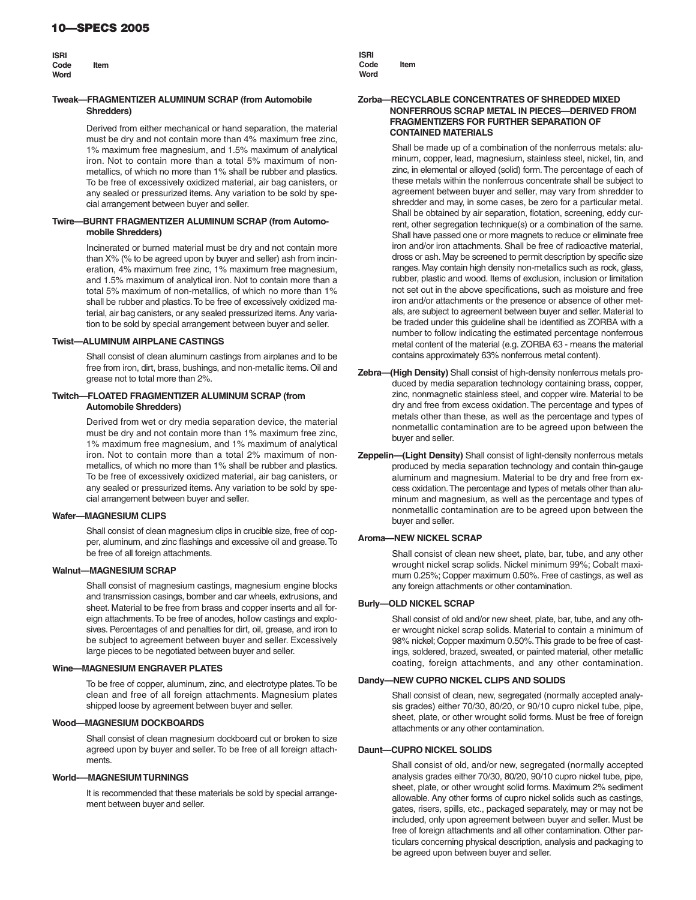| ISRI Code Word | Item |
|---|---|

**Tweak—FRAGMENTIZER ALUMINUM SCRAP (from Automobile Shredders)**

Derived from either mechanical or hand separation, the material must be dry and not contain more than 4% maximum free zinc, 1% maximum free magnesium, and 1.5% maximum of analytical iron. Not to contain more than a total 5% maximum of non-metallics, of which no more than 1% shall be rubber and plastics. To be free of excessively oxidized material, air bag canisters, or any sealed or pressurized items. Any variation to be sold by special arrangement between buyer and seller.

**Twire—BURNT FRAGMENTIZER ALUMINUM SCRAP (from Automobile Shredders)**

Incinerated or burned material must be dry and not contain more than X% (% to be agreed upon by buyer and seller) ash from incineration, 4% maximum free zinc, 1% maximum free magnesium, and 1.5% maximum of analytical iron. Not to contain more than a total 5% maximum of non-metallics, of which no more than 1% shall be rubber and plastics. To be free of excessively oxidized material, air bag canisters, or any sealed pressurized items. Any variation to be sold by special arrangement between buyer and seller.

**Twist—ALUMINUM AIRPLANE CASTINGS**

Shall consist of clean aluminum castings from airplanes and to be free from iron, dirt, brass, bushings, and non-metallic items. Oil and grease not to total more than 2%.

**Twitch—FLOATED FRAGMENTIZER ALUMINUM SCRAP (from Automobile Shredders)**

Derived from wet or dry media separation device, the material must be dry and not contain more than 1% maximum free zinc, 1% maximum free magnesium, and 1% maximum of analytical iron. Not to contain more than a total 2% maximum of non-metallics, of which no more than 1% shall be rubber and plastics. To be free of excessively oxidized material, air bag canisters, or any sealed or pressurized items. Any variation to be sold by special arrangement between buyer and seller.

**Wafer—MAGNESIUM CLIPS**

Shall consist of clean magnesium clips in crucible size, free of copper, aluminum, and zinc flashings and excessive oil and grease. To be free of all foreign attachments.

**Walnut—MAGNESIUM SCRAP**

Shall consist of magnesium castings, magnesium engine blocks and transmission casings, bomber and car wheels, extrusions, and sheet. Material to be free from brass and copper inserts and all foreign attachments. To be free of anodes, hollow castings and explosives. Percentages of and penalties for dirt, oil, grease, and iron to be subject to agreement between buyer and seller. Excessively large pieces to be negotiated between buyer and seller.

**Wine—MAGNESIUM ENGRAVER PLATES**

To be free of copper, aluminum, zinc, and electrotype plates. To be clean and free of all foreign attachments. Magnesium plates shipped loose by agreement between buyer and seller.

**Wood—MAGNESIUM DOCKBOARDS**

Shall consist of clean magnesium dockboard cut or broken to size agreed upon by buyer and seller. To be free of all foreign attachments.

**World—MAGNESIUM TURNINGS**

It is recommended that these materials be sold by special arrangement between buyer and seller.

**Zorba—RECYCLABLE CONCENTRATES OF SHREDDED MIXED NONFERROUS SCRAP METAL IN PIECES—DERIVED FROM FRAGMENTIZERS FOR FURTHER SEPARATION OF CONTAINED MATERIALS**

Shall be made up of a combination of the nonferrous metals: aluminum, copper, lead, magnesium, stainless steel, nickel, tin, and zinc, in elemental or alloyed (solid) form. The percentage of each of these metals within the nonferrous concentrate shall be subject to agreement between buyer and seller, may vary from shredder to shredder and may, in some cases, be zero for a particular metal. Shall be obtained by air separation, flotation, screening, eddy current, other segregation technique(s) or a combination of the same. Shall have passed one or more magnets to reduce or eliminate free iron and/or iron attachments. Shall be free of radioactive material, dross or ash. May be screened to permit description by specific size ranges. May contain high density non-metallics such as rock, glass, rubber, plastic and wood. Items of exclusion, inclusion or limitation not set out in the above specifications, such as moisture and free iron and/or attachments or the presence or absence of other metals, are subject to agreement between buyer and seller. Material to be traded under this guideline shall be identified as ZORBA with a number to follow indicating the estimated percentage nonferrous metal content of the material (e.g. ZORBA 63 - means the material contains approximately 63% nonferrous metal content).

**Zebra—(High Density)** Shall consist of high-density nonferrous metals produced by media separation technology containing brass, copper, zinc, nonmagnetic stainless steel, and copper wire. Material to be dry and free from excess oxidation. The percentage and types of metals other than these, as well as the percentage and types of nonmetallic contamination are to be agreed upon between the buyer and seller.

**Zeppelin—(Light Density)** Shall consist of light-density nonferrous metals produced by media separation technology and contain thin-gauge aluminum and magnesium. Material to be dry and free from excess oxidation. The percentage and types of metals other than aluminum and magnesium, as well as the percentage and types of nonmetallic contamination are to be agreed upon between the buyer and seller.

**Aroma—NEW NICKEL SCRAP**

Shall consist of clean new sheet, plate, bar, tube, and any other wrought nickel scrap solids. Nickel minimum 99%; Cobalt maximum 0.25%; Copper maximum 0.50%. Free of castings, as well as any foreign attachments or other contamination.

**Burly—OLD NICKEL SCRAP**

Shall consist of old and/or new sheet, plate, bar, tube, and any other wrought nickel scrap solids. Material to contain a minimum of 98% nickel; Copper maximum 0.50%. This grade to be free of castings, soldered, brazed, sweated, or painted material, other metallic coating, foreign attachments, and any other contamination.

**Dandy—NEW CUPRO NICKEL CLIPS AND SOLIDS**

Shall consist of clean, new, segregated (normally accepted analysis grades) either 70/30, 80/20, or 90/10 cupro nickel tube, pipe, sheet, plate, or other wrought solid forms. Must be free of foreign attachments or any other contamination.

**Daunt—CUPRO NICKEL SOLIDS**

Shall consist of old, and/or new, segregated (normally accepted analysis grades either 70/30, 80/20, 90/10 cupro nickel tube, pipe, sheet, plate, or other wrought solid forms. Maximum 2% sediment allowable. Any other forms of cupro nickel solids such as castings, gates, risers, spills, etc., packaged separately, may or may not be included, only upon agreement between buyer and seller. Must be free of foreign attachments and all other contamination. Other particulars concerning physical description, analysis and packaging to be agreed upon between buyer and seller.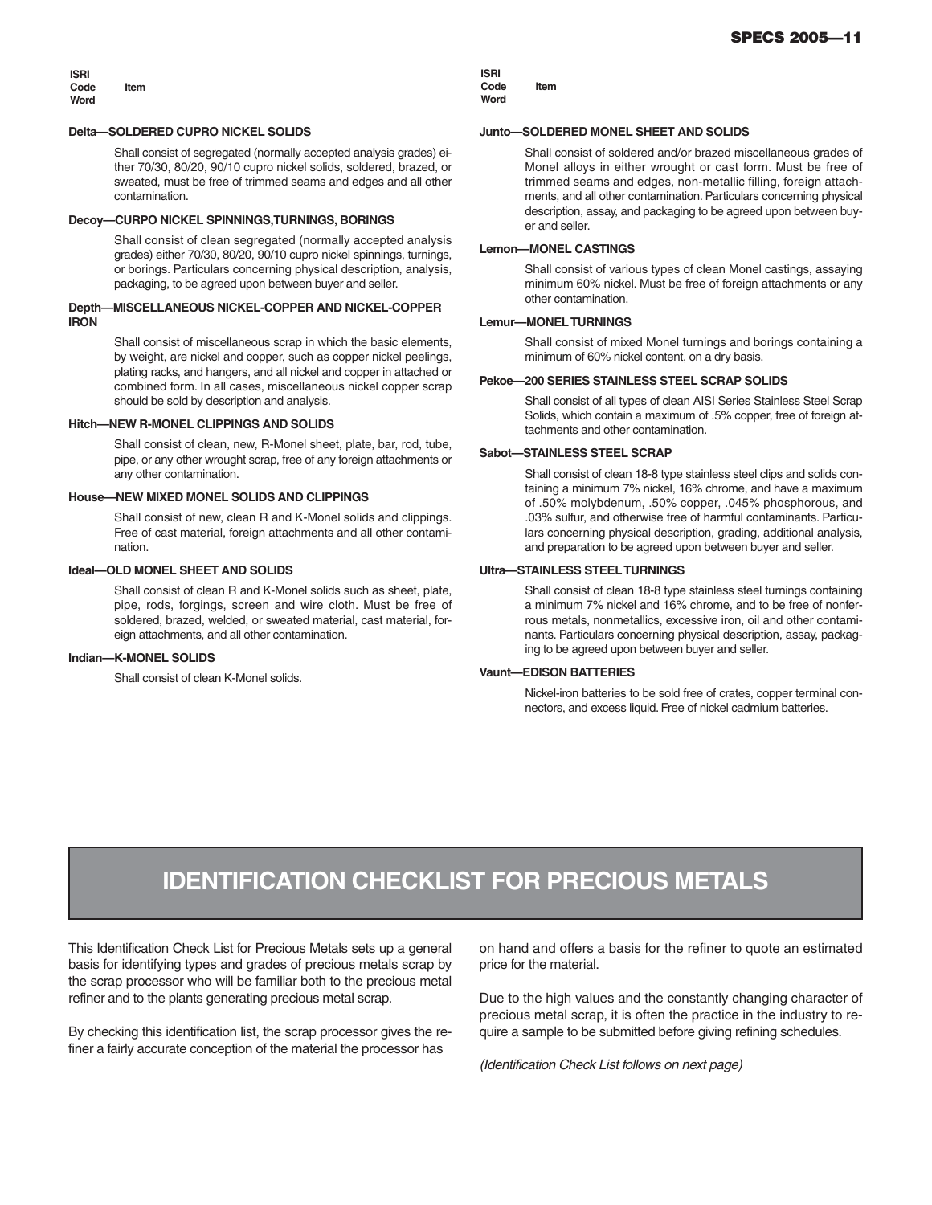| ISRI Code Word | Item |
|---|---|

**Delta—SOLDERED CUPRO NICKEL SOLIDS**

Shall consist of segregated (normally accepted analysis grades) either 70/30, 80/20, 90/10 cupro nickel solids, soldered, brazed, or sweated, must be free of trimmed seams and edges and all other contamination.

**Decoy—CURPO NICKEL SPINNINGS,TURNINGS, BORINGS**

Shall consist of clean segregated (normally accepted analysis grades) either 70/30, 80/20, 90/10 cupro nickel spinnings, turnings, or borings. Particulars concerning physical description, analysis, packaging, to be agreed upon between buyer and seller.

**Depth—MISCELLANEOUS NICKEL-COPPER AND NICKEL-COPPER IRON**

Shall consist of miscellaneous scrap in which the basic elements, by weight, are nickel and copper, such as copper nickel peelings, plating racks, and hangers, and all nickel and copper in attached or combined form. In all cases, miscellaneous nickel copper scrap should be sold by description and analysis.

**Hitch—NEW R-MONEL CLIPPINGS AND SOLIDS**

Shall consist of clean, new, R-Monel sheet, plate, bar, rod, tube, pipe, or any other wrought scrap, free of any foreign attachments or any other contamination.

**House—NEW MIXED MONEL SOLIDS AND CLIPPINGS**

Shall consist of new, clean R and K-Monel solids and clippings. Free of cast material, foreign attachments and all other contamination.

**Ideal—OLD MONEL SHEET AND SOLIDS**

Shall consist of clean R and K-Monel solids such as sheet, plate, pipe, rods, forgings, screen and wire cloth. Must be free of soldered, brazed, welded, or sweated material, cast material, foreign attachments, and all other contamination.

**Indian—K-MONEL SOLIDS**

Shall consist of clean K-Monel solids.

**Junto—SOLDERED MONEL SHEET AND SOLIDS**

Shall consist of soldered and/or brazed miscellaneous grades of Monel alloys in either wrought or cast form. Must be free of trimmed seams and edges, non-metallic filling, foreign attachments, and all other contamination. Particulars concerning physical description, assay, and packaging to be agreed upon between buyer and seller.

**Lemon—MONEL CASTINGS**

Shall consist of various types of clean Monel castings, assaying minimum 60% nickel. Must be free of foreign attachments or any other contamination.

**Lemur—MONEL TURNINGS**

Shall consist of mixed Monel turnings and borings containing a minimum of 60% nickel content, on a dry basis.

**Pekoe—200 SERIES STAINLESS STEEL SCRAP SOLIDS**

Shall consist of all types of clean AISI Series Stainless Steel Scrap Solids, which contain a maximum of .5% copper, free of foreign attachments and other contamination.

**Sabot—STAINLESS STEEL SCRAP**

Shall consist of clean 18-8 type stainless steel clips and solids containing a minimum 7% nickel, 16% chrome, and have a maximum of .50% molybdenum, .50% copper, .045% phosphorous, and .03% sulfur, and otherwise free of harmful contaminants. Particulars concerning physical description, grading, additional analysis, and preparation to be agreed upon between buyer and seller.

**Ultra—STAINLESS STEEL TURNINGS**

Shall consist of clean 18-8 type stainless steel turnings containing a minimum 7% nickel and 16% chrome, and to be free of nonferrous metals, nonmetallics, excessive iron, oil and other contaminants. Particulars concerning physical description, assay, packaging to be agreed upon between buyer and seller.

**Vaunt—EDISON BATTERIES**

Nickel-iron batteries to be sold free of crates, copper terminal connectors, and excess liquid. Free of nickel cadmium batteries.

# IDENTIFICATION CHECKLIST FOR PRECIOUS METALS

This Identification Check List for Precious Metals sets up a general basis for identifying types and grades of precious metals scrap by the scrap processor who will be familiar both to the precious metal refiner and to the plants generating precious metal scrap.

By checking this identification list, the scrap processor gives the refiner a fairly accurate conception of the material the processor has on hand and offers a basis for the refiner to quote an estimated price for the material.

Due to the high values and the constantly changing character of precious metal scrap, it is often the practice in the industry to require a sample to be submitted before giving refining schedules.

*(Identification Check List follows on next page)*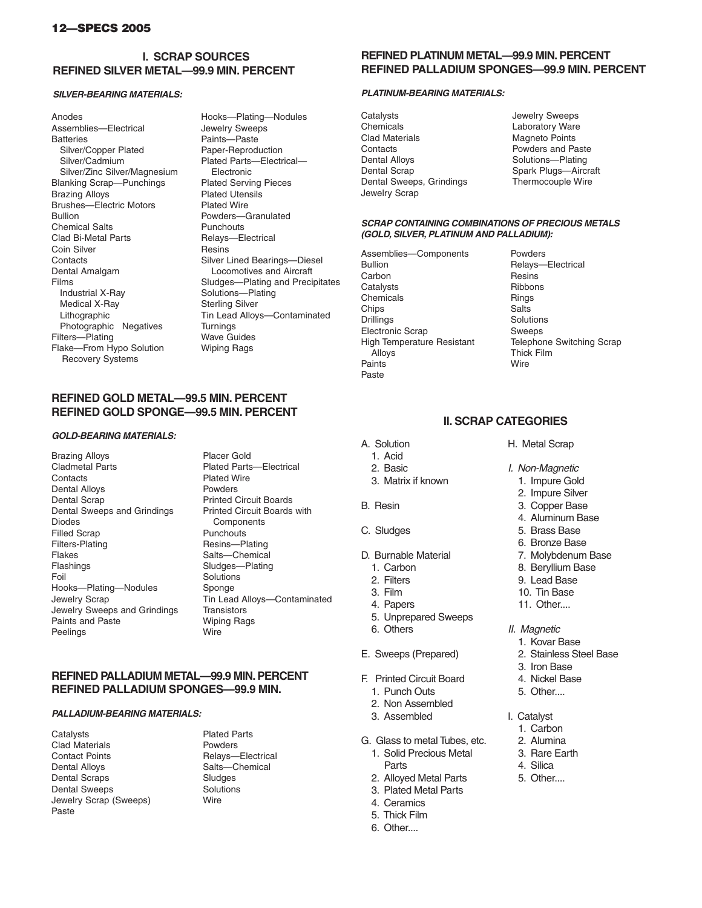## I. SCRAP SOURCES
## REFINED SILVER METAL—99.9 MIN. PERCENT

***SILVER-BEARING MATERIALS:***

- Anodes
- Assemblies—Electrical
- Batteries
  - Silver/Copper Plated
  - Silver/Cadmium
  - Silver/Zinc Silver/Magnesium
- Blanking Scrap—Punchings
- Brazing Alloys
- Brushes—Electric Motors
- Bullion
- Chemical Salts
- Clad Bi-Metal Parts
- Coin Silver
- Contacts
- Dental Amalgam
- Films
  - Industrial X-Ray
  - Medical X-Ray
  - Lithographic
  - Photographic Negatives
- Filters—Plating
- Flake—From Hypo Solution Recovery Systems
- Hooks—Plating—Nodules
- Jewelry Sweeps
- Paints—Paste
- Paper-Reproduction
- Plated Parts—Electrical—Electronic
- Plated Serving Pieces
- Plated Utensils
- Plated Wire
- Powders—Granulated
- Punchouts
- Relays—Electrical
- Resins
- Silver Lined Bearings—Diesel Locomotives and Aircraft
- Sludges—Plating and Precipitates
- Solutions—Plating
- Sterling Silver
- Tin Lead Alloys—Contaminated
- Turnings
- Wave Guides
- Wiping Rags

## REFINED GOLD METAL—99.5 MIN. PERCENT
## REFINED GOLD SPONGE—99.5 MIN. PERCENT

***GOLD-BEARING MATERIALS:***

- Brazing Alloys
- Cladmetal Parts
- Contacts
- Dental Alloys
- Dental Scrap
- Dental Sweeps and Grindings
- Diodes
- Filled Scrap
- Filters-Plating
- Flakes
- Flashings
- Foil
- Hooks—Plating—Nodules
- Jewelry Scrap
- Jewelry Sweeps and Grindings
- Paints and Paste
- Peelings
- Placer Gold
- Plated Parts—Electrical
- Plated Wire
- Powders
- Printed Circuit Boards
- Printed Circuit Boards with Components
- Punchouts
- Resins—Plating
- Salts—Chemical
- Sludges—Plating
- Solutions
- Sponge
- Tin Lead Alloys—Contaminated
- Transistors
- Wiping Rags
- Wire

## REFINED PALLADIUM METAL—99.9 MIN. PERCENT
## REFINED PALLADIUM SPONGES—99.9 MIN.

***PALLADIUM-BEARING MATERIALS:***

- Catalysts
- Clad Materials
- Contact Points
- Dental Alloys
- Dental Scraps
- Dental Sweeps
- Jewelry Scrap (Sweeps)
- Paste
- Plated Parts
- Powders
- Relays—Electrical
- Salts—Chemical
- Sludges
- Solutions
- Wire

## REFINED PLATINUM METAL—99.9 MIN. PERCENT
## REFINED PALLADIUM SPONGES—99.9 MIN. PERCENT

***PLATINUM-BEARING MATERIALS:***

- Catalysts
- Chemicals
- Clad Materials
- Contacts
- Dental Alloys
- Dental Scrap
- Dental Sweeps, Grindings
- Jewelry Scrap
- Jewelry Sweeps
- Laboratory Ware
- Magneto Points
- Powders and Paste
- Solutions—Plating
- Spark Plugs—Aircraft
- Thermocouple Wire

***SCRAP CONTAINING COMBINATIONS OF PRECIOUS METALS (GOLD, SILVER, PLATINUM AND PALLADIUM):***

- Assemblies—Components
- Bullion
- Carbon
- Catalysts
- Chemicals
- Chips
- Drillings
- Electronic Scrap
- High Temperature Resistant Alloys
- Paints
- Paste
- Powders
- Relays—Electrical
- Resins
- Ribbons
- Rings
- Salts
- Solutions
- Sweeps
- Telephone Switching Scrap
- Thick Film
- Wire

## II. SCRAP CATEGORIES

A. Solution
  1. Acid
  2. Basic
  3. Matrix if known

B. Resin

C. Sludges

D. Burnable Material
  1. Carbon
  2. Filters
  3. Film
  4. Papers
  5. Unprepared Sweeps
  6. Others

E. Sweeps (Prepared)

F. Printed Circuit Board
  1. Punch Outs
  2. Non Assembled
  3. Assembled

G. Glass to metal Tubes, etc.
  1. Solid Precious Metal Parts
  2. Alloyed Metal Parts
  3. Plated Metal Parts
  4. Ceramics
  5. Thick Film
  6. Other....

H. Metal Scrap

*I. Non-Magnetic*
  1. Impure Gold
  2. Impure Silver
  3. Copper Base
  4. Aluminum Base
  5. Brass Base
  6. Bronze Base
  7. Molybdenum Base
  8. Beryllium Base
  9. Lead Base
  10. Tin Base
  11. Other....

*II. Magnetic*
  1. Kovar Base
  2. Stainless Steel Base
  3. Iron Base
  4. Nickel Base
  5. Other....

I. Catalyst
  1. Carbon
  2. Alumina
  3. Rare Earth
  4. Silica
  5. Other....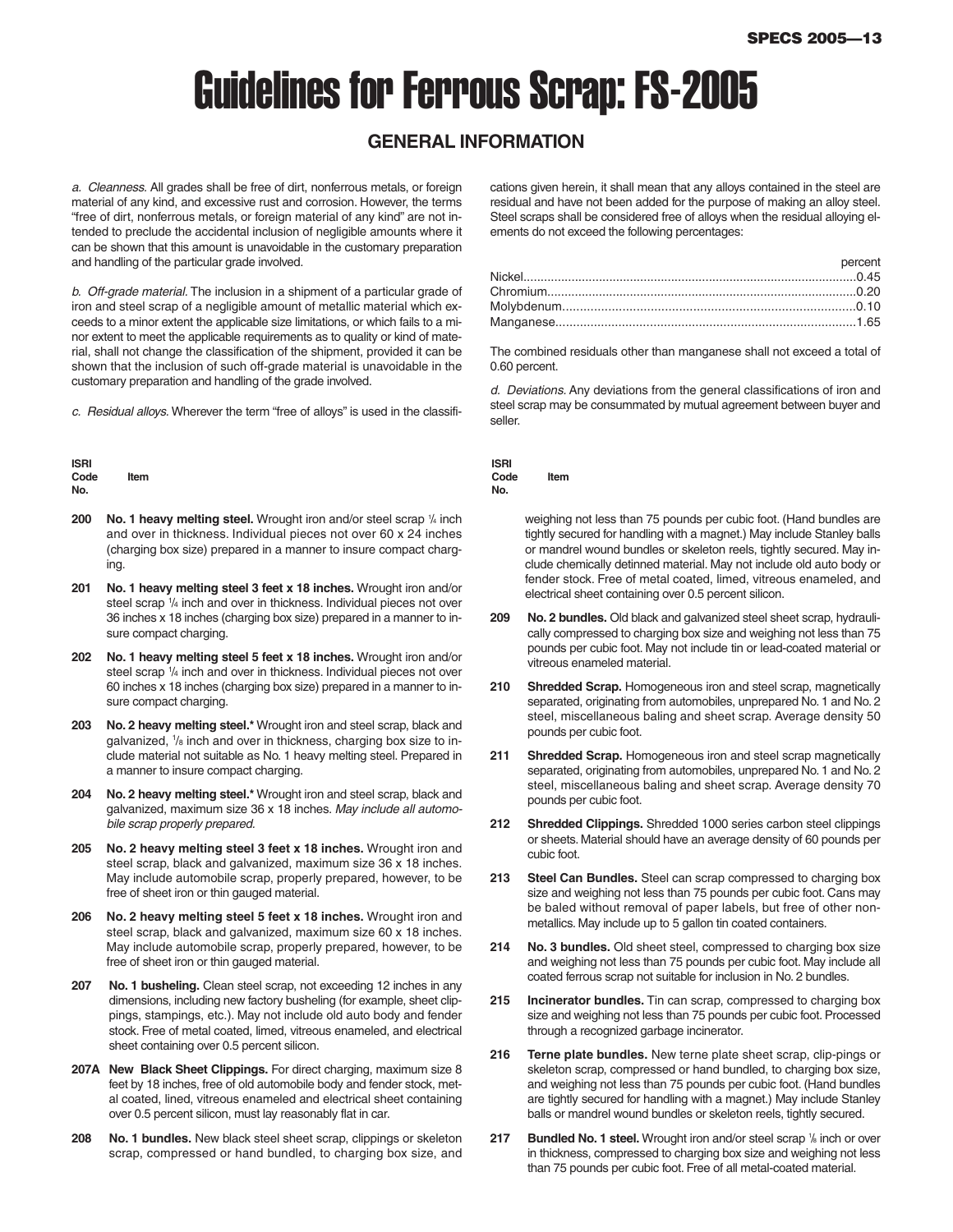# Guidelines for Ferrous Scrap: FS-2005

## GENERAL INFORMATION

*a. Cleanness.* All grades shall be free of dirt, nonferrous metals, or foreign material of any kind, and excessive rust and corrosion. However, the terms "free of dirt, nonferrous metals, or foreign material of any kind" are not intended to preclude the accidental inclusion of negligible amounts where it can be shown that this amount is unavoidable in the customary preparation and handling of the particular grade involved.

*b. Off-grade material.* The inclusion in a shipment of a particular grade of iron and steel scrap of a negligible amount of metallic material which exceeds to a minor extent the applicable size limitations, or which fails to a minor extent to meet the applicable requirements as to quality or kind of material, shall not change the classification of the shipment, provided it can be shown that the inclusion of such off-grade material is unavoidable in the customary preparation and handling of the grade involved.

*c. Residual alloys.* Wherever the term "free of alloys" is used in the classifications given herein, it shall mean that any alloys contained in the steel are residual and have not been added for the purpose of making an alloy steel. Steel scraps shall be considered free of alloys when the residual alloying elements do not exceed the following percentages:

| | percent |
|---|---|
| Nickel | 0.45 |
| Chromium | 0.20 |
| Molybdenum | 0.10 |
| Manganese | 1.65 |

The combined residuals other than manganese shall not exceed a total of 0.60 percent.

*d. Deviations.* Any deviations from the general classifications of iron and steel scrap may be consummated by mutual agreement between buyer and seller.

| ISRI Code No. | Item |
|---|---|
| 200 | **No. 1 heavy melting steel.** Wrought iron and/or steel scrap 1/4 inch and over in thickness. Individual pieces not over 60 x 24 inches (charging box size) prepared in a manner to insure compact charging. |
| 201 | **No. 1 heavy melting steel 3 feet x 18 inches.** Wrought iron and/or steel scrap 1/4 inch and over in thickness. Individual pieces not over 36 inches x 18 inches (charging box size) prepared in a manner to insure compact charging. |
| 202 | **No. 1 heavy melting steel 5 feet x 18 inches.** Wrought iron and/or steel scrap 1/4 inch and over in thickness. Individual pieces not over 60 inches x 18 inches (charging box size) prepared in a manner to insure compact charging. |
| 203 | **No. 2 heavy melting steel.*** Wrought iron and steel scrap, black and galvanized, 1/8 inch and over in thickness, charging box size to include material not suitable as No. 1 heavy melting steel. Prepared in a manner to insure compact charging. |
| 204 | **No. 2 heavy melting steel.*** Wrought iron and steel scrap, black and galvanized, maximum size 36 x 18 inches. *May include all automobile scrap properly prepared.* |
| 205 | **No. 2 heavy melting steel 3 feet x 18 inches.** Wrought iron and steel scrap, black and galvanized, maximum size 36 x 18 inches. May include automobile scrap, properly prepared, however, to be free of sheet iron or thin gauged material. |
| 206 | **No. 2 heavy melting steel 5 feet x 18 inches.** Wrought iron and steel scrap, black and galvanized, maximum size 60 x 18 inches. May include automobile scrap, properly prepared, however, to be free of sheet iron or thin gauged material. |
| 207 | **No. 1 busheling.** Clean steel scrap, not exceeding 12 inches in any dimensions, including new factory busheling (for example, sheet clippings, stampings, etc.). May not include old auto body and fender stock. Free of metal coated, limed, vitreous enameled, and electrical sheet containing over 0.5 percent silicon. |
| 207A | **New Black Sheet Clippings.** For direct charging, maximum size 8 feet by 18 inches, free of old automobile body and fender stock, metal coated, lined, vitreous enameled and electrical sheet containing over 0.5 percent silicon, must lay reasonably flat in car. |
| 208 | **No. 1 bundles.** New black steel sheet scrap, clippings or skeleton scrap, compressed or hand bundled, to charging box size, and weighing not less than 75 pounds per cubic foot. (Hand bundles are tightly secured for handling with a magnet.) May include Stanley balls or mandrel wound bundles or skeleton reels, tightly secured. May include chemically detinned material. May not include old auto body or fender stock. Free of metal coated, limed, vitreous enameled, and electrical sheet containing over 0.5 percent silicon. |
| 209 | **No. 2 bundles.** Old black and galvanized steel sheet scrap, hydraulically compressed to charging box size and weighing not less than 75 pounds per cubic foot. May not include tin or lead-coated material or vitreous enameled material. |
| 210 | **Shredded Scrap.** Homogeneous iron and steel scrap, magnetically separated, originating from automobiles, unprepared No. 1 and No. 2 steel, miscellaneous baling and sheet scrap. Average density 50 pounds per cubic foot. |
| 211 | **Shredded Scrap.** Homogeneous iron and steel scrap magnetically separated, originating from automobiles, unprepared No. 1 and No. 2 steel, miscellaneous baling and sheet scrap. Average density 70 pounds per cubic foot. |
| 212 | **Shredded Clippings.** Shredded 1000 series carbon steel clippings or sheets. Material should have an average density of 60 pounds per cubic foot. |
| 213 | **Steel Can Bundles.** Steel can scrap compressed to charging box size and weighing not less than 75 pounds per cubic foot. Cans may be baled without removal of paper labels, but free of other nonmetallics. May include up to 5 gallon tin coated containers. |
| 214 | **No. 3 bundles.** Old sheet steel, compressed to charging box size and weighing not less than 75 pounds per cubic foot. May include all coated ferrous scrap not suitable for inclusion in No. 2 bundles. |
| 215 | **Incinerator bundles.** Tin can scrap, compressed to charging box size and weighing not less than 75 pounds per cubic foot. Processed through a recognized garbage incinerator. |
| 216 | **Terne plate bundles.** New terne plate sheet scrap, clip-pings or skeleton scrap, compressed or hand bundled, to charging box size, and weighing not less than 75 pounds per cubic foot. (Hand bundles are tightly secured for handling with a magnet.) May include Stanley balls or mandrel wound bundles or skeleton reels, tightly secured. |
| 217 | **Bundled No. 1 steel.** Wrought iron and/or steel scrap 1/8 inch or over in thickness, compressed to charging box size and weighing not less than 75 pounds per cubic foot. Free of all metal-coated material. |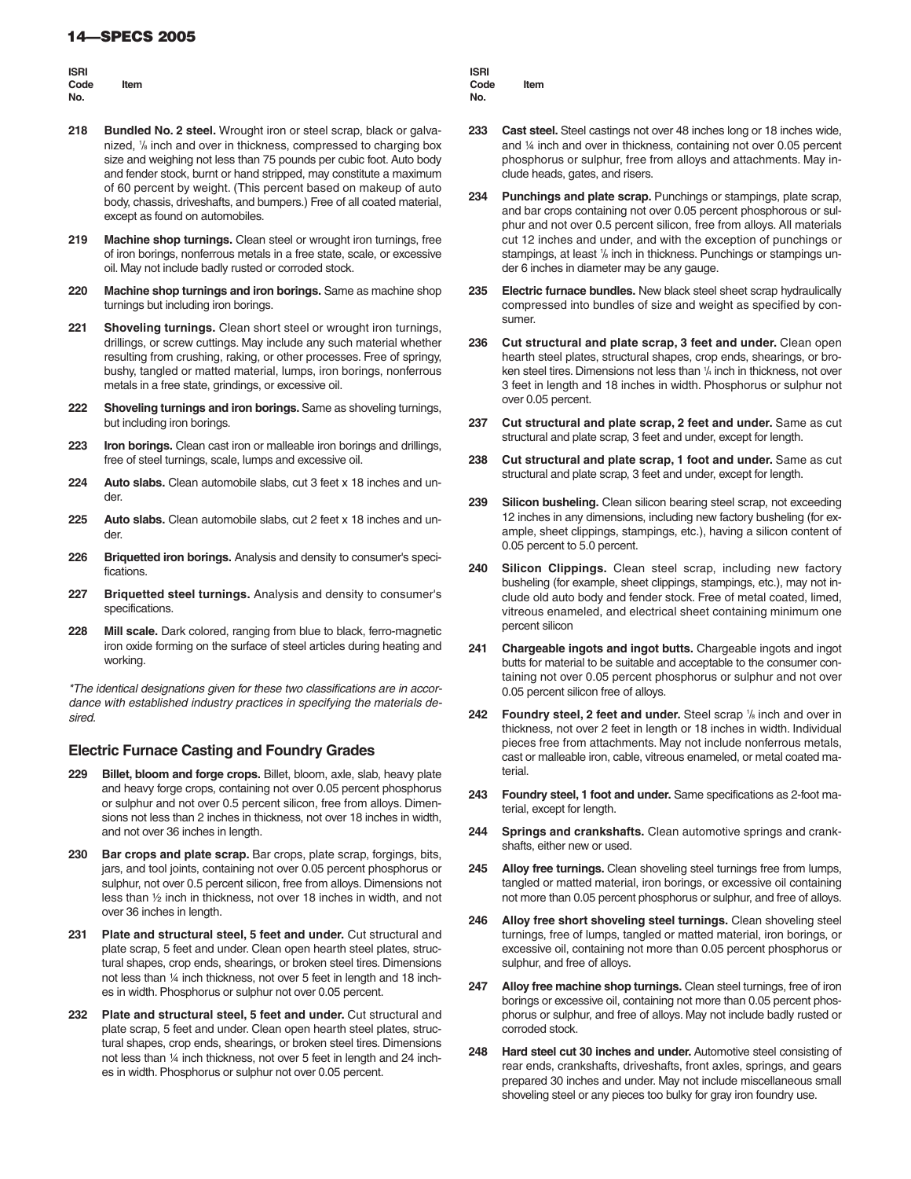| ISRI Code No. | Item |
|---|---|
| **218** | **Bundled No. 2 steel.** Wrought iron or steel scrap, black or galvanized, ⅛ inch and over in thickness, compressed to charging box size and weighing not less than 75 pounds per cubic foot. Auto body and fender stock, burnt or hand stripped, may constitute a maximum of 60 percent by weight. (This percent based on makeup of auto body, chassis, driveshafts, and bumpers.) Free of all coated material, except as found on automobiles. |
| **219** | **Machine shop turnings.** Clean steel or wrought iron turnings, free of iron borings, nonferrous metals in a free state, scale, or excessive oil. May not include badly rusted or corroded stock. |
| **220** | **Machine shop turnings and iron borings.** Same as machine shop turnings but including iron borings. |
| **221** | **Shoveling turnings.** Clean short steel or wrought iron turnings, drillings, or screw cuttings. May include any such material whether resulting from crushing, raking, or other processes. Free of springy, bushy, tangled or matted material, lumps, iron borings, nonferrous metals in a free state, grindings, or excessive oil. |
| **222** | **Shoveling turnings and iron borings.** Same as shoveling turnings, but including iron borings. |
| **223** | **Iron borings.** Clean cast iron or malleable iron borings and drillings, free of steel turnings, scale, lumps and excessive oil. |
| **224** | **Auto slabs.** Clean automobile slabs, cut 3 feet x 18 inches and under. |
| **225** | **Auto slabs.** Clean automobile slabs, cut 2 feet x 18 inches and under. |
| **226** | **Briquetted iron borings.** Analysis and density to consumer's specifications. |
| **227** | **Briquetted steel turnings.** Analysis and density to consumer's specifications. |
| **228** | **Mill scale.** Dark colored, ranging from blue to black, ferro-magnetic iron oxide forming on the surface of steel articles during heating and working. |

*\*The identical designations given for these two classifications are in accordance with established industry practices in specifying the materials desired.*

## Electric Furnace Casting and Foundry Grades

| ISRI Code No. | Item |
|---|---|
| **229** | **Billet, bloom and forge crops.** Billet, bloom, axle, slab, heavy plate and heavy forge crops, containing not over 0.05 percent phosphorus or sulphur and not over 0.5 percent silicon, free from alloys. Dimensions not less than 2 inches in thickness, not over 18 inches in width, and not over 36 inches in length. |
| **230** | **Bar crops and plate scrap.** Bar crops, plate scrap, forgings, bits, jars, and tool joints, containing not over 0.05 percent phosphorus or sulphur, not over 0.5 percent silicon, free from alloys. Dimensions not less than ½ inch in thickness, not over 18 inches in width, and not over 36 inches in length. |
| **231** | **Plate and structural steel, 5 feet and under.** Cut structural and plate scrap, 5 feet and under. Clean open hearth steel plates, structural shapes, crop ends, shearings, or broken steel tires. Dimensions not less than ¼ inch thickness, not over 5 feet in length and 18 inches in width. Phosphorus or sulphur not over 0.05 percent. |
| **232** | **Plate and structural steel, 5 feet and under.** Cut structural and plate scrap, 5 feet and under. Clean open hearth steel plates, structural shapes, crop ends, shearings, or broken steel tires. Dimensions not less than ¼ inch thickness, not over 5 feet in length and 24 inches in width. Phosphorus or sulphur not over 0.05 percent. |
| **233** | **Cast steel.** Steel castings not over 48 inches long or 18 inches wide, and ¼ inch and over in thickness, containing not over 0.05 percent phosphorus or sulphur, free from alloys and attachments. May include heads, gates, and risers. |
| **234** | **Punchings and plate scrap.** Punchings or stampings, plate scrap, and bar crops containing not over 0.05 percent phosphorous or sulphur and not over 0.5 percent silicon, free from alloys. All materials cut 12 inches and under, and with the exception of punchings or stampings, at least ⅛ inch in thickness. Punchings or stampings under 6 inches in diameter may be any gauge. |
| **235** | **Electric furnace bundles.** New black steel sheet scrap hydraulically compressed into bundles of size and weight as specified by consumer. |
| **236** | **Cut structural and plate scrap, 3 feet and under.** Clean open hearth steel plates, structural shapes, crop ends, shearings, or broken steel tires. Dimensions not less than ¼ inch in thickness, not over 3 feet in length and 18 inches in width. Phosphorus or sulphur not over 0.05 percent. |
| **237** | **Cut structural and plate scrap, 2 feet and under.** Same as cut structural and plate scrap, 3 feet and under, except for length. |
| **238** | **Cut structural and plate scrap, 1 foot and under.** Same as cut structural and plate scrap, 3 feet and under, except for length. |
| **239** | **Silicon busheling.** Clean silicon bearing steel scrap, not exceeding 12 inches in any dimensions, including new factory busheling (for example, sheet clippings, stampings, etc.), having a silicon content of 0.05 percent to 5.0 percent. |
| **240** | **Silicon Clippings.** Clean steel scrap, including new factory busheling (for example, sheet clippings, stampings, etc.), may not include old auto body and fender stock. Free of metal coated, limed, vitreous enameled, and electrical sheet containing minimum one percent silicon |
| **241** | **Chargeable ingots and ingot butts.** Chargeable ingots and ingot butts for material to be suitable and acceptable to the consumer containing not over 0.05 percent phosphorus or sulphur and not over 0.05 percent silicon free of alloys. |
| **242** | **Foundry steel, 2 feet and under.** Steel scrap ⅛ inch and over in thickness, not over 2 feet in length or 18 inches in width. Individual pieces free from attachments. May not include nonferrous metals, cast or malleable iron, cable, vitreous enameled, or metal coated material. |
| **243** | **Foundry steel, 1 foot and under.** Same specifications as 2-foot material, except for length. |
| **244** | **Springs and crankshafts.** Clean automotive springs and crankshafts, either new or used. |
| **245** | **Alloy free turnings.** Clean shoveling steel turnings free from lumps, tangled or matted material, iron borings, or excessive oil containing not more than 0.05 percent phosphorus or sulphur, and free of alloys. |
| **246** | **Alloy free short shoveling steel turnings.** Clean shoveling steel turnings, free of lumps, tangled or matted material, iron borings, or excessive oil, containing not more than 0.05 percent phosphorus or sulphur, and free of alloys. |
| **247** | **Alloy free machine shop turnings.** Clean steel turnings, free of iron borings or excessive oil, containing not more than 0.05 percent phosphorus or sulphur, and free of alloys. May not include badly rusted or corroded stock. |
| **248** | **Hard steel cut 30 inches and under.** Automotive steel consisting of rear ends, crankshafts, driveshafts, front axles, springs, and gears prepared 30 inches and under. May not include miscellaneous small shoveling steel or any pieces too bulky for gray iron foundry use. |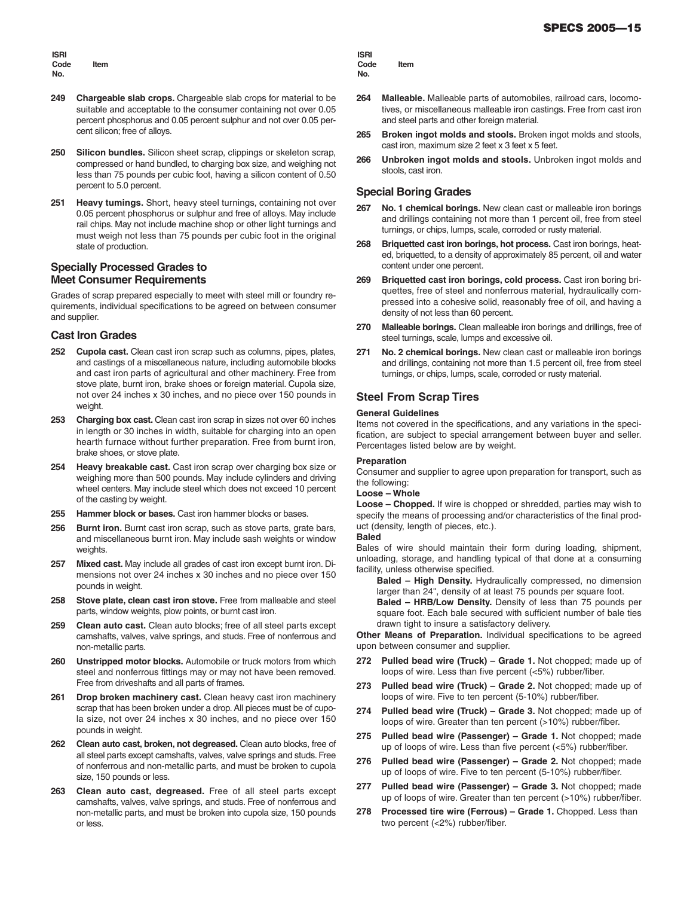ISRI Code No. | Item

**249 Chargeable slab crops.** Chargeable slab crops for material to be suitable and acceptable to the consumer containing not over 0.05 percent phosphorus and 0.05 percent sulphur and not over 0.05 percent silicon; free of alloys.

**250 Silicon bundles.** Silicon sheet scrap, clippings or skeleton scrap, compressed or hand bundled, to charging box size, and weighing not less than 75 pounds per cubic foot, having a silicon content of 0.50 percent to 5.0 percent.

**251 Heavy turnings.** Short, heavy steel turnings, containing not over 0.05 percent phosphorus or sulphur and free of alloys. May include rail chips. May not include machine shop or other light turnings and must weigh not less than 75 pounds per cubic foot in the original state of production.

## Specially Processed Grades to Meet Consumer Requirements

Grades of scrap prepared especially to meet with steel mill or foundry requirements, individual specifications to be agreed on between consumer and supplier.

## Cast Iron Grades

**252 Cupola cast.** Clean cast iron scrap such as columns, pipes, plates, and castings of a miscellaneous nature, including automobile blocks and cast iron parts of agricultural and other machinery. Free from stove plate, burnt iron, brake shoes or foreign material. Cupola size, not over 24 inches x 30 inches, and no piece over 150 pounds in weight.

**253 Charging box cast.** Clean cast iron scrap in sizes not over 60 inches in length or 30 inches in width, suitable for charging into an open hearth furnace without further preparation. Free from burnt iron, brake shoes, or stove plate.

**254 Heavy breakable cast.** Cast iron scrap over charging box size or weighing more than 500 pounds. May include cylinders and driving wheel centers. May include steel which does not exceed 10 percent of the casting by weight.

**255 Hammer block or bases.** Cast iron hammer blocks or bases.

**256 Burnt iron.** Burnt cast iron scrap, such as stove parts, grate bars, and miscellaneous burnt iron. May include sash weights or window weights.

**257 Mixed cast.** May include all grades of cast iron except burnt iron. Dimensions not over 24 inches x 30 inches and no piece over 150 pounds in weight.

**258 Stove plate, clean cast iron stove.** Free from malleable and steel parts, window weights, plow points, or burnt cast iron.

**259 Clean auto cast.** Clean auto blocks; free of all steel parts except camshafts, valves, valve springs, and studs. Free of nonferrous and non-metallic parts.

**260 Unstripped motor blocks.** Automobile or truck motors from which steel and nonferrous fittings may or may not have been removed. Free from driveshafts and all parts of frames.

**261 Drop broken machinery cast.** Clean heavy cast iron machinery scrap that has been broken under a drop. All pieces must be of cupola size, not over 24 inches x 30 inches, and no piece over 150 pounds in weight.

**262 Clean auto cast, broken, not degreased.** Clean auto blocks, free of all steel parts except camshafts, valves, valve springs and studs. Free of nonferrous and non-metallic parts, and must be broken to cupola size, 150 pounds or less.

**263 Clean auto cast, degreased.** Free of all steel parts except camshafts, valves, valve springs, and studs. Free of nonferrous and non-metallic parts, and must be broken into cupola size, 150 pounds or less.

**264 Malleable.** Malleable parts of automobiles, railroad cars, locomotives, or miscellaneous malleable iron castings. Free from cast iron and steel parts and other foreign material.

**265 Broken ingot molds and stools.** Broken ingot molds and stools, cast iron, maximum size 2 feet x 3 feet x 5 feet.

**266 Unbroken ingot molds and stools.** Unbroken ingot molds and stools, cast iron.

## Special Boring Grades

**267 No. 1 chemical borings.** New clean cast or malleable iron borings and drillings containing not more than 1 percent oil, free from steel turnings, or chips, lumps, scale, corroded or rusty material.

**268 Briquetted cast iron borings, hot process.** Cast iron borings, heated, briquetted, to a density of approximately 85 percent, oil and water content under one percent.

**269 Briquetted cast iron borings, cold process.** Cast iron boring briquettes, free of steel and nonferrous material, hydraulically compressed into a cohesive solid, reasonably free of oil, and having a density of not less than 60 percent.

**270 Malleable borings.** Clean malleable iron borings and drillings, free of steel turnings, scale, lumps and excessive oil.

**271 No. 2 chemical borings.** New clean cast or malleable iron borings and drillings, containing not more than 1.5 percent oil, free from steel turnings, or chips, lumps, scale, corroded or rusty material.

## Steel From Scrap Tires

### General Guidelines

Items not covered in the specifications, and any variations in the specification, are subject to special arrangement between buyer and seller. Percentages listed below are by weight.

### Preparation

Consumer and supplier to agree upon preparation for transport, such as the following:

**Loose – Whole**

**Loose – Chopped.** If wire is chopped or shredded, parties may wish to specify the means of processing and/or characteristics of the final product (density, length of pieces, etc.).

**Baled**

Bales of wire should maintain their form during loading, shipment, unloading, storage, and handling typical of that done at a consuming facility, unless otherwise specified.

**Baled – High Density.** Hydraulically compressed, no dimension larger than 24", density of at least 75 pounds per square foot.

**Baled – HRB/Low Density.** Density of less than 75 pounds per square foot. Each bale secured with sufficient number of bale ties drawn tight to insure a satisfactory delivery.

**Other Means of Preparation.** Individual specifications to be agreed upon between consumer and supplier.

**272 Pulled bead wire (Truck) – Grade 1.** Not chopped; made up of loops of wire. Less than five percent (<5%) rubber/fiber.

**273 Pulled bead wire (Truck) – Grade 2.** Not chopped; made up of loops of wire. Five to ten percent (5-10%) rubber/fiber.

**274 Pulled bead wire (Truck) – Grade 3.** Not chopped; made up of loops of wire. Greater than ten percent (>10%) rubber/fiber.

**275 Pulled bead wire (Passenger) – Grade 1.** Not chopped; made up of loops of wire. Less than five percent (<5%) rubber/fiber.

**276 Pulled bead wire (Passenger) – Grade 2.** Not chopped; made up of loops of wire. Five to ten percent (5-10%) rubber/fiber.

**277 Pulled bead wire (Passenger) – Grade 3.** Not chopped; made up of loops of wire. Greater than ten percent (>10%) rubber/fiber.

**278 Processed tire wire (Ferrous) – Grade 1.** Chopped. Less than two percent (<2%) rubber/fiber.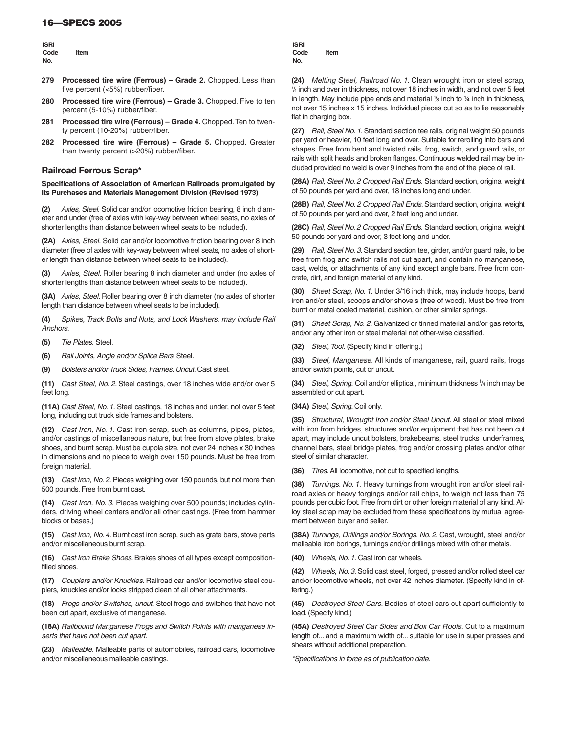| ISRI Code No. | Item |
|---|---|

**279** **Processed tire wire (Ferrous) – Grade 2.** Chopped. Less than five percent (<5%) rubber/fiber.

**280** **Processed tire wire (Ferrous) – Grade 3.** Chopped. Five to ten percent (5-10%) rubber/fiber.

**281** **Processed tire wire (Ferrous) – Grade 4.** Chopped. Ten to twenty percent (10-20%) rubber/fiber.

**282** **Processed tire wire (Ferrous) – Grade 5.** Chopped. Greater than twenty percent (>20%) rubber/fiber.

## Railroad Ferrous Scrap*

**Specifications of Association of American Railroads promulgated by its Purchases and Materials Management Division (Revised 1973)**

**(2)** *Axles, Steel.* Solid car and/or locomotive friction bearing, 8 inch diameter and under (free of axles with key-way between wheel seats, no axles of shorter lengths than distance between wheel seats to be included).

**(2A)** *Axles, Steel.* Solid car and/or locomotive friction bearing over 8 inch diameter (free of axles with key-way between wheel seats, no axles of shorter length than distance between wheel seats to be included).

**(3)** *Axles, Steel.* Roller bearing 8 inch diameter and under (no axles of shorter lengths than distance between wheel seats to be included).

**(3A)** *Axles, Steel.* Roller bearing over 8 inch diameter (no axles of shorter length than distance between wheel seats to be included).

**(4)** *Spikes, Track Bolts and Nuts, and Lock Washers, may include Rail Anchors.*

**(5)** *Tie Plates.* Steel.

**(6)** *Rail Joints, Angle and/or Splice Bars.* Steel.

**(9)** *Bolsters and/or Truck Sides, Frames: Uncut.* Cast steel.

**(11)** *Cast Steel, No. 2.* Steel castings, over 18 inches wide and/or over 5 feet long.

**(11A)** *Cast Steel, No. 1.* Steel castings, 18 inches and under, not over 5 feet long, including cut truck side frames and bolsters.

**(12)** *Cast Iron, No. 1.* Cast iron scrap, such as columns, pipes, plates, and/or castings of miscellaneous nature, but free from stove plates, brake shoes, and burnt scrap. Must be cupola size, not over 24 inches x 30 inches in dimensions and no piece to weigh over 150 pounds. Must be free from foreign material.

**(13)** *Cast Iron, No. 2.* Pieces weighing over 150 pounds, but not more than 500 pounds. Free from burnt cast.

**(14)** *Cast Iron, No. 3.* Pieces weighing over 500 pounds; includes cylinders, driving wheel centers and/or all other castings. (Free from hammer blocks or bases.)

**(15)** *Cast Iron, No. 4.* Burnt cast iron scrap, such as grate bars, stove parts and/or miscellaneous burnt scrap.

**(16)** *Cast Iron Brake Shoes.* Brakes shoes of all types except composition-filled shoes.

**(17)** *Couplers and/or Knuckles.* Railroad car and/or locomotive steel couplers, knuckles and/or locks stripped clean of all other attachments.

**(18)** *Frogs and/or Switches, uncut.* Steel frogs and switches that have not been cut apart, exclusive of manganese.

**(18A)** *Railbound Manganese Frogs and Switch Points with manganese inserts that have not been cut apart.*

**(23)** *Malleable.* Malleable parts of automobiles, railroad cars, locomotive and/or miscellaneous malleable castings.

**(24)** *Melting Steel, Railroad No. 1.* Clean wrought iron or steel scrap, ¼ inch and over in thickness, not over 18 inches in width, and not over 5 feet in length. May include pipe ends and material ⅛ inch to ¼ inch in thickness, not over 15 inches x 15 inches. Individual pieces cut so as to lie reasonably flat in charging box.

**(27)** *Rail, Steel No. 1.* Standard section tee rails, original weight 50 pounds per yard or heavier, 10 feet long and over. Suitable for rerolling into bars and shapes. Free from bent and twisted rails, frog, switch, and guard rails, or rails with split heads and broken flanges. Continuous welded rail may be included provided no weld is over 9 inches from the end of the piece of rail.

**(28A)** *Rail, Steel No. 2 Cropped Rail Ends.* Standard section, original weight of 50 pounds per yard and over, 18 inches long and under.

**(28B)** *Rail, Steel No. 2 Cropped Rail Ends.* Standard section, original weight of 50 pounds per yard and over, 2 feet long and under.

**(28C)** *Rail, Steel No. 2 Cropped Rail Ends.* Standard section, original weight 50 pounds per yard and over, 3 feet long and under.

**(29)** *Rail, Steel No. 3.* Standard section tee, girder, and/or guard rails, to be free from frog and switch rails not cut apart, and contain no manganese, cast, welds, or attachments of any kind except angle bars. Free from concrete, dirt, and foreign material of any kind.

**(30)** *Sheet Scrap, No. 1.* Under 3/16 inch thick, may include hoops, band iron and/or steel, scoops and/or shovels (free of wood). Must be free from burnt or metal coated material, cushion, or other similar springs.

**(31)** *Sheet Scrap, No. 2.* Galvanized or tinned material and/or gas retorts, and/or any other iron or steel material not other-wise classified.

**(32)** *Steel, Tool.* (Specify kind in offering.)

**(33)** *Steel, Manganese.* All kinds of manganese, rail, guard rails, frogs and/or switch points, cut or uncut.

**(34)** *Steel, Spring.* Coil and/or elliptical, minimum thickness ¼ inch may be assembled or cut apart.

**(34A)** *Steel, Spring.* Coil only.

**(35)** *Structural, Wrought Iron and/or Steel Uncut.* All steel or steel mixed with iron from bridges, structures and/or equipment that has not been cut apart, may include uncut bolsters, brakebeams, steel trucks, underframes, channel bars, steel bridge plates, frog and/or crossing plates and/or other steel of similar character.

**(36)** *Tires.* All locomotive, not cut to specified lengths.

**(38)** *Turnings. No. 1.* Heavy turnings from wrought iron and/or steel railroad axles or heavy forgings and/or rail chips, to weigh not less than 75 pounds per cubic foot. Free from dirt or other foreign material of any kind. Alloy steel scrap may be excluded from these specifications by mutual agreement between buyer and seller.

**(38A)** *Turnings, Drillings and/or Borings. No. 2.* Cast, wrought, steel and/or malleable iron borings, turnings and/or drillings mixed with other metals.

**(40)** *Wheels, No. 1.* Cast iron car wheels.

**(42)** *Wheels, No. 3.* Solid cast steel, forged, pressed and/or rolled steel car and/or locomotive wheels, not over 42 inches diameter. (Specify kind in offering.)

**(45)** *Destroyed Steel Cars.* Bodies of steel cars cut apart sufficiently to load. (Specify kind.)

**(45A)** *Destroyed Steel Car Sides and Box Car Roofs.* Cut to a maximum length of... and a maximum width of... suitable for use in super presses and shears without additional preparation.

*\*Specifications in force as of publication date.*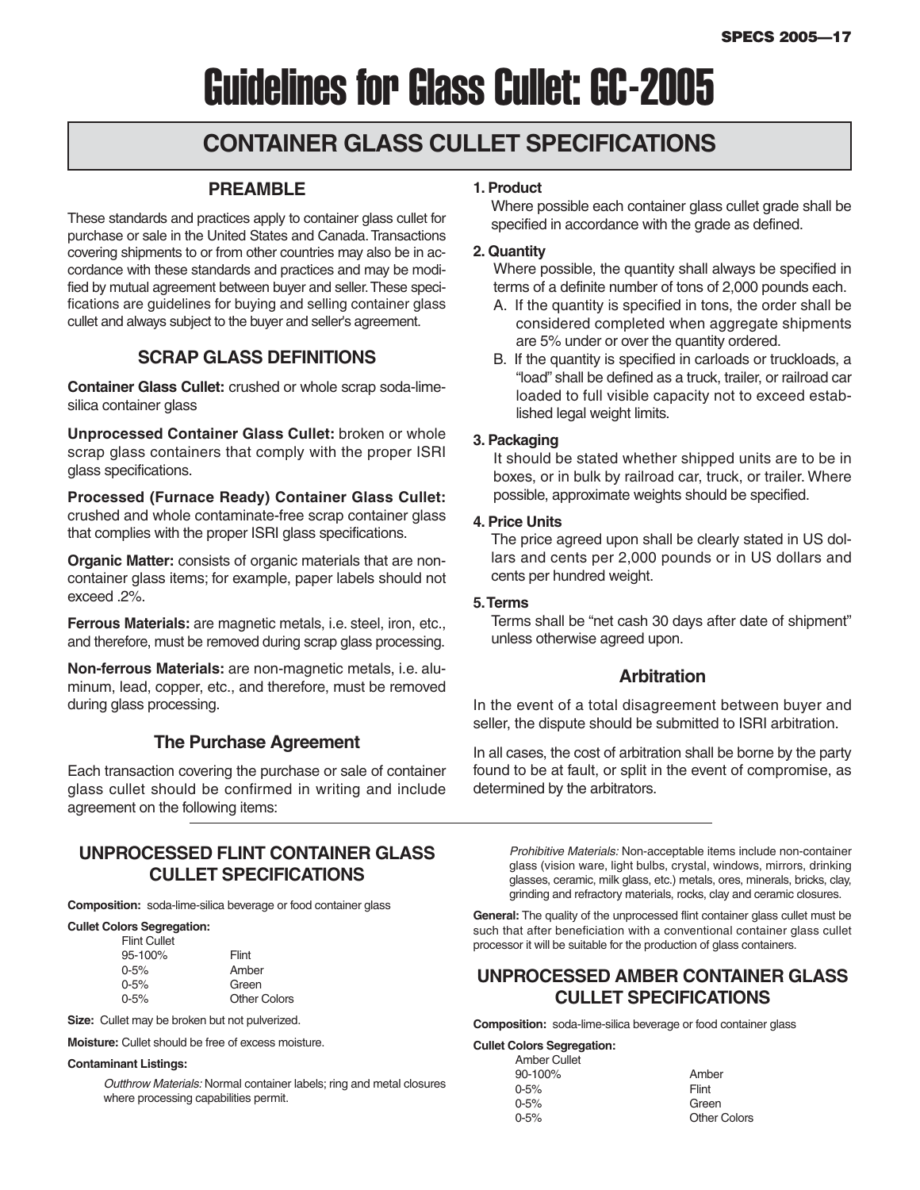# Guidelines for Glass Cullet: GC-2005

## CONTAINER GLASS CULLET SPECIFICATIONS

### PREAMBLE

These standards and practices apply to container glass cullet for purchase or sale in the United States and Canada. Transactions covering shipments to or from other countries may also be in accordance with these standards and practices and may be modified by mutual agreement between buyer and seller. These specifications are guidelines for buying and selling container glass cullet and always subject to the buyer and seller's agreement.

### SCRAP GLASS DEFINITIONS

**Container Glass Cullet:** crushed or whole scrap soda-lime-silica container glass

**Unprocessed Container Glass Cullet:** broken or whole scrap glass containers that comply with the proper ISRI glass specifications.

**Processed (Furnace Ready) Container Glass Cullet:** crushed and whole contaminate-free scrap container glass that complies with the proper ISRI glass specifications.

**Organic Matter:** consists of organic materials that are non-container glass items; for example, paper labels should not exceed .2%.

**Ferrous Materials:** are magnetic metals, i.e. steel, iron, etc., and therefore, must be removed during scrap glass processing.

**Non-ferrous Materials:** are non-magnetic metals, i.e. aluminum, lead, copper, etc., and therefore, must be removed during glass processing.

### The Purchase Agreement

Each transaction covering the purchase or sale of container glass cullet should be confirmed in writing and include agreement on the following items:

**1. Product**

Where possible each container glass cullet grade shall be specified in accordance with the grade as defined.

**2. Quantity**

Where possible, the quantity shall always be specified in terms of a definite number of tons of 2,000 pounds each.

A. If the quantity is specified in tons, the order shall be considered completed when aggregate shipments are 5% under or over the quantity ordered.

B. If the quantity is specified in carloads or truckloads, a "load" shall be defined as a truck, trailer, or railroad car loaded to full visible capacity not to exceed established legal weight limits.

**3. Packaging**

It should be stated whether shipped units are to be in boxes, or in bulk by railroad car, truck, or trailer. Where possible, approximate weights should be specified.

**4. Price Units**

The price agreed upon shall be clearly stated in US dollars and cents per 2,000 pounds or in US dollars and cents per hundred weight.

**5. Terms**

Terms shall be "net cash 30 days after date of shipment" unless otherwise agreed upon.

### Arbitration

In the event of a total disagreement between buyer and seller, the dispute should be submitted to ISRI arbitration.

In all cases, the cost of arbitration shall be borne by the party found to be at fault, or split in the event of compromise, as determined by the arbitrators.

## UNPROCESSED FLINT CONTAINER GLASS CULLET SPECIFICATIONS

**Composition:** soda-lime-silica beverage or food container glass

**Cullet Colors Segregation:**

| Flint Cullet | |
|---|---|
| 95-100% | Flint |
| 0-5% | Amber |
| 0-5% | Green |
| 0-5% | Other Colors |

**Size:** Cullet may be broken but not pulverized.

**Moisture:** Cullet should be free of excess moisture.

**Contaminant Listings:**

*Outthrow Materials:* Normal container labels; ring and metal closures where processing capabilities permit.

*Prohibitive Materials:* Non-acceptable items include non-container glass (vision ware, light bulbs, crystal, windows, mirrors, drinking glasses, ceramic, milk glass, etc.) metals, ores, minerals, bricks, clay, grinding and refractory materials, rocks, clay and ceramic closures.

**General:** The quality of the unprocessed flint container glass cullet must be such that after beneficiation with a conventional container glass cullet processor it will be suitable for the production of glass containers.

## UNPROCESSED AMBER CONTAINER GLASS CULLET SPECIFICATIONS

**Composition:** soda-lime-silica beverage or food container glass

**Cullet Colors Segregation:**

| Amber Cullet | |
|---|---|
| 90-100% | Amber |
| 0-5% | Flint |
| 0-5% | Green |
| 0-5% | Other Colors |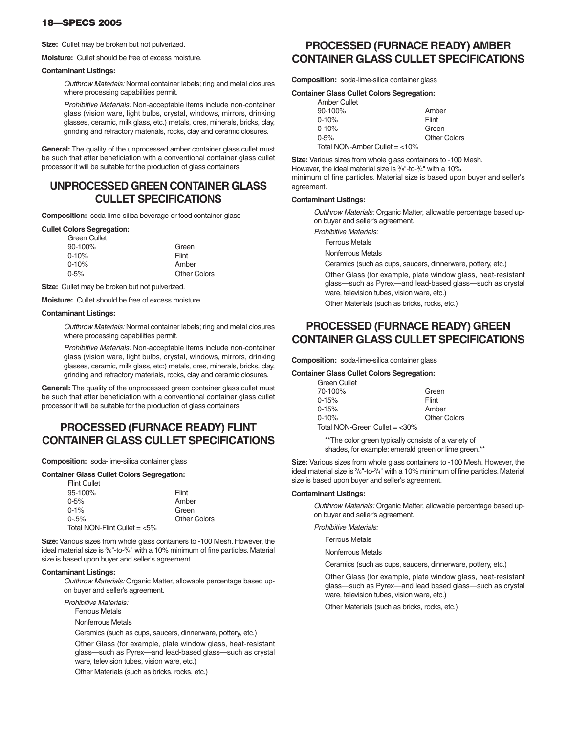**Size:** Cullet may be broken but not pulverized.

**Moisture:** Cullet should be free of excess moisture.

**Contaminant Listings:**

*Outthrow Materials:* Normal container labels; ring and metal closures where processing capabilities permit.

*Prohibitive Materials:* Non-acceptable items include non-container glass (vision ware, light bulbs, crystal, windows, mirrors, drinking glasses, ceramic, milk glass, etc.) metals, ores, minerals, bricks, clay, grinding and refractory materials, rocks, clay and ceramic closures.

**General:** The quality of the unprocessed amber container glass cullet must be such that after beneficiation with a conventional container glass cullet processor it will be suitable for the production of glass containers.

## UNPROCESSED GREEN CONTAINER GLASS CULLET SPECIFICATIONS

**Composition:** soda-lime-silica beverage or food container glass

**Cullet Colors Segregation:**

| Green Cullet | |
|---|---|
| 90-100% | Green |
| 0-10% | Flint |
| 0-10% | Amber |
| 0-5% | Other Colors |

**Size:** Cullet may be broken but not pulverized.

**Moisture:** Cullet should be free of excess moisture.

**Contaminant Listings:**

*Outthrow Materials:* Normal container labels; ring and metal closures where processing capabilities permit.

*Prohibitive Materials:* Non-acceptable items include non-container glass (vision ware, light bulbs, crystal, windows, mirrors, drinking glasses, ceramic, milk glass, etc:) metals, ores, minerals, bricks, clay, grinding and refractory materials, rocks, clay and ceramic closures.

**General:** The quality of the unprocessed green container glass cullet must be such that after beneficiation with a conventional container glass cullet processor it will be suitable for the production of glass containers.

## PROCESSED (FURNACE READY) FLINT CONTAINER GLASS CULLET SPECIFICATIONS

**Composition:** soda-lime-silica container glass

**Container Glass Cullet Colors Segregation:**

| Flint Cullet | |
|---|---|
| 95-100% | Flint |
| 0-5% | Amber |
| 0-1% | Green |
| 0-.5% | Other Colors |

Total NON-Flint Cullet = <5%

**Size:** Various sizes from whole glass containers to -100 Mesh. However, the ideal material size is 3/8"-to-3/4" with a 10% minimum of fine particles. Material size is based upon buyer and seller's agreement.

**Contaminant Listings:**

*Outthrow Materials:* Organic Matter, allowable percentage based upon buyer and seller's agreement.

*Prohibitive Materials:*

- Ferrous Metals
- Nonferrous Metals
- Ceramics (such as cups, saucers, dinnerware, pottery, etc.)
- Other Glass (for example, plate window glass, heat-resistant glass—such as Pyrex—and lead-based glass—such as crystal ware, television tubes, vision ware, etc.)
- Other Materials (such as bricks, rocks, etc.)

## PROCESSED (FURNACE READY) AMBER CONTAINER GLASS CULLET SPECIFICATIONS

**Composition:** soda-lime-silica container glass

**Container Glass Cullet Colors Segregation:**

| Amber Cullet | |
|---|---|
| 90-100% | Amber |
| 0-10% | Flint |
| 0-10% | Green |
| 0-5% | Other Colors |

Total NON-Amber Cullet = <10%

**Size:** Various sizes from whole glass containers to -100 Mesh. However, the ideal material size is 3/8"-to-3/4" with a 10% minimum of fine particles. Material size is based upon buyer and seller's agreement.

**Contaminant Listings:**

*Outthrow Materials:* Organic Matter, allowable percentage based upon buyer and seller's agreement.

*Prohibitive Materials:*

- Ferrous Metals
- Nonferrous Metals
- Ceramics (such as cups, saucers, dinnerware, pottery, etc.)
- Other Glass (for example, plate window glass, heat-resistant glass—such as Pyrex—and lead-based glass—such as crystal ware, television tubes, vision ware, etc.)
- Other Materials (such as bricks, rocks, etc.)

## PROCESSED (FURNACE READY) GREEN CONTAINER GLASS CULLET SPECIFICATIONS

**Composition:** soda-lime-silica container glass

**Container Glass Cullet Colors Segregation:**

| Green Cullet | |
|---|---|
| 70-100% | Green |
| 0-15% | Flint |
| 0-15% | Amber |
| 0-10% | Other Colors |

Total NON-Green Cullet = <30%

\*\*The color green typically consists of a variety of shades, for example: emerald green or lime green.\*\*

**Size:** Various sizes from whole glass containers to -100 Mesh. However, the ideal material size is 3/8"-to-3/4" with a 10% minimum of fine particles. Material size is based upon buyer and seller's agreement.

**Contaminant Listings:**

*Outthrow Materials:* Organic Matter, allowable percentage based upon buyer and seller's agreement.

*Prohibitive Materials:*

- Ferrous Metals
- Nonferrous Metals
- Ceramics (such as cups, saucers, dinnerware, pottery, etc.)
- Other Glass (for example, plate window glass, heat-resistant glass—such as Pyrex—and lead based glass—such as crystal ware, television tubes, vision ware, etc.)
- Other Materials (such as bricks, rocks, etc.)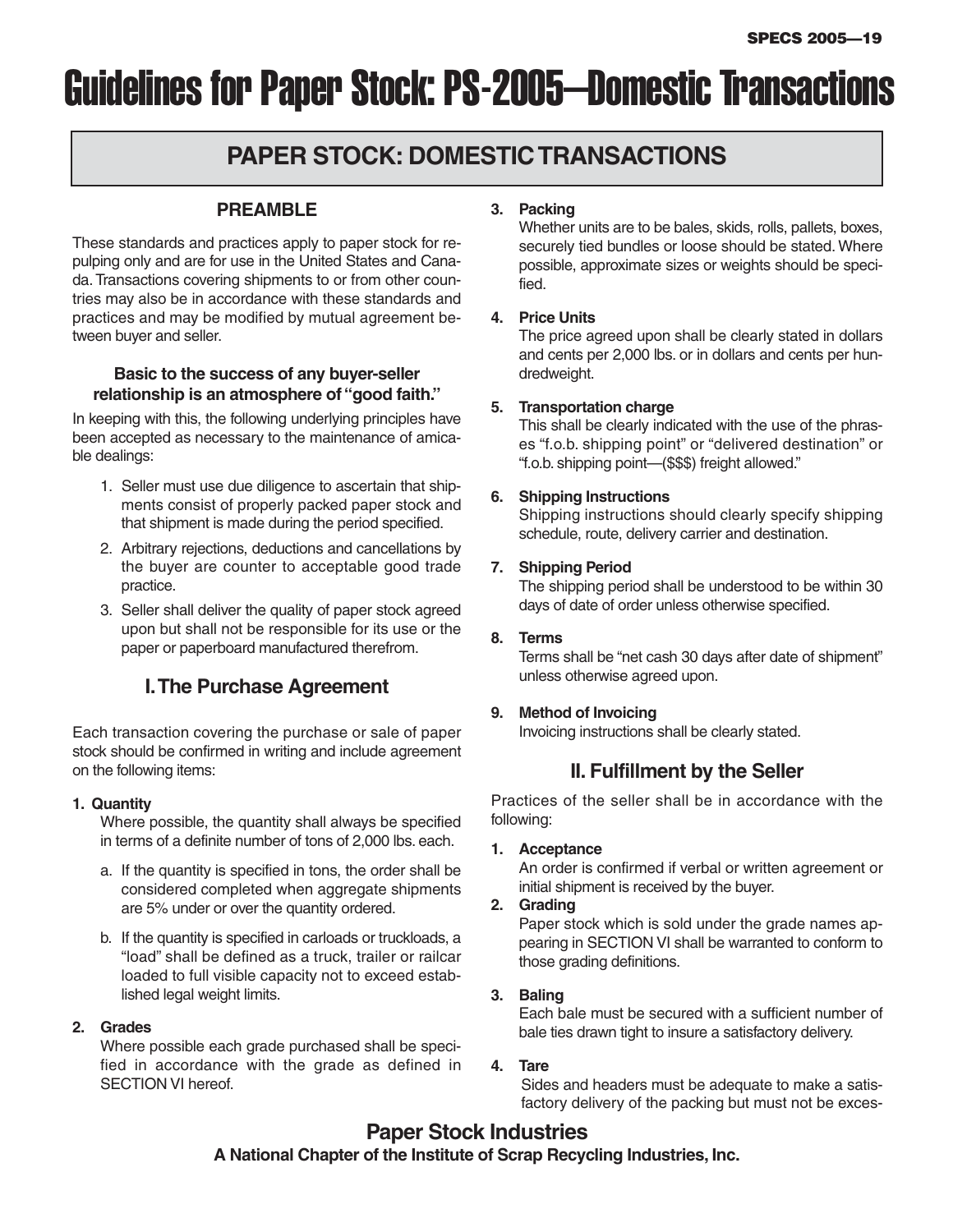# Guidelines for Paper Stock: PS-2005—Domestic Transactions

## PAPER STOCK: DOMESTIC TRANSACTIONS

### PREAMBLE

These standards and practices apply to paper stock for repulping only and are for use in the United States and Canada. Transactions covering shipments to or from other countries may also be in accordance with these standards and practices and may be modified by mutual agreement between buyer and seller.

**Basic to the success of any buyer-seller relationship is an atmosphere of "good faith."**

In keeping with this, the following underlying principles have been accepted as necessary to the maintenance of amicable dealings:

1. Seller must use due diligence to ascertain that shipments consist of properly packed paper stock and that shipment is made during the period specified.
2. Arbitrary rejections, deductions and cancellations by the buyer are counter to acceptable good trade practice.
3. Seller shall deliver the quality of paper stock agreed upon but shall not be responsible for its use or the paper or paperboard manufactured therefrom.

## I. The Purchase Agreement

Each transaction covering the purchase or sale of paper stock should be confirmed in writing and include agreement on the following items:

**1. Quantity**

Where possible, the quantity shall always be specified in terms of a definite number of tons of 2,000 lbs. each.

a. If the quantity is specified in tons, the order shall be considered completed when aggregate shipments are 5% under or over the quantity ordered.

b. If the quantity is specified in carloads or truckloads, a "load" shall be defined as a truck, trailer or railcar loaded to full visible capacity not to exceed established legal weight limits.

**2. Grades**

Where possible each grade purchased shall be specified in accordance with the grade as defined in SECTION VI hereof.

**3. Packing**

Whether units are to be bales, skids, rolls, pallets, boxes, securely tied bundles or loose should be stated. Where possible, approximate sizes or weights should be specified.

**4. Price Units**

The price agreed upon shall be clearly stated in dollars and cents per 2,000 lbs. or in dollars and cents per hundredweight.

**5. Transportation charge**

This shall be clearly indicated with the use of the phrases "f.o.b. shipping point" or "delivered destination" or "f.o.b. shipping point—($$$) freight allowed."

**6. Shipping Instructions**

Shipping instructions should clearly specify shipping schedule, route, delivery carrier and destination.

**7. Shipping Period**

The shipping period shall be understood to be within 30 days of date of order unless otherwise specified.

**8. Terms**

Terms shall be "net cash 30 days after date of shipment" unless otherwise agreed upon.

**9. Method of Invoicing**

Invoicing instructions shall be clearly stated.

## II. Fulfillment by the Seller

Practices of the seller shall be in accordance with the following:

**1. Acceptance**

An order is confirmed if verbal or written agreement or initial shipment is received by the buyer.

**2. Grading**

Paper stock which is sold under the grade names appearing in SECTION VI shall be warranted to conform to those grading definitions.

**3. Baling**

Each bale must be secured with a sufficient number of bale ties drawn tight to insure a satisfactory delivery.

**4. Tare**

Sides and headers must be adequate to make a satisfactory delivery of the packing but must not be exces-

**Paper Stock Industries**
**A National Chapter of the Institute of Scrap Recycling Industries, Inc.**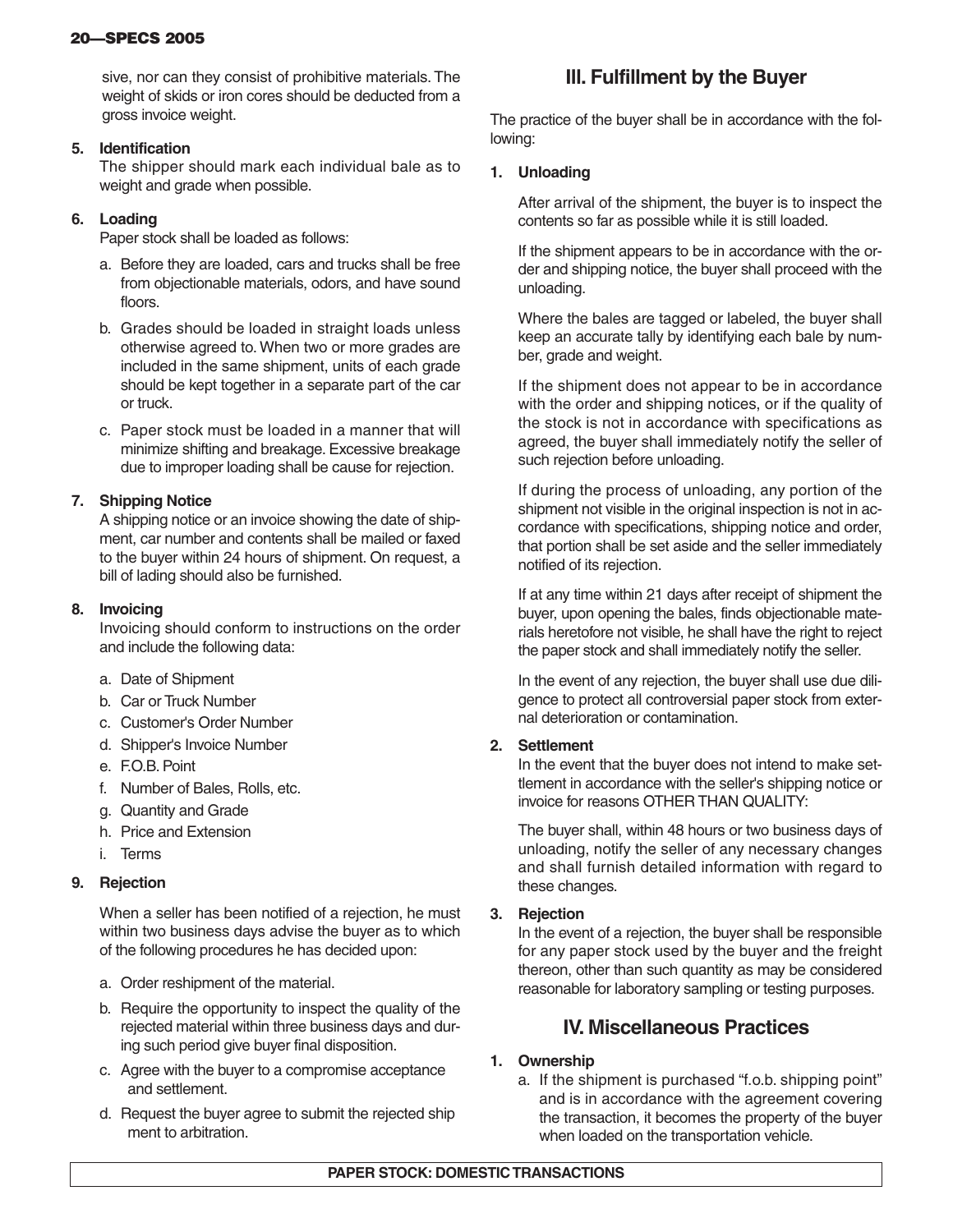sive, nor can they consist of prohibitive materials. The weight of skids or iron cores should be deducted from a gross invoice weight.

**5. Identification**

The shipper should mark each individual bale as to weight and grade when possible.

**6. Loading**

Paper stock shall be loaded as follows:

a. Before they are loaded, cars and trucks shall be free from objectionable materials, odors, and have sound floors.

b. Grades should be loaded in straight loads unless otherwise agreed to. When two or more grades are included in the same shipment, units of each grade should be kept together in a separate part of the car or truck.

c. Paper stock must be loaded in a manner that will minimize shifting and breakage. Excessive breakage due to improper loading shall be cause for rejection.

**7. Shipping Notice**

A shipping notice or an invoice showing the date of shipment, car number and contents shall be mailed or faxed to the buyer within 24 hours of shipment. On request, a bill of lading should also be furnished.

**8. Invoicing**

Invoicing should conform to instructions on the order and include the following data:

a. Date of Shipment
b. Car or Truck Number
c. Customer's Order Number
d. Shipper's Invoice Number
e. F.O.B. Point
f. Number of Bales, Rolls, etc.
g. Quantity and Grade
h. Price and Extension
i. Terms

**9. Rejection**

When a seller has been notified of a rejection, he must within two business days advise the buyer as to which of the following procedures he has decided upon:

a. Order reshipment of the material.

b. Require the opportunity to inspect the quality of the rejected material within three business days and during such period give buyer final disposition.

c. Agree with the buyer to a compromise acceptance and settlement.

d. Request the buyer agree to submit the rejected ship ment to arbitration.

## III. Fulfillment by the Buyer

The practice of the buyer shall be in accordance with the following:

**1. Unloading**

After arrival of the shipment, the buyer is to inspect the contents so far as possible while it is still loaded.

If the shipment appears to be in accordance with the order and shipping notice, the buyer shall proceed with the unloading.

Where the bales are tagged or labeled, the buyer shall keep an accurate tally by identifying each bale by number, grade and weight.

If the shipment does not appear to be in accordance with the order and shipping notices, or if the quality of the stock is not in accordance with specifications as agreed, the buyer shall immediately notify the seller of such rejection before unloading.

If during the process of unloading, any portion of the shipment not visible in the original inspection is not in accordance with specifications, shipping notice and order, that portion shall be set aside and the seller immediately notified of its rejection.

If at any time within 21 days after receipt of shipment the buyer, upon opening the bales, finds objectionable materials heretofore not visible, he shall have the right to reject the paper stock and shall immediately notify the seller.

In the event of any rejection, the buyer shall use due diligence to protect all controversial paper stock from external deterioration or contamination.

**2. Settlement**

In the event that the buyer does not intend to make settlement in accordance with the seller's shipping notice or invoice for reasons OTHER THAN QUALITY:

The buyer shall, within 48 hours or two business days of unloading, notify the seller of any necessary changes and shall furnish detailed information with regard to these changes.

**3. Rejection**

In the event of a rejection, the buyer shall be responsible for any paper stock used by the buyer and the freight thereon, other than such quantity as may be considered reasonable for laboratory sampling or testing purposes.

## IV. Miscellaneous Practices

**1. Ownership**

a. If the shipment is purchased "f.o.b. shipping point" and is in accordance with the agreement covering the transaction, it becomes the property of the buyer when loaded on the transportation vehicle.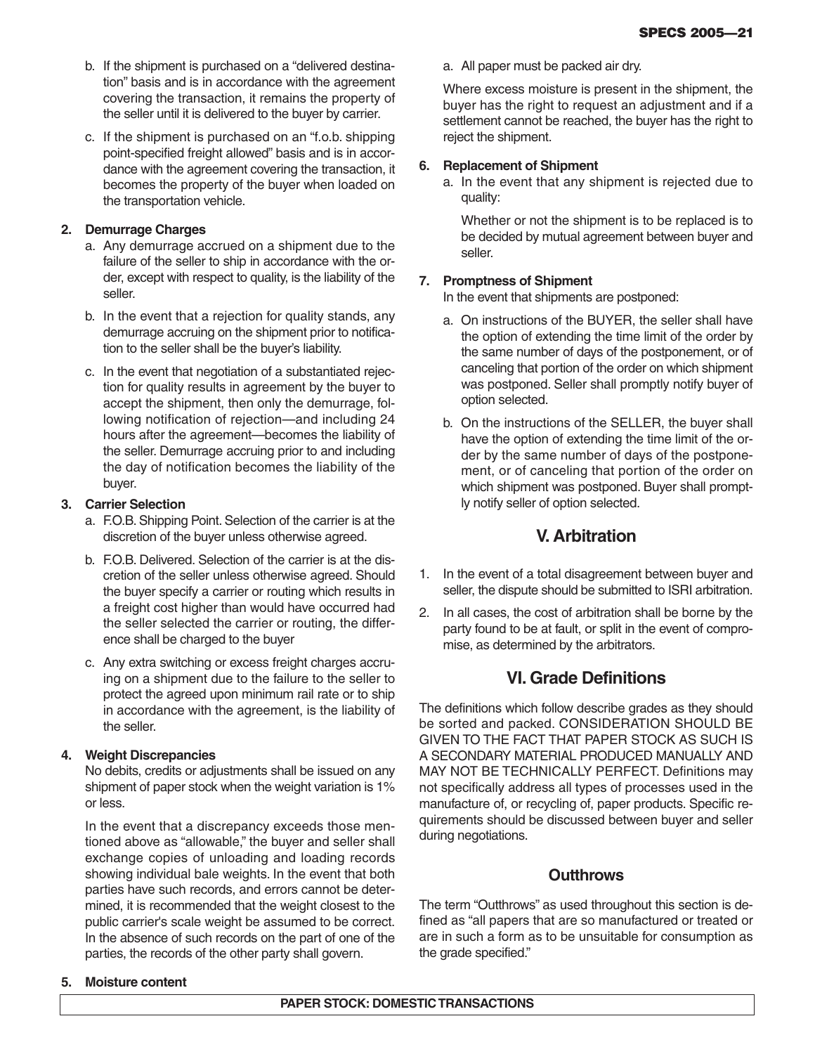b. If the shipment is purchased on a "delivered destination" basis and is in accordance with the agreement covering the transaction, it remains the property of the seller until it is delivered to the buyer by carrier.

c. If the shipment is purchased on an "f.o.b. shipping point-specified freight allowed" basis and is in accordance with the agreement covering the transaction, it becomes the property of the buyer when loaded on the transportation vehicle.

**2. Demurrage Charges**

a. Any demurrage accrued on a shipment due to the failure of the seller to ship in accordance with the order, except with respect to quality, is the liability of the seller.

b. In the event that a rejection for quality stands, any demurrage accruing on the shipment prior to notification to the seller shall be the buyer's liability.

c. In the event that negotiation of a substantiated rejection for quality results in agreement by the buyer to accept the shipment, then only the demurrage, following notification of rejection—and including 24 hours after the agreement—becomes the liability of the seller. Demurrage accruing prior to and including the day of notification becomes the liability of the buyer.

**3. Carrier Selection**

a. F.O.B. Shipping Point. Selection of the carrier is at the discretion of the buyer unless otherwise agreed.

b. F.O.B. Delivered. Selection of the carrier is at the discretion of the seller unless otherwise agreed. Should the buyer specify a carrier or routing which results in a freight cost higher than would have occurred had the seller selected the carrier or routing, the difference shall be charged to the buyer

c. Any extra switching or excess freight charges accruing on a shipment due to the failure to the seller to protect the agreed upon minimum rail rate or to ship in accordance with the agreement, is the liability of the seller.

**4. Weight Discrepancies**

No debits, credits or adjustments shall be issued on any shipment of paper stock when the weight variation is 1% or less.

In the event that a discrepancy exceeds those mentioned above as "allowable," the buyer and seller shall exchange copies of unloading and loading records showing individual bale weights. In the event that both parties have such records, and errors cannot be determined, it is recommended that the weight closest to the public carrier's scale weight be assumed to be correct. In the absence of such records on the part of one of the parties, the records of the other party shall govern.

**5. Moisture content**

a. All paper must be packed air dry.

Where excess moisture is present in the shipment, the buyer has the right to request an adjustment and if a settlement cannot be reached, the buyer has the right to reject the shipment.

**6. Replacement of Shipment**

a. In the event that any shipment is rejected due to quality:

Whether or not the shipment is to be replaced is to be decided by mutual agreement between buyer and seller.

**7. Promptness of Shipment**

In the event that shipments are postponed:

a. On instructions of the BUYER, the seller shall have the option of extending the time limit of the order by the same number of days of the postponement, or of canceling that portion of the order on which shipment was postponed. Seller shall promptly notify buyer of option selected.

b. On the instructions of the SELLER, the buyer shall have the option of extending the time limit of the order by the same number of days of the postponement, or of canceling that portion of the order on which shipment was postponed. Buyer shall promptly notify seller of option selected.

## V. Arbitration

1. In the event of a total disagreement between buyer and seller, the dispute should be submitted to ISRI arbitration.
2. In all cases, the cost of arbitration shall be borne by the party found to be at fault, or split in the event of compromise, as determined by the arbitrators.

## VI. Grade Definitions

The definitions which follow describe grades as they should be sorted and packed. CONSIDERATION SHOULD BE GIVEN TO THE FACT THAT PAPER STOCK AS SUCH IS A SECONDARY MATERIAL PRODUCED MANUALLY AND MAY NOT BE TECHNICALLY PERFECT. Definitions may not specifically address all types of processes used in the manufacture of, or recycling of, paper products. Specific requirements should be discussed between buyer and seller during negotiations.

### Outthrows

The term "Outthrows" as used throughout this section is defined as "all papers that are so manufactured or treated or are in such a form as to be unsuitable for consumption as the grade specified."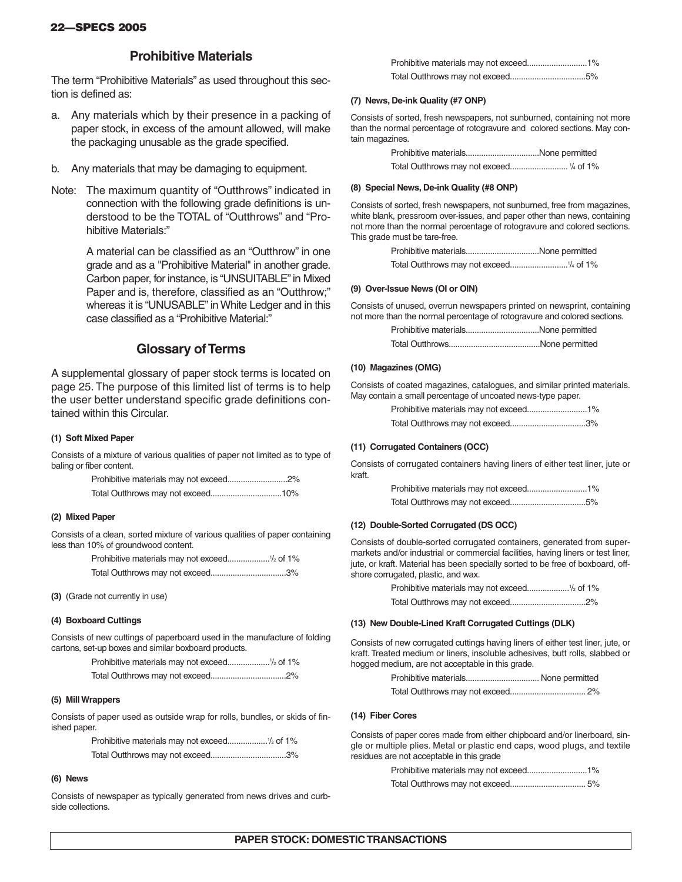## Prohibitive Materials

The term "Prohibitive Materials" as used throughout this section is defined as:

a. Any materials which by their presence in a packing of paper stock, in excess of the amount allowed, will make the packaging unusable as the grade specified.

b. Any materials that may be damaging to equipment.

Note: The maximum quantity of "Outthrows" indicated in connection with the following grade definitions is understood to be the TOTAL of "Outthrows" and "Prohibitive Materials:"

A material can be classified as an "Outthrow" in one grade and as a "Prohibitive Material" in another grade. Carbon paper, for instance, is "UNSUITABLE" in Mixed Paper and is, therefore, classified as an "Outthrow;" whereas it is "UNUSABLE" in White Ledger and in this case classified as a "Prohibitive Material:"

## Glossary of Terms

A supplemental glossary of paper stock terms is located on page 25. The purpose of this limited list of terms is to help the user better understand specific grade definitions contained within this Circular.

#### (1) Soft Mixed Paper

Consists of a mixture of various qualities of paper not limited as to type of baling or fiber content.

Prohibitive materials may not exceed...........................2%

Total Outthrows may not exceed................................10%

#### (2) Mixed Paper

Consists of a clean, sorted mixture of various qualities of paper containing less than 10% of groundwood content.

Prohibitive materials may not exceed...................½ of 1%

Total Outthrows may not exceed.................................3%

**(3)** (Grade not currently in use)

#### (4) Boxboard Cuttings

Consists of new cuttings of paperboard used in the manufacture of folding cartons, set-up boxes and similar boxboard products.

Prohibitive materials may not exceed...................½ of 1%

Total Outthrows may not exceed.................................2%

#### (5) Mill Wrappers

Consists of paper used as outside wrap for rolls, bundles, or skids of finished paper.

Prohibitive materials may not exceed..................½ of 1%

Total Outthrows may not exceed.................................3%

#### (6) News

Consists of newspaper as typically generated from news drives and curbside collections.

Prohibitive materials may not exceed...........................1%

Total Outthrows may not exceed.................................5%

#### (7) News, De-ink Quality (#7 ONP)

Consists of sorted, fresh newspapers, not sunburned, containing not more than the normal percentage of rotogravure and colored sections. May contain magazines.

Prohibitive materials.................................None permitted

Total Outthrows may not exceed.......................... ¼ of 1%

#### (8) Special News, De-ink Quality (#8 ONP)

Consists of sorted, fresh newspapers, not sunburned, free from magazines, white blank, pressroom over-issues, and paper other than news, containing not more than the normal percentage of rotogravure and colored sections. This grade must be tare-free.

Prohibitive materials.................................None permitted

Total Outthrows may not exceed..........................¼ of 1%

#### (9) Over-Issue News (OI or OIN)

Consists of unused, overrun newspapers printed on newsprint, containing not more than the normal percentage of rotogravure and colored sections.

Prohibitive materials.................................None permitted

Total Outthrows.........................................None permitted

#### (10) Magazines (OMG)

Consists of coated magazines, catalogues, and similar printed materials. May contain a small percentage of uncoated news-type paper.

Prohibitive materials may not exceed...........................1%

Total Outthrows may not exceed.................................3%

#### (11) Corrugated Containers (OCC)

Consists of corrugated containers having liners of either test liner, jute or kraft.

Prohibitive materials may not exceed...........................1%

Total Outthrows may not exceed.................................5%

#### (12) Double-Sorted Corrugated (DS OCC)

Consists of double-sorted corrugated containers, generated from supermarkets and/or industrial or commercial facilities, having liners or test liner, jute, or kraft. Material has been specially sorted to be free of boxboard, offshore corrugated, plastic, and wax.

Prohibitive materials may not exceed...................½ of 1%

Total Outthrows may not exceed.................................2%

#### (13) New Double-Lined Kraft Corrugated Cuttings (DLK)

Consists of new corrugated cuttings having liners of either test liner, jute, or kraft. Treated medium or liners, insoluble adhesives, butt rolls, slabbed or hogged medium, are not acceptable in this grade.

Prohibitive materials................................. None permitted

Total Outthrows may not exceed................................. 2%

#### (14) Fiber Cores

Consists of paper cores made from either chipboard and/or linerboard, single or multiple plies. Metal or plastic end caps, wood plugs, and textile residues are not acceptable in this grade

Prohibitive materials may not exceed...........................1%

Total Outthrows may not exceed................................. 5%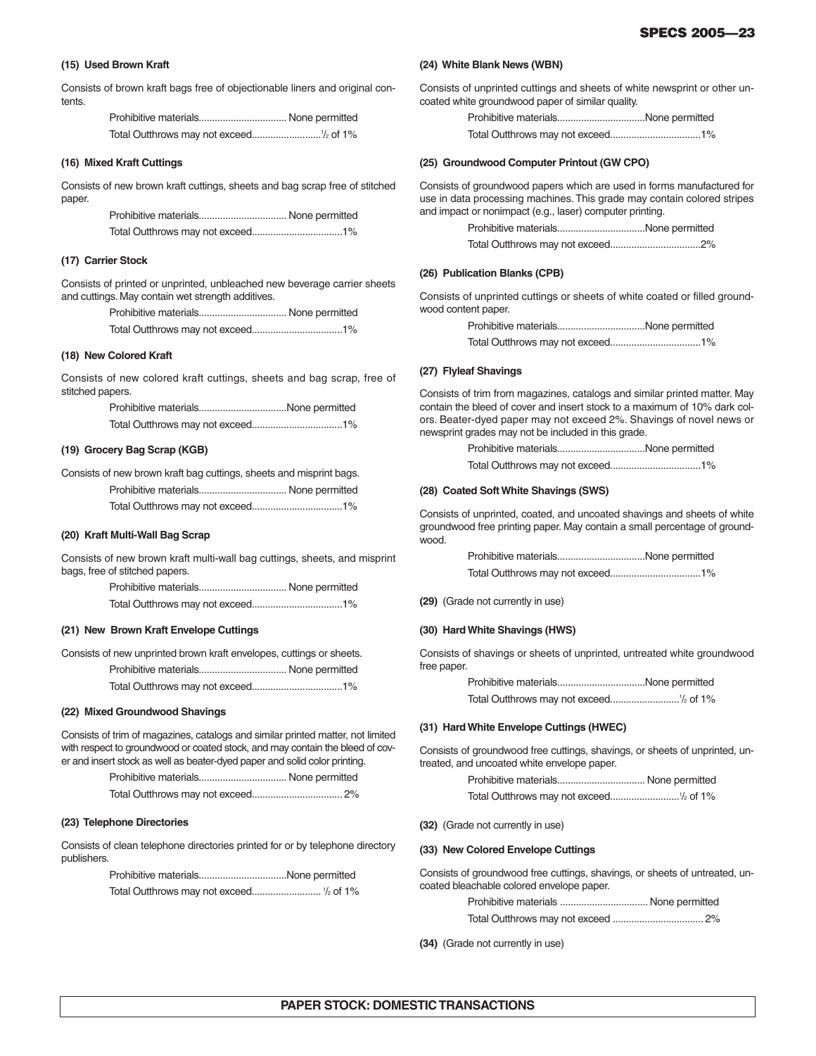#### (15) Used Brown Kraft

Consists of brown kraft bags free of objectionable liners and original contents.

Prohibitive materials................................. None permitted

Total Outthrows may not exceed.........................½ of 1%

#### (16) Mixed Kraft Cuttings

Consists of new brown kraft cuttings, sheets and bag scrap free of stitched paper.

Prohibitive materials................................. None permitted

Total Outthrows may not exceed.................................1%

#### (17) Carrier Stock

Consists of printed or unprinted, unbleached new beverage carrier sheets and cuttings. May contain wet strength additives.

Prohibitive materials................................. None permitted

Total Outthrows may not exceed.................................1%

#### (18) New Colored Kraft

Consists of new colored kraft cuttings, sheets and bag scrap, free of stitched papers.

Prohibitive materials.................................None permitted

Total Outthrows may not exceed.................................1%

#### (19) Grocery Bag Scrap (KGB)

Consists of new brown kraft bag cuttings, sheets and misprint bags.

Prohibitive materials................................. None permitted

Total Outthrows may not exceed.................................1%

#### (20) Kraft Multi-Wall Bag Scrap

Consists of new brown kraft multi-wall bag cuttings, sheets, and misprint bags, free of stitched papers.

Prohibitive materials................................. None permitted

Total Outthrows may not exceed.................................1%

#### (21) New Brown Kraft Envelope Cuttings

Consists of new unprinted brown kraft envelopes, cuttings or sheets.

Prohibitive materials................................. None permitted

Total Outthrows may not exceed.................................1%

#### (22) Mixed Groundwood Shavings

Consists of trim of magazines, catalogs and similar printed matter, not limited with respect to groundwood or coated stock, and may contain the bleed of cover and insert stock as well as beater-dyed paper and solid color printing.

Prohibitive materials................................. None permitted

Total Outthrows may not exceed................................. 2%

#### (23) Telephone Directories

Consists of clean telephone directories printed for or by telephone directory publishers.

Prohibitive materials.................................None permitted

Total Outthrows may not exceed......................... ½ of 1%

#### (24) White Blank News (WBN)

Consists of unprinted cuttings and sheets of white newsprint or other uncoated white groundwood paper of similar quality.

Prohibitive materials.................................None permitted

Total Outthrows may not exceed.................................1%

#### (25) Groundwood Computer Printout (GW CPO)

Consists of groundwood papers which are used in forms manufactured for use in data processing machines. This grade may contain colored stripes and impact or nonimpact (e.g., laser) computer printing.

Prohibitive materials.................................None permitted

Total Outthrows may not exceed.................................2%

#### (26) Publication Blanks (CPB)

Consists of unprinted cuttings or sheets of white coated or filled groundwood content paper.

Prohibitive materials.................................None permitted

Total Outthrows may not exceed.................................1%

#### (27) Flyleaf Shavings

Consists of trim from magazines, catalogs and similar printed matter. May contain the bleed of cover and insert stock to a maximum of 10% dark colors. Beater-dyed paper may not exceed 2%. Shavings of novel news or newsprint grades may not be included in this grade.

Prohibitive materials.................................None permitted

Total Outthrows may not exceed.................................1%

#### (28) Coated Soft White Shavings (SWS)

Consists of unprinted, coated, and uncoated shavings and sheets of white groundwood free printing paper. May contain a small percentage of groundwood.

Prohibitive materials.................................None permitted

Total Outthrows may not exceed.................................1%

**(29)** (Grade not currently in use)

#### (30) Hard White Shavings (HWS)

Consists of shavings or sheets of unprinted, untreated white groundwood free paper.

Prohibitive materials.................................None permitted

Total Outthrows may not exceed.........................½ of 1%

#### (31) Hard White Envelope Cuttings (HWEC)

Consists of groundwood free cuttings, shavings, or sheets of unprinted, untreated, and uncoated white envelope paper.

Prohibitive materials................................. None permitted

Total Outthrows may not exceed.........................½ of 1%

**(32)** (Grade not currently in use)

#### (33) New Colored Envelope Cuttings

Consists of groundwood free cuttings, shavings, or sheets of untreated, uncoated bleachable colored envelope paper.

Prohibitive materials ................................. None permitted

Total Outthrows may not exceed ................................. 2%

**(34)** (Grade not currently in use)

**PAPER STOCK: DOMESTIC TRANSACTIONS**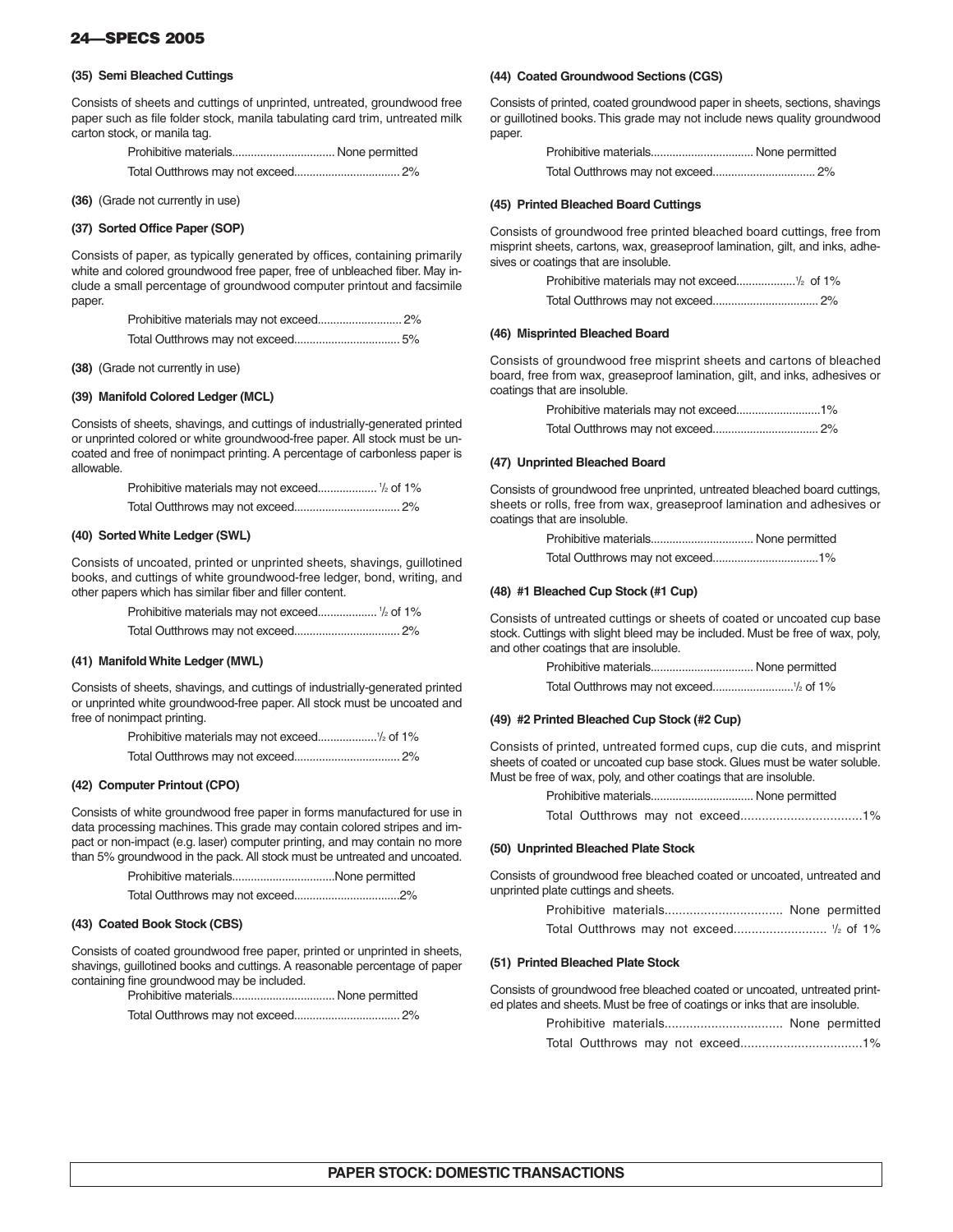### (35) Semi Bleached Cuttings

Consists of sheets and cuttings of unprinted, untreated, groundwood free paper such as file folder stock, manila tabulating card trim, untreated milk carton stock, or manila tag.

Prohibitive materials................................. None permitted

Total Outthrows may not exceed................................. 2%

**(36)** (Grade not currently in use)

### (37) Sorted Office Paper (SOP)

Consists of paper, as typically generated by offices, containing primarily white and colored groundwood free paper, free of unbleached fiber. May include a small percentage of groundwood computer printout and facsimile paper.

Prohibitive materials may not exceed........................... 2%

Total Outthrows may not exceed................................. 5%

**(38)** (Grade not currently in use)

### (39) Manifold Colored Ledger (MCL)

Consists of sheets, shavings, and cuttings of industrially-generated printed or unprinted colored or white groundwood-free paper. All stock must be uncoated and free of nonimpact printing. A percentage of carbonless paper is allowable.

Prohibitive materials may not exceed................... 1/2 of 1%

Total Outthrows may not exceed................................. 2%

### (40) Sorted White Ledger (SWL)

Consists of uncoated, printed or unprinted sheets, shavings, guillotined books, and cuttings of white groundwood-free ledger, bond, writing, and other papers which has similar fiber and filler content.

Prohibitive materials may not exceed................... 1/2 of 1%

Total Outthrows may not exceed................................. 2%

### (41) Manifold White Ledger (MWL)

Consists of sheets, shavings, and cuttings of industrially-generated printed or unprinted white groundwood-free paper. All stock must be uncoated and free of nonimpact printing.

Prohibitive materials may not exceed...................1/2 of 1%

Total Outthrows may not exceed................................. 2%

### (42) Computer Printout (CPO)

Consists of white groundwood free paper in forms manufactured for use in data processing machines. This grade may contain colored stripes and impact or non-impact (e.g. laser) computer printing, and may contain no more than 5% groundwood in the pack. All stock must be untreated and uncoated.

Prohibitive materials.................................None permitted

Total Outthrows may not exceed.................................2%

### (43) Coated Book Stock (CBS)

Consists of coated groundwood free paper, printed or unprinted in sheets, shavings, guillotined books and cuttings. A reasonable percentage of paper containing fine groundwood may be included.

Prohibitive materials................................. None permitted

Total Outthrows may not exceed................................. 2%

### (44) Coated Groundwood Sections (CGS)

Consists of printed, coated groundwood paper in sheets, sections, shavings or guillotined books. This grade may not include news quality groundwood paper.

Prohibitive materials................................. None permitted

Total Outthrows may not exceed................................. 2%

### (45) Printed Bleached Board Cuttings

Consists of groundwood free printed bleached board cuttings, free from misprint sheets, cartons, wax, greaseproof lamination, gilt, and inks, adhesives or coatings that are insoluble.

Prohibitive materials may not exceed...................1/2 of 1%

Total Outthrows may not exceed................................. 2%

### (46) Misprinted Bleached Board

Consists of groundwood free misprint sheets and cartons of bleached board, free from wax, greaseproof lamination, gilt, and inks, adhesives or coatings that are insoluble.

Prohibitive materials may not exceed...........................1%

Total Outthrows may not exceed................................. 2%

### (47) Unprinted Bleached Board

Consists of groundwood free unprinted, untreated bleached board cuttings, sheets or rolls, free from wax, greaseproof lamination and adhesives or coatings that are insoluble.

Prohibitive materials................................. None permitted

Total Outthrows may not exceed.................................1%

### (48) #1 Bleached Cup Stock (#1 Cup)

Consists of untreated cuttings or sheets of coated or uncoated cup base stock. Cuttings with slight bleed may be included. Must be free of wax, poly, and other coatings that are insoluble.

Prohibitive materials................................. None permitted

Total Outthrows may not exceed..........................1/2 of 1%

### (49) #2 Printed Bleached Cup Stock (#2 Cup)

Consists of printed, untreated formed cups, cup die cuts, and misprint sheets of coated or uncoated cup base stock. Glues must be water soluble. Must be free of wax, poly, and other coatings that are insoluble.

Prohibitive materials................................. None permitted

Total Outthrows may not exceed.................................1%

### (50) Unprinted Bleached Plate Stock

Consists of groundwood free bleached coated or uncoated, untreated and unprinted plate cuttings and sheets.

Prohibitive materials................................. None permitted

Total Outthrows may not exceed.......................... 1/2 of 1%

### (51) Printed Bleached Plate Stock

Consists of groundwood free bleached coated or uncoated, untreated printed plates and sheets. Must be free of coatings or inks that are insoluble.

Prohibitive materials................................. None permitted

Total Outthrows may not exceed.................................1%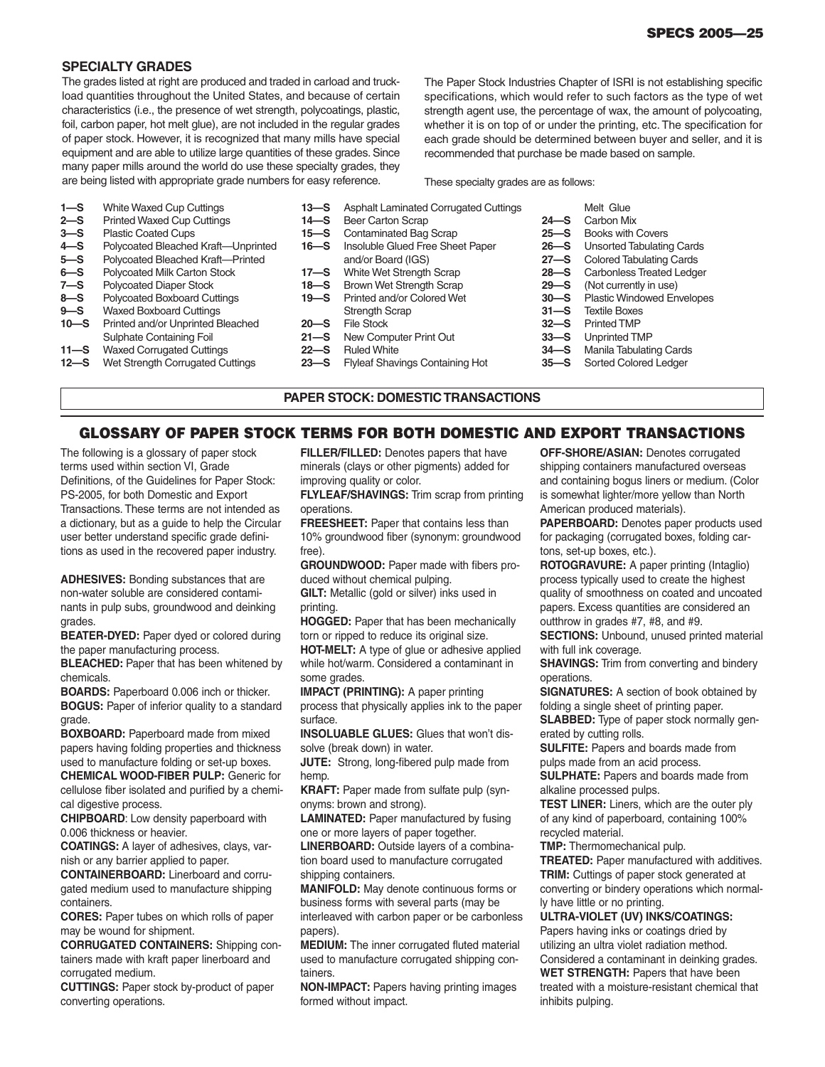## SPECIALTY GRADES

The grades listed at right are produced and traded in carload and truckload quantities throughout the United States, and because of certain characteristics (i.e., the presence of wet strength, polycoatings, plastic, foil, carbon paper, hot melt glue), are not included in the regular grades of paper stock. However, it is recognized that many mills have special equipment and are able to utilize large quantities of these grades. Since many paper mills around the world do use these specialty grades, they are being listed with appropriate grade numbers for easy reference.

The Paper Stock Industries Chapter of ISRI is not establishing specific specifications, which would refer to such factors as the type of wet strength agent use, the percentage of wax, the amount of polycoating, whether it is on top of or under the printing, etc. The specification for each grade should be determined between buyer and seller, and it is recommended that purchase be made based on sample.

These specialty grades are as follows:

- **1—S** White Waxed Cup Cuttings
- **2—S** Printed Waxed Cup Cuttings
- **3—S** Plastic Coated Cups
- **4—S** Polycoated Bleached Kraft—Unprinted
- **5—S** Polycoated Bleached Kraft—Printed
- **6—S** Polycoated Milk Carton Stock
- **7—S** Polycoated Diaper Stock
- **8—S** Polycoated Boxboard Cuttings
- **9—S** Waxed Boxboard Cuttings
- **10—S** Printed and/or Unprinted Bleached Sulphate Containing Foil
- **11—S** Waxed Corrugated Cuttings
- **12—S** Wet Strength Corrugated Cuttings
- **13—S** Asphalt Laminated Corrugated Cuttings
- **14—S** Beer Carton Scrap
- **15—S** Contaminated Bag Scrap
- **16—S** Insoluble Glued Free Sheet Paper and/or Board (IGS)
- **17—S** White Wet Strength Scrap
- **18—S** Brown Wet Strength Scrap
- **19—S** Printed and/or Colored Wet Strength Scrap
- **20—S** File Stock
- **21—S** New Computer Print Out
- **22—S** Ruled White
- **23—S** Flyleaf Shavings Containing Hot Melt Glue
- **24—S** Carbon Mix
- **25—S** Books with Covers
- **26—S** Unsorted Tabulating Cards
- **27—S** Colored Tabulating Cards
- **28—S** Carbonless Treated Ledger
- **29—S** (Not currently in use)
- **30—S** Plastic Windowed Envelopes
- **31—S** Textile Boxes
- **32—S** Printed TMP
- **33—S** Unprinted TMP
- **34—S** Manila Tabulating Cards
- **35—S** Sorted Colored Ledger

**PAPER STOCK: DOMESTIC TRANSACTIONS**

## GLOSSARY OF PAPER STOCK TERMS FOR BOTH DOMESTIC AND EXPORT TRANSACTIONS

The following is a glossary of paper stock terms used within section VI, Grade Definitions, of the Guidelines for Paper Stock: PS-2005, for both Domestic and Export Transactions. These terms are not intended as a dictionary, but as a guide to help the Circular user better understand specific grade definitions as used in the recovered paper industry.

**ADHESIVES:** Bonding substances that are non-water soluble are considered contaminants in pulp subs, groundwood and deinking grades.

**BEATER-DYED:** Paper dyed or colored during the paper manufacturing process.

**BLEACHED:** Paper that has been whitened by chemicals.

**BOARDS:** Paperboard 0.006 inch or thicker.

**BOGUS:** Paper of inferior quality to a standard grade.

**BOXBOARD:** Paperboard made from mixed papers having folding properties and thickness used to manufacture folding or set-up boxes.

**CHEMICAL WOOD-FIBER PULP:** Generic for cellulose fiber isolated and purified by a chemical digestive process.

**CHIPBOARD**: Low density paperboard with 0.006 thickness or heavier.

**COATINGS:** A layer of adhesives, clays, varnish or any barrier applied to paper.

**CONTAINERBOARD:** Linerboard and corrugated medium used to manufacture shipping containers.

**CORES:** Paper tubes on which rolls of paper may be wound for shipment.

**CORRUGATED CONTAINERS:** Shipping containers made with kraft paper linerboard and corrugated medium.

**CUTTINGS:** Paper stock by-product of paper converting operations.

**FILLER/FILLED:** Denotes papers that have minerals (clays or other pigments) added for improving quality or color.

**FLYLEAF/SHAVINGS:** Trim scrap from printing operations.

**FREESHEET:** Paper that contains less than 10% groundwood fiber (synonym: groundwood free).

**GROUNDWOOD:** Paper made with fibers produced without chemical pulping.

**GILT:** Metallic (gold or silver) inks used in printing.

**HOGGED:** Paper that has been mechanically torn or ripped to reduce its original size.

**HOT-MELT:** A type of glue or adhesive applied while hot/warm. Considered a contaminant in some grades.

**IMPACT (PRINTING):** A paper printing process that physically applies ink to the paper surface.

**INSOLUABLE GLUES:** Glues that won't dissolve (break down) in water.

**JUTE:** Strong, long-fibered pulp made from hemp.

**KRAFT:** Paper made from sulfate pulp (synonyms: brown and strong).

**LAMINATED:** Paper manufactured by fusing one or more layers of paper together.

**LINERBOARD:** Outside layers of a combination board used to manufacture corrugated shipping containers.

**MANIFOLD:** May denote continuous forms or business forms with several parts (may be interleaved with carbon paper or be carbonless papers).

**MEDIUM:** The inner corrugated fluted material used to manufacture corrugated shipping containers.

**NON-IMPACT:** Papers having printing images formed without impact.

**OFF-SHORE/ASIAN:** Denotes corrugated shipping containers manufactured overseas and containing bogus liners or medium. (Color is somewhat lighter/more yellow than North American produced materials).

**PAPERBOARD:** Denotes paper products used for packaging (corrugated boxes, folding cartons, set-up boxes, etc.).

**ROTOGRAVURE:** A paper printing (Intaglio) process typically used to create the highest quality of smoothness on coated and uncoated papers. Excess quantities are considered an outthrow in grades #7, #8, and #9.

**SECTIONS:** Unbound, unused printed material with full ink coverage.

**SHAVINGS:** Trim from converting and bindery operations.

**SIGNATURES:** A section of book obtained by folding a single sheet of printing paper.

**SLABBED:** Type of paper stock normally generated by cutting rolls.

**SULFITE:** Papers and boards made from pulps made from an acid process.

**SULPHATE:** Papers and boards made from alkaline processed pulps.

**TEST LINER:** Liners, which are the outer ply of any kind of paperboard, containing 100% recycled material.

**TMP:** Thermomechanical pulp.

**TREATED:** Paper manufactured with additives.

**TRIM:** Cuttings of paper stock generated at converting or bindery operations which normally have little or no printing.

**ULTRA-VIOLET (UV) INKS/COATINGS:** Papers having inks or coatings dried by utilizing an ultra violet radiation method. Considered a contaminant in deinking grades.

**WET STRENGTH:** Papers that have been treated with a moisture-resistant chemical that inhibits pulping.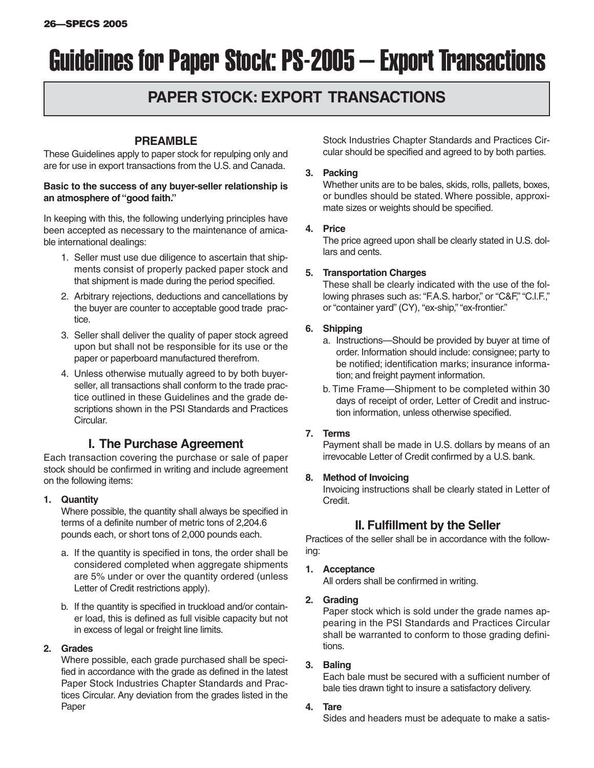# Guidelines for Paper Stock: PS-2005 – Export Transactions

## PAPER STOCK: EXPORT TRANSACTIONS

### PREAMBLE

These Guidelines apply to paper stock for repulping only and are for use in export transactions from the U.S. and Canada.

**Basic to the success of any buyer-seller relationship is an atmosphere of "good faith."**

In keeping with this, the following underlying principles have been accepted as necessary to the maintenance of amicable international dealings:

1. Seller must use due diligence to ascertain that shipments consist of properly packed paper stock and that shipment is made during the period specified.
2. Arbitrary rejections, deductions and cancellations by the buyer are counter to acceptable good trade practice.
3. Seller shall deliver the quality of paper stock agreed upon but shall not be responsible for its use or the paper or paperboard manufactured therefrom.
4. Unless otherwise mutually agreed to by both buyer-seller, all transactions shall conform to the trade practice outlined in these Guidelines and the grade descriptions shown in the PSI Standards and Practices Circular.

## I. The Purchase Agreement

Each transaction covering the purchase or sale of paper stock should be confirmed in writing and include agreement on the following items:

**1. Quantity**

Where possible, the quantity shall always be specified in terms of a definite number of metric tons of 2,204.6 pounds each, or short tons of 2,000 pounds each.

a. If the quantity is specified in tons, the order shall be considered completed when aggregate shipments are 5% under or over the quantity ordered (unless Letter of Credit restrictions apply).

b. If the quantity is specified in truckload and/or container load, this is defined as full visible capacity but not in excess of legal or freight line limits.

**2. Grades**

Where possible, each grade purchased shall be specified in accordance with the grade as defined in the latest Paper Stock Industries Chapter Standards and Practices Circular. Any deviation from the grades listed in the Paper Stock Industries Chapter Standards and Practices Circular should be specified and agreed to by both parties.

**3. Packing**

Whether units are to be bales, skids, rolls, pallets, boxes, or bundles should be stated. Where possible, approximate sizes or weights should be specified.

**4. Price**

The price agreed upon shall be clearly stated in U.S. dollars and cents.

**5. Transportation Charges**

These shall be clearly indicated with the use of the following phrases such as: "F.A.S. harbor," or "C&F," "C.I.F.," or "container yard" (CY), "ex-ship," "ex-frontier."

**6. Shipping**

a. Instructions—Should be provided by buyer at time of order. Information should include: consignee; party to be notified; identification marks; insurance information; and freight payment information.

b. Time Frame—Shipment to be completed within 30 days of receipt of order, Letter of Credit and instruction information, unless otherwise specified.

**7. Terms**

Payment shall be made in U.S. dollars by means of an irrevocable Letter of Credit confirmed by a U.S. bank.

**8. Method of Invoicing**

Invoicing instructions shall be clearly stated in Letter of Credit.

## II. Fulfillment by the Seller

Practices of the seller shall be in accordance with the following:

**1. Acceptance**

All orders shall be confirmed in writing.

**2. Grading**

Paper stock which is sold under the grade names appearing in the PSI Standards and Practices Circular shall be warranted to conform to those grading definitions.

**3. Baling**

Each bale must be secured with a sufficient number of bale ties drawn tight to insure a satisfactory delivery.

**4. Tare**

Sides and headers must be adequate to make a satis-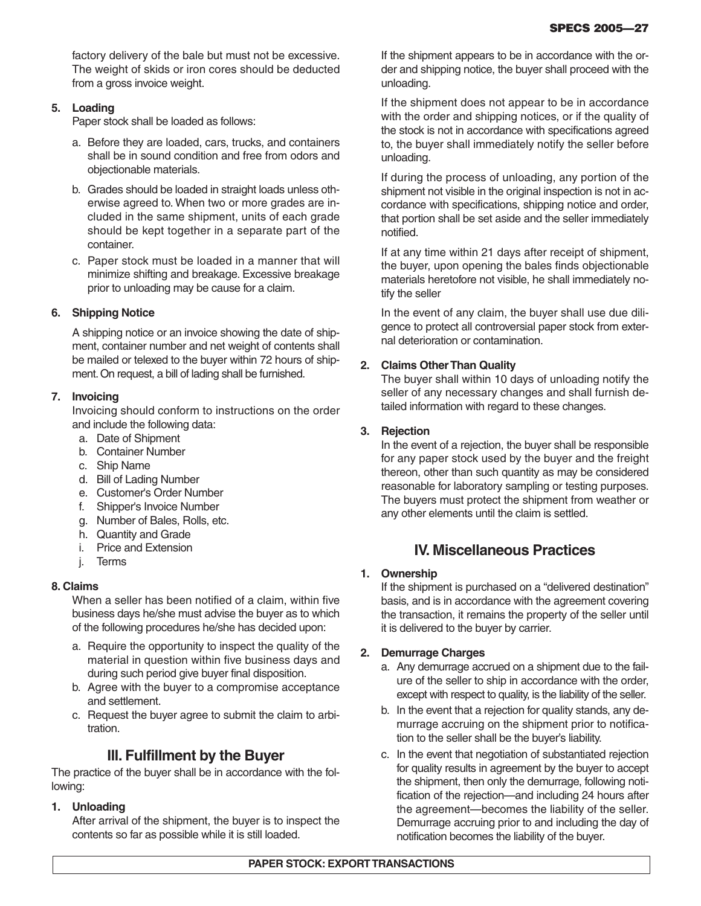factory delivery of the bale but must not be excessive. The weight of skids or iron cores should be deducted from a gross invoice weight.

**5. Loading**

Paper stock shall be loaded as follows:

a. Before they are loaded, cars, trucks, and containers shall be in sound condition and free from odors and objectionable materials.

b. Grades should be loaded in straight loads unless otherwise agreed to. When two or more grades are included in the same shipment, units of each grade should be kept together in a separate part of the container.

c. Paper stock must be loaded in a manner that will minimize shifting and breakage. Excessive breakage prior to unloading may be cause for a claim.

**6. Shipping Notice**

A shipping notice or an invoice showing the date of shipment, container number and net weight of contents shall be mailed or telexed to the buyer within 72 hours of shipment. On request, a bill of lading shall be furnished.

**7. Invoicing**

Invoicing should conform to instructions on the order and include the following data:

a. Date of Shipment
b. Container Number
c. Ship Name
d. Bill of Lading Number
e. Customer's Order Number
f. Shipper's Invoice Number
g. Number of Bales, Rolls, etc.
h. Quantity and Grade
i. Price and Extension
j. Terms

**8. Claims**

When a seller has been notified of a claim, within five business days he/she must advise the buyer as to which of the following procedures he/she has decided upon:

a. Require the opportunity to inspect the quality of the material in question within five business days and during such period give buyer final disposition.

b. Agree with the buyer to a compromise acceptance and settlement.

c. Request the buyer agree to submit the claim to arbitration.

## III. Fulfillment by the Buyer

The practice of the buyer shall be in accordance with the following:

**1. Unloading**

After arrival of the shipment, the buyer is to inspect the contents so far as possible while it is still loaded.

If the shipment appears to be in accordance with the order and shipping notice, the buyer shall proceed with the unloading.

If the shipment does not appear to be in accordance with the order and shipping notices, or if the quality of the stock is not in accordance with specifications agreed to, the buyer shall immediately notify the seller before unloading.

If during the process of unloading, any portion of the shipment not visible in the original inspection is not in accordance with specifications, shipping notice and order, that portion shall be set aside and the seller immediately notified.

If at any time within 21 days after receipt of shipment, the buyer, upon opening the bales finds objectionable materials heretofore not visible, he shall immediately notify the seller

In the event of any claim, the buyer shall use due diligence to protect all controversial paper stock from external deterioration or contamination.

**2. Claims Other Than Quality**

The buyer shall within 10 days of unloading notify the seller of any necessary changes and shall furnish detailed information with regard to these changes.

**3. Rejection**

In the event of a rejection, the buyer shall be responsible for any paper stock used by the buyer and the freight thereon, other than such quantity as may be considered reasonable for laboratory sampling or testing purposes. The buyers must protect the shipment from weather or any other elements until the claim is settled.

## IV. Miscellaneous Practices

**1. Ownership**

If the shipment is purchased on a "delivered destination" basis, and is in accordance with the agreement covering the transaction, it remains the property of the seller until it is delivered to the buyer by carrier.

**2. Demurrage Charges**

a. Any demurrage accrued on a shipment due to the failure of the seller to ship in accordance with the order, except with respect to quality, is the liability of the seller.

b. In the event that a rejection for quality stands, any demurrage accruing on the shipment prior to notification to the seller shall be the buyer's liability.

c. In the event that negotiation of substantiated rejection for quality results in agreement by the buyer to accept the shipment, then only the demurrage, following notification of the rejection—and including 24 hours after the agreement—becomes the liability of the seller. Demurrage accruing prior to and including the day of notification becomes the liability of the buyer.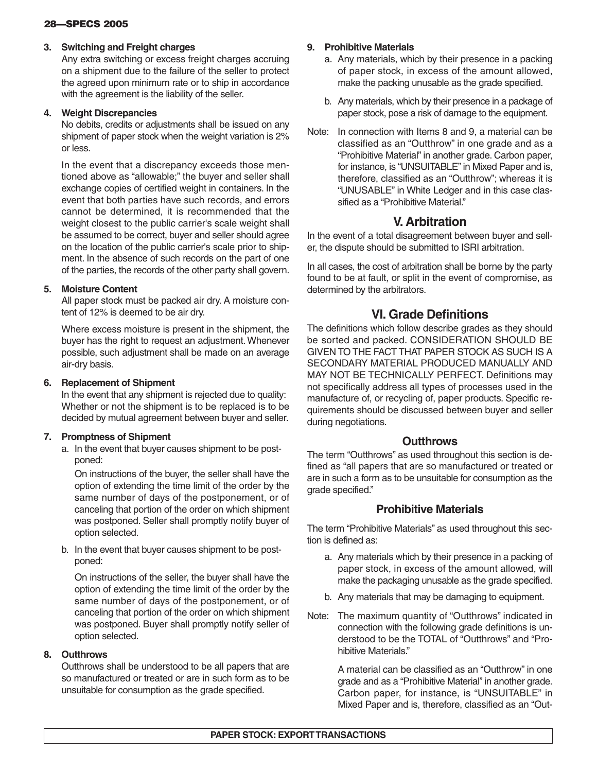3. **Switching and Freight charges**

   Any extra switching or excess freight charges accruing on a shipment due to the failure of the seller to protect the agreed upon minimum rate or to ship in accordance with the agreement is the liability of the seller.

4. **Weight Discrepancies**

   No debits, credits or adjustments shall be issued on any shipment of paper stock when the weight variation is 2% or less.

   In the event that a discrepancy exceeds those mentioned above as "allowable;" the buyer and seller shall exchange copies of certified weight in containers. In the event that both parties have such records, and errors cannot be determined, it is recommended that the weight closest to the public carrier's scale weight shall be assumed to be correct, buyer and seller should agree on the location of the public carrier's scale prior to shipment. In the absence of such records on the part of one of the parties, the records of the other party shall govern.

5. **Moisture Content**

   All paper stock must be packed air dry. A moisture content of 12% is deemed to be air dry.

   Where excess moisture is present in the shipment, the buyer has the right to request an adjustment. Whenever possible, such adjustment shall be made on an average air-dry basis.

6. **Replacement of Shipment**

   In the event that any shipment is rejected due to quality: Whether or not the shipment is to be replaced is to be decided by mutual agreement between buyer and seller.

7. **Promptness of Shipment**

   a. In the event that buyer causes shipment to be postponed:

      On instructions of the buyer, the seller shall have the option of extending the time limit of the order by the same number of days of the postponement, or of canceling that portion of the order on which shipment was postponed. Seller shall promptly notify buyer of option selected.

   b. In the event that buyer causes shipment to be postponed:

      On instructions of the seller, the buyer shall have the option of extending the time limit of the order by the same number of days of the postponement, or of canceling that portion of the order on which shipment was postponed. Buyer shall promptly notify seller of option selected.

8. **Outthrows**

   Outthrows shall be understood to be all papers that are so manufactured or treated or are in such form as to be unsuitable for consumption as the grade specified.

9. **Prohibitive Materials**

   a. Any materials, which by their presence in a packing of paper stock, in excess of the amount allowed, make the packing unusable as the grade specified.

   b. Any materials, which by their presence in a package of paper stock, pose a risk of damage to the equipment.

Note: In connection with Items 8 and 9, a material can be classified as an "Outthrow" in one grade and as a "Prohibitive Material" in another grade. Carbon paper, for instance, is "UNSUITABLE" in Mixed Paper and is, therefore, classified as an "Outthrow"; whereas it is "UNUSABLE" in White Ledger and in this case classified as a "Prohibitive Material."

## V. Arbitration

In the event of a total disagreement between buyer and seller, the dispute should be submitted to ISRI arbitration.

In all cases, the cost of arbitration shall be borne by the party found to be at fault, or split in the event of compromise, as determined by the arbitrators.

## VI. Grade Definitions

The definitions which follow describe grades as they should be sorted and packed. CONSIDERATION SHOULD BE GIVEN TO THE FACT THAT PAPER STOCK AS SUCH IS A SECONDARY MATERIAL PRODUCED MANUALLY AND MAY NOT BE TECHNICALLY PERFECT. Definitions may not specifically address all types of processes used in the manufacture of, or recycling of, paper products. Specific requirements should be discussed between buyer and seller during negotiations.

### Outthrows

The term "Outthrows" as used throughout this section is defined as "all papers that are so manufactured or treated or are in such a form as to be unsuitable for consumption as the grade specified."

### Prohibitive Materials

The term "Prohibitive Materials" as used throughout this section is defined as:

a. Any materials which by their presence in a packing of paper stock, in excess of the amount allowed, will make the packaging unusable as the grade specified.

b. Any materials that may be damaging to equipment.

Note: The maximum quantity of "Outthrows" indicated in connection with the following grade definitions is understood to be the TOTAL of "Outthrows" and "Prohibitive Materials."

A material can be classified as an "Outthrow" in one grade and as a "Prohibitive Material" in another grade. Carbon paper, for instance, is "UNSUITABLE" in Mixed Paper and is, therefore, classified as an "Out-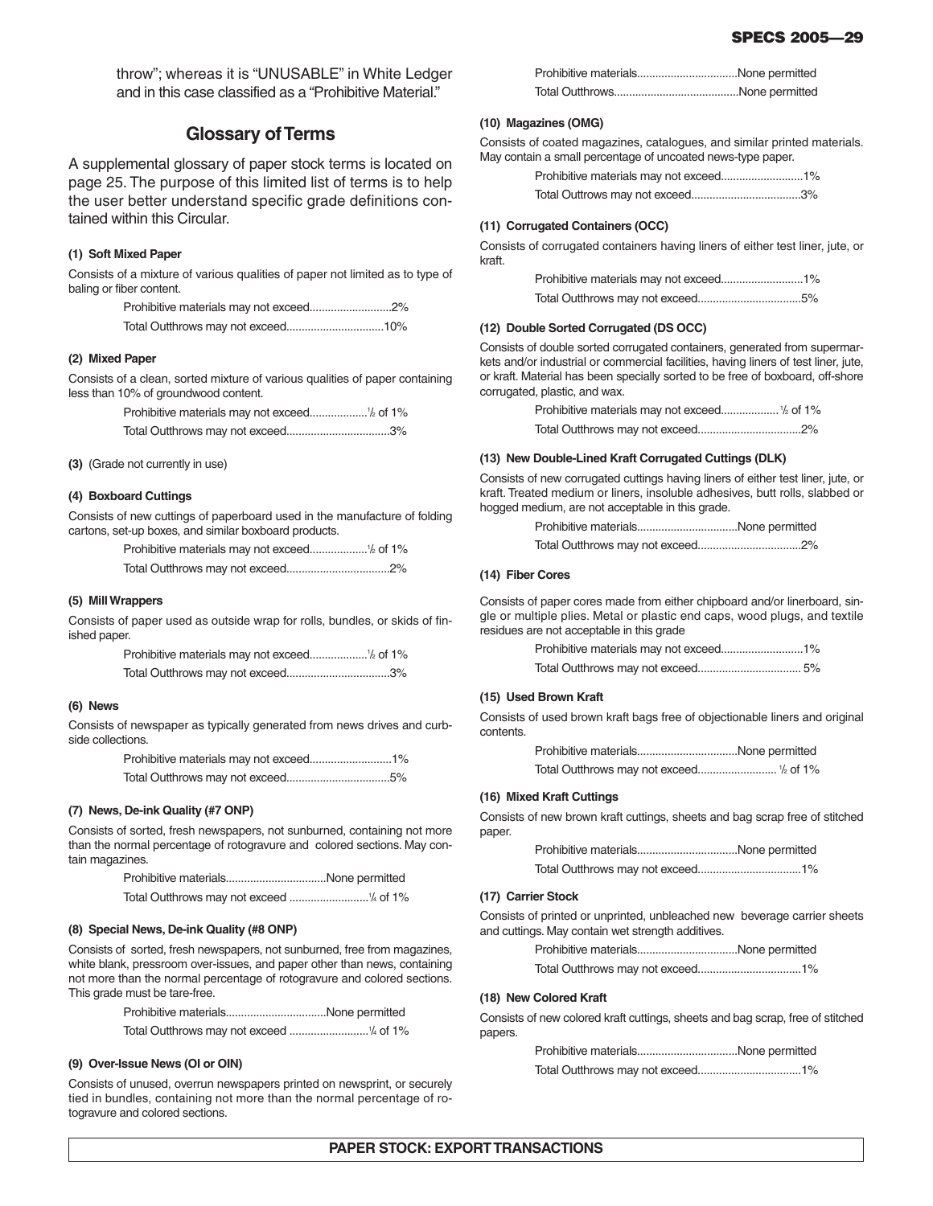throw"; whereas it is "UNUSABLE" in White Ledger and in this case classified as a "Prohibitive Material."

## Glossary of Terms

A supplemental glossary of paper stock terms is located on page 25. The purpose of this limited list of terms is to help the user better understand specific grade definitions contained within this Circular.

**(1) Soft Mixed Paper**

Consists of a mixture of various qualities of paper not limited as to type of baling or fiber content.

Prohibitive materials may not exceed..........................2%

Total Outthrows may not exceed...............................10%

**(2) Mixed Paper**

Consists of a clean, sorted mixture of various qualities of paper containing less than 10% of groundwood content.

Prohibitive materials may not exceed..................½ of 1%

Total Outthrows may not exceed.................................3%

**(3)** (Grade not currently in use)

**(4) Boxboard Cuttings**

Consists of new cuttings of paperboard used in the manufacture of folding cartons, set-up boxes, and similar boxboard products.

Prohibitive materials may not exceed..................½ of 1%

Total Outthrows may not exceed.................................2%

**(5) Mill Wrappers**

Consists of paper used as outside wrap for rolls, bundles, or skids of finished paper.

Prohibitive materials may not exceed..................½ of 1%

Total Outthrows may not exceed.................................3%

**(6) News**

Consists of newspaper as typically generated from news drives and curbside collections.

Prohibitive materials may not exceed..........................1%

Total Outthrows may not exceed.................................5%

**(7) News, De-ink Quality (#7 ONP)**

Consists of sorted, fresh newspapers, not sunburned, containing not more than the normal percentage of rotogravure and colored sections. May contain magazines.

Prohibitive materials................................None permitted

Total Outthrows may not exceed .........................¼ of 1%

**(8) Special News, De-ink Quality (#8 ONP)**

Consists of sorted, fresh newspapers, not sunburned, free from magazines, white blank, pressroom over-issues, and paper other than news, containing not more than the normal percentage of rotogravure and colored sections. This grade must be tare-free.

Prohibitive materials................................None permitted

Total Outthrows may not exceed .........................¼ of 1%

**(9) Over-Issue News (OI or OIN)**

Consists of unused, overrun newspapers printed on newsprint, or securely tied in bundles, containing not more than the normal percentage of rotogravure and colored sections.

Prohibitive materials................................None permitted

Total Outthrows........................................None permitted

**(10) Magazines (OMG)**

Consists of coated magazines, catalogues, and similar printed materials. May contain a small percentage of uncoated news-type paper.

Prohibitive materials may not exceed..........................1%

Total Outrows may not exceed...................................3%

**(11) Corrugated Containers (OCC)**

Consists of corrugated containers having liners of either test liner, jute, or kraft.

Prohibitive materials may not exceed..........................1%

Total Outthrows may not exceed.................................5%

**(12) Double Sorted Corrugated (DS OCC)**

Consists of double sorted corrugated containers, generated from supermarkets and/or industrial or commercial facilities, having liners of test liner, jute, or kraft. Material has been specially sorted to be free of boxboard, off-shore corrugated, plastic, and wax.

Prohibitive materials may not exceed.................. ½ of 1%

Total Outthrows may not exceed.................................2%

**(13) New Double-Lined Kraft Corrugated Cuttings (DLK)**

Consists of new corrugated cuttings having liners of either test liner, jute, or kraft. Treated medium or liners, insoluble adhesives, butt rolls, slabbed or hogged medium, are not acceptable in this grade.

Prohibitive materials................................None permitted

Total Outthrows may not exceed.................................2%

**(14) Fiber Cores**

Consists of paper cores made from either chipboard and/or linerboard, single or multiple plies. Metal or plastic end caps, wood plugs, and textile residues are not acceptable in this grade

Prohibitive materials may not exceed..........................1%

Total Outthrows may not exceed................................. 5%

**(15) Used Brown Kraft**

Consists of used brown kraft bags free of objectionable liners and original contents.

Prohibitive materials................................None permitted

Total Outthrows may not exceed.......................... ½ of 1%

**(16) Mixed Kraft Cuttings**

Consists of new brown kraft cuttings, sheets and bag scrap free of stitched paper.

Prohibitive materials................................None permitted

Total Outthrows may not exceed.................................1%

**(17) Carrier Stock**

Consists of printed or unprinted, unbleached new beverage carrier sheets and cuttings. May contain wet strength additives.

Prohibitive materials................................None permitted

Total Outthrows may not exceed.................................1%

**(18) New Colored Kraft**

Consists of new colored kraft cuttings, sheets and bag scrap, free of stitched papers.

Prohibitive materials................................None permitted

Total Outthrows may not exceed.................................1%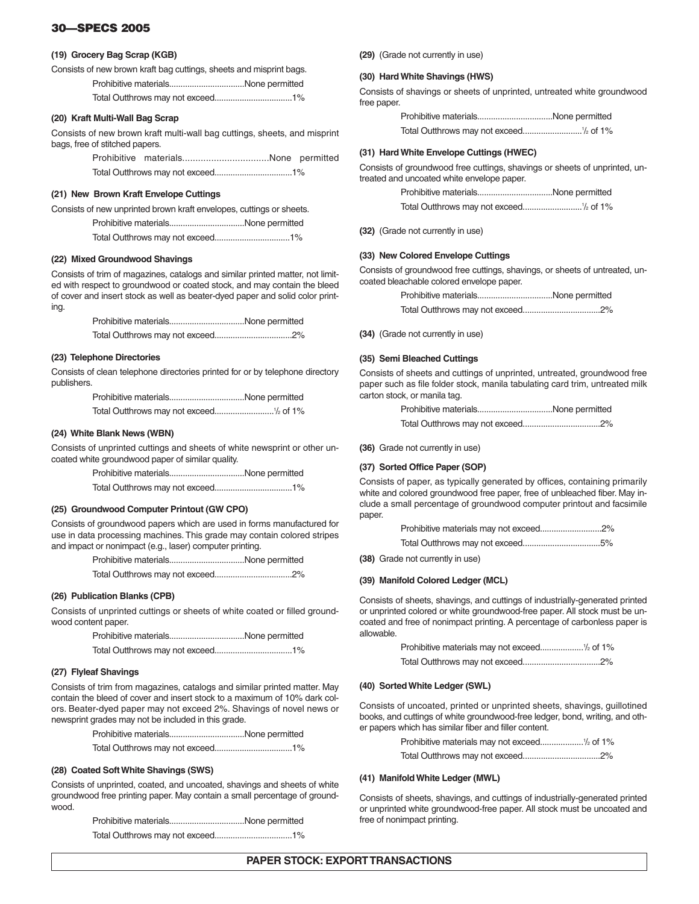#### (19) Grocery Bag Scrap (KGB)

Consists of new brown kraft bag cuttings, sheets and misprint bags.

Prohibitive materials................................None permitted
Total Outthrows may not exceed.................................1%

#### (20) Kraft Multi-Wall Bag Scrap

Consists of new brown kraft multi-wall bag cuttings, sheets, and misprint bags, free of stitched papers.

Prohibitive materials................................None permitted
Total Outthrows may not exceed.................................1%

#### (21) New Brown Kraft Envelope Cuttings

Consists of new unprinted brown kraft envelopes, cuttings or sheets.

Prohibitive materials................................None permitted
Total Outthrows may not exceed................................1%

#### (22) Mixed Groundwood Shavings

Consists of trim of magazines, catalogs and similar printed matter, not limited with respect to groundwood or coated stock, and may contain the bleed of cover and insert stock as well as beater-dyed paper and solid color printing.

Prohibitive materials................................None permitted
Total Outthrows may not exceed.................................2%

#### (23) Telephone Directories

Consists of clean telephone directories printed for or by telephone directory publishers.

Prohibitive materials................................None permitted
Total Outthrows may not exceed..........................1/2 of 1%

#### (24) White Blank News (WBN)

Consists of unprinted cuttings and sheets of white newsprint or other uncoated white groundwood paper of similar quality.

Prohibitive materials................................None permitted
Total Outthrows may not exceed.................................1%

#### (25) Groundwood Computer Printout (GW CPO)

Consists of groundwood papers which are used in forms manufactured for use in data processing machines. This grade may contain colored stripes and impact or nonimpact (e.g., laser) computer printing.

Prohibitive materials................................None permitted
Total Outthrows may not exceed.................................2%

#### (26) Publication Blanks (CPB)

Consists of unprinted cuttings or sheets of white coated or filled groundwood content paper.

Prohibitive materials................................None permitted
Total Outthrows may not exceed.................................1%

#### (27) Flyleaf Shavings

Consists of trim from magazines, catalogs and similar printed matter. May contain the bleed of cover and insert stock to a maximum of 10% dark colors. Beater-dyed paper may not exceed 2%. Shavings of novel news or newsprint grades may not be included in this grade.

Prohibitive materials................................None permitted
Total Outthrows may not exceed.................................1%

#### (28) Coated Soft White Shavings (SWS)

Consists of unprinted, coated, and uncoated, shavings and sheets of white groundwood free printing paper. May contain a small percentage of groundwood.

Prohibitive materials................................None permitted
Total Outthrows may not exceed.................................1%

**(29)** (Grade not currently in use)

#### (30) Hard White Shavings (HWS)

Consists of shavings or sheets of unprinted, untreated white groundwood free paper.

Prohibitive materials................................None permitted
Total Outthrows may not exceed..........................1/2 of 1%

#### (31) Hard White Envelope Cuttings (HWEC)

Consists of groundwood free cuttings, shavings or sheets of unprinted, untreated and uncoated white envelope paper.

Prohibitive materials................................None permitted
Total Outthrows may not exceed..........................1/2 of 1%

**(32)** (Grade not currently in use)

#### (33) New Colored Envelope Cuttings

Consists of groundwood free cuttings, shavings, or sheets of untreated, uncoated bleachable colored envelope paper.

Prohibitive materials................................None permitted
Total Outthrows may not exceed.................................2%

**(34)** (Grade not currently in use)

#### (35) Semi Bleached Cuttings

Consists of sheets and cuttings of unprinted, untreated, groundwood free paper such as file folder stock, manila tabulating card trim, untreated milk carton stock, or manila tag.

Prohibitive materials................................None permitted
Total Outthrows may not exceed.................................2%

**(36)** Grade not currently in use)

#### (37) Sorted Office Paper (SOP)

Consists of paper, as typically generated by offices, containing primarily white and colored groundwood free paper, free of unbleached fiber. May include a small percentage of groundwood computer printout and facsimile paper.

Prohibitive materials may not exceed..........................2%
Total Outthrows may not exceed.................................5%

**(38)** Grade not currently in use)

#### (39) Manifold Colored Ledger (MCL)

Consists of sheets, shavings, and cuttings of industrially-generated printed or unprinted colored or white groundwood-free paper. All stock must be uncoated and free of nonimpact printing. A percentage of carbonless paper is allowable.

Prohibitive materials may not exceed..................1/2 of 1%
Total Outthrows may not exceed.................................2%

#### (40) Sorted White Ledger (SWL)

Consists of uncoated, printed or unprinted sheets, shavings, guillotined books, and cuttings of white groundwood-free ledger, bond, writing, and other papers which has similar fiber and filler content.

Prohibitive materials may not exceed..................1/2 of 1%
Total Outthrows may not exceed.................................2%

#### (41) Manifold White Ledger (MWL)

Consists of sheets, shavings, and cuttings of industrially-generated printed or unprinted white groundwood-free paper. All stock must be uncoated and free of nonimpact printing.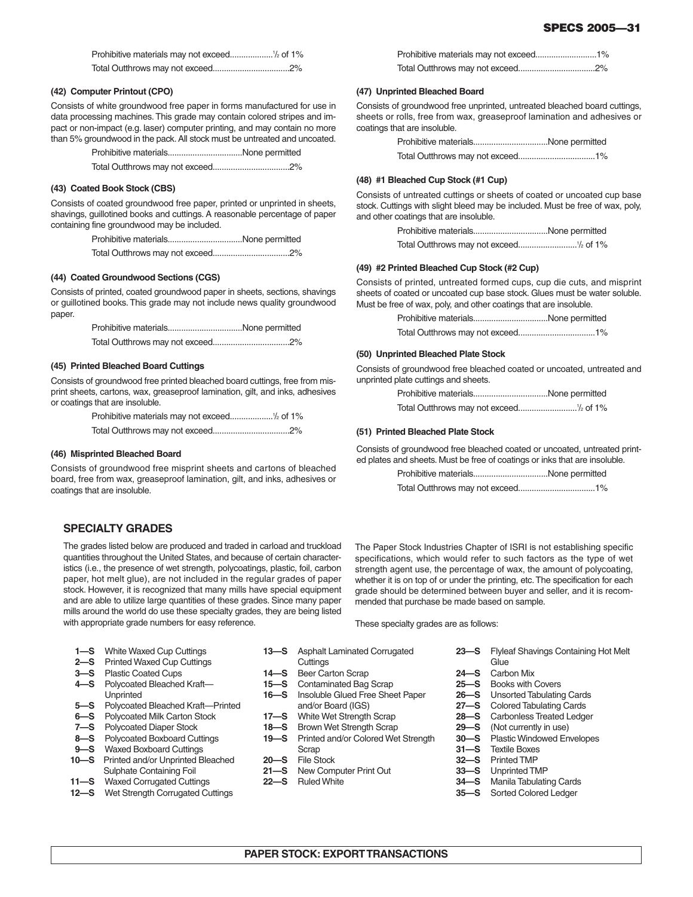Prohibitive materials may not exceed..................½ of 1%

Total Outthrows may not exceed.................................2%

#### (42) Computer Printout (CPO)

Consists of white groundwood free paper in forms manufactured for use in data processing machines. This grade may contain colored stripes and impact or non-impact (e.g. laser) computer printing, and may contain no more than 5% groundwood in the pack. All stock must be untreated and uncoated.

Prohibitive materials................................None permitted

Total Outthrows may not exceed.................................2%

#### (43) Coated Book Stock (CBS)

Consists of coated groundwood free paper, printed or unprinted in sheets, shavings, guillotined books and cuttings. A reasonable percentage of paper containing fine groundwood may be included.

Prohibitive materials................................None permitted

Total Outthrows may not exceed.................................2%

#### (44) Coated Groundwood Sections (CGS)

Consists of printed, coated groundwood paper in sheets, sections, shavings or guillotined books. This grade may not include news quality groundwood paper.

Prohibitive materials................................None permitted

Total Outthrows may not exceed.................................2%

#### (45) Printed Bleached Board Cuttings

Consists of groundwood free printed bleached board cuttings, free from misprint sheets, cartons, wax, greaseproof lamination, gilt, and inks, adhesives or coatings that are insoluble.

Prohibitive materials may not exceed..................½ of 1%

Total Outthrows may not exceed.................................2%

#### (46) Misprinted Bleached Board

Consists of groundwood free misprint sheets and cartons of bleached board, free from wax, greaseproof lamination, gilt, and inks, adhesives or coatings that are insoluble.

Prohibitive materials may not exceed..........................1%

Total Outthrows may not exceed.................................2%

#### (47) Unprinted Bleached Board

Consists of groundwood free unprinted, untreated bleached board cuttings, sheets or rolls, free from wax, greaseproof lamination and adhesives or coatings that are insoluble.

Prohibitive materials................................None permitted

Total Outthrows may not exceed.................................1%

#### (48) #1 Bleached Cup Stock (#1 Cup)

Consists of untreated cuttings or sheets of coated or uncoated cup base stock. Cuttings with slight bleed may be included. Must be free of wax, poly, and other coatings that are insoluble.

Prohibitive materials................................None permitted

Total Outthrows may not exceed..........................½ of 1%

#### (49) #2 Printed Bleached Cup Stock (#2 Cup)

Consists of printed, untreated formed cups, cup die cuts, and misprint sheets of coated or uncoated cup base stock. Glues must be water soluble. Must be free of wax, poly, and other coatings that are insoluble.

Prohibitive materials................................None permitted

Total Outthrows may not exceed.................................1%

#### (50) Unprinted Bleached Plate Stock

Consists of groundwood free bleached coated or uncoated, untreated and unprinted plate cuttings and sheets.

Prohibitive materials................................None permitted

Total Outthrows may not exceed..........................½ of 1%

#### (51) Printed Bleached Plate Stock

Consists of groundwood free bleached coated or uncoated, untreated printed plates and sheets. Must be free of coatings or inks that are insoluble.

Prohibitive materials................................None permitted

Total Outthrows may not exceed.................................1%

## SPECIALTY GRADES

The grades listed below are produced and traded in carload and truckload quantities throughout the United States, and because of certain characteristics (i.e., the presence of wet strength, polycoatings, plastic, foil, carbon paper, hot melt glue), are not included in the regular grades of paper stock. However, it is recognized that many mills have special equipment and are able to utilize large quantities of these grades. Since many paper mills around the world do use these specialty grades, they are being listed with appropriate grade numbers for easy reference.

The Paper Stock Industries Chapter of ISRI is not establishing specific specifications, which would refer to such factors as the type of wet strength agent use, the percentage of wax, the amount of polycoating, whether it is on top of or under the printing, etc. The specification for each grade should be determined between buyer and seller, and it is recommended that purchase be made based on sample.

These specialty grades are as follows:

- **1—S** White Waxed Cup Cuttings
- **2—S** Printed Waxed Cup Cuttings
- **3—S** Plastic Coated Cups
- **4—S** Polycoated Bleached Kraft—Unprinted
- **5—S** Polycoated Bleached Kraft—Printed
- **6—S** Polycoated Milk Carton Stock
- **7—S** Polycoated Diaper Stock
- **8—S** Polycoated Boxboard Cuttings
- **9—S** Waxed Boxboard Cuttings
- **10—S** Printed and/or Unprinted Bleached Sulphate Containing Foil
- **11—S** Waxed Corrugated Cuttings
- **12—S** Wet Strength Corrugated Cuttings
- **13—S** Asphalt Laminated Corrugated Cuttings
- **14—S** Beer Carton Scrap
- **15—S** Contaminated Bag Scrap
- **16—S** Insoluble Glued Free Sheet Paper and/or Board (IGS)
- **17—S** White Wet Strength Scrap
- **18—S** Brown Wet Strength Scrap
- **19—S** Printed and/or Colored Wet Strength Scrap
- **20—S** File Stock
- **21—S** New Computer Print Out
- **22—S** Ruled White
- **23—S** Flyleaf Shavings Containing Hot Melt Glue
- **24—S** Carbon Mix
- **25—S** Books with Covers
- **26—S** Unsorted Tabulating Cards
- **27—S** Colored Tabulating Cards
- **28—S** Carbonless Treated Ledger
- **29—S** (Not currently in use)
- **30—S** Plastic Windowed Envelopes
- **31—S** Textile Boxes
- **32—S** Printed TMP
- **33—S** Unprinted TMP
- **34—S** Manila Tabulating Cards
- **35—S** Sorted Colored Ledger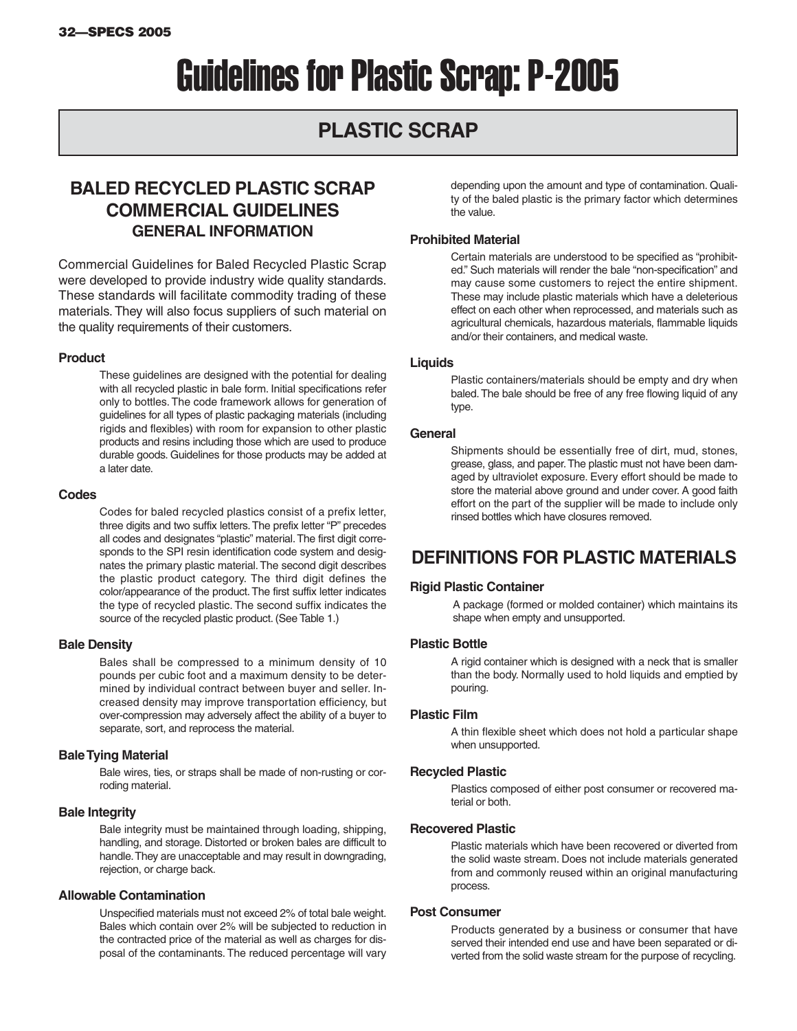# Guidelines for Plastic Scrap: P-2005

## PLASTIC SCRAP

## BALED RECYCLED PLASTIC SCRAP COMMERCIAL GUIDELINES

### GENERAL INFORMATION

Commercial Guidelines for Baled Recycled Plastic Scrap were developed to provide industry wide quality standards. These standards will facilitate commodity trading of these materials. They will also focus suppliers of such material on the quality requirements of their customers.

#### Product

These guidelines are designed with the potential for dealing with all recycled plastic in bale form. Initial specifications refer only to bottles. The code framework allows for generation of guidelines for all types of plastic packaging materials (including rigids and flexibles) with room for expansion to other plastic products and resins including those which are used to produce durable goods. Guidelines for those products may be added at a later date.

#### Codes

Codes for baled recycled plastics consist of a prefix letter, three digits and two suffix letters. The prefix letter "P" precedes all codes and designates "plastic" material. The first digit corresponds to the SPI resin identification code system and designates the primary plastic material. The second digit describes the plastic product category. The third digit defines the color/appearance of the product. The first suffix letter indicates the type of recycled plastic. The second suffix indicates the source of the recycled plastic product. (See Table 1.)

#### Bale Density

Bales shall be compressed to a minimum density of 10 pounds per cubic foot and a maximum density to be determined by individual contract between buyer and seller. Increased density may improve transportation efficiency, but over-compression may adversely affect the ability of a buyer to separate, sort, and reprocess the material.

#### Bale Tying Material

Bale wires, ties, or straps shall be made of non-rusting or corroding material.

#### Bale Integrity

Bale integrity must be maintained through loading, shipping, handling, and storage. Distorted or broken bales are difficult to handle. They are unacceptable and may result in downgrading, rejection, or charge back.

#### Allowable Contamination

Unspecified materials must not exceed 2% of total bale weight. Bales which contain over 2% will be subjected to reduction in the contracted price of the material as well as charges for disposal of the contaminants. The reduced percentage will vary depending upon the amount and type of contamination. Quality of the baled plastic is the primary factor which determines the value.

#### Prohibited Material

Certain materials are understood to be specified as "prohibited." Such materials will render the bale "non-specification" and may cause some customers to reject the entire shipment. These may include plastic materials which have a deleterious effect on each other when reprocessed, and materials such as agricultural chemicals, hazardous materials, flammable liquids and/or their containers, and medical waste.

#### Liquids

Plastic containers/materials should be empty and dry when baled. The bale should be free of any free flowing liquid of any type.

#### General

Shipments should be essentially free of dirt, mud, stones, grease, glass, and paper. The plastic must not have been damaged by ultraviolet exposure. Every effort should be made to store the material above ground and under cover. A good faith effort on the part of the supplier will be made to include only rinsed bottles which have closures removed.

## DEFINITIONS FOR PLASTIC MATERIALS

#### Rigid Plastic Container

A package (formed or molded container) which maintains its shape when empty and unsupported.

#### Plastic Bottle

A rigid container which is designed with a neck that is smaller than the body. Normally used to hold liquids and emptied by pouring.

#### Plastic Film

A thin flexible sheet which does not hold a particular shape when unsupported.

#### Recycled Plastic

Plastics composed of either post consumer or recovered material or both.

#### Recovered Plastic

Plastic materials which have been recovered or diverted from the solid waste stream. Does not include materials generated from and commonly reused within an original manufacturing process.

#### Post Consumer

Products generated by a business or consumer that have served their intended end use and have been separated or diverted from the solid waste stream for the purpose of recycling.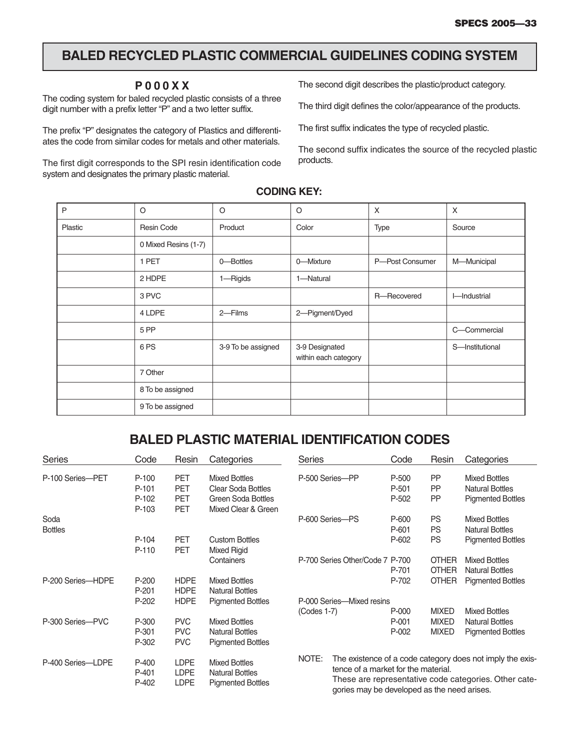# BALED RECYCLED PLASTIC COMMERCIAL GUIDELINES CODING SYSTEM

### P 0 0 0 X X

The coding system for baled recycled plastic consists of a three digit number with a prefix letter "P" and a two letter suffix.

The prefix "P" designates the category of Plastics and differentiates the code from similar codes for metals and other materials.

The first digit corresponds to the SPI resin identification code system and designates the primary plastic material.

The second digit describes the plastic/product category.

The third digit defines the color/appearance of the products.

The first suffix indicates the type of recycled plastic.

The second suffix indicates the source of the recycled plastic products.

**CODING KEY:**

| P | O | O | O | X | X |
|---|---|---|---|---|---|
| Plastic | Resin Code | Product | Color | Type | Source |
| | 0 Mixed Resins (1-7) | | | | |
| | 1 PET | 0—Bottles | 0—Mixture | P—Post Consumer | M—Municipal |
| | 2 HDPE | 1—Rigids | 1—Natural | | |
| | 3 PVC | | | R—Recovered | I—Industrial |
| | 4 LDPE | 2—Films | 2—Pigment/Dyed | | |
| | 5 PP | | | | C—Commercial |
| | 6 PS | 3-9 To be assigned | 3-9 Designated within each category | | S—Institutional |
| | 7 Other | | | | |
| | 8 To be assigned | | | | |
| | 9 To be assigned | | | | |

## BALED PLASTIC MATERIAL IDENTIFICATION CODES

| Series | Code | Resin | Categories |
|---|---|---|---|
| P-100 Series—PET | P-100 | PET | Mixed Bottles |
| | P-101 | PET | Clear Soda Bottles |
| | P-102 | PET | Green Soda Bottles |
| | P-103 | PET | Mixed Clear & Green |
| Soda Bottles | | | |
| | P-104 | PET | Custom Bottles |
| | P-110 | PET | Mixed Rigid Containers |
| P-200 Series—HDPE | P-200 | HDPE | Mixed Bottles |
| | P-201 | HDPE | Natural Bottles |
| | P-202 | HDPE | Pigmented Bottles |
| P-300 Series—PVC | P-300 | PVC | Mixed Bottles |
| | P-301 | PVC | Natural Bottles |
| | P-302 | PVC | Pigmented Bottles |
| P-400 Series—LDPE | P-400 | LDPE | Mixed Bottles |
| | P-401 | LDPE | Natural Bottles |
| | P-402 | LDPE | Pigmented Bottles |
| P-500 Series—PP | P-500 | PP | Mixed Bottles |
| | P-501 | PP | Natural Bottles |
| | P-502 | PP | Pigmented Bottles |
| P-600 Series—PS | P-600 | PS | Mixed Bottles |
| | P-601 | PS | Natural Bottles |
| | P-602 | PS | Pigmented Bottles |
| P-700 Series Other/Code 7 | P-700 | OTHER | Mixed Bottles |
| | P-701 | OTHER | Natural Bottles |
| | P-702 | OTHER | Pigmented Bottles |
| P-000 Series—Mixed resins (Codes 1-7) | P-000 | MIXED | Mixed Bottles |
| | P-001 | MIXED | Natural Bottles |
| | P-002 | MIXED | Pigmented Bottles |

NOTE: The existence of a code category does not imply the existence of a market for the material.
These are representative code categories. Other categories may be developed as the need arises.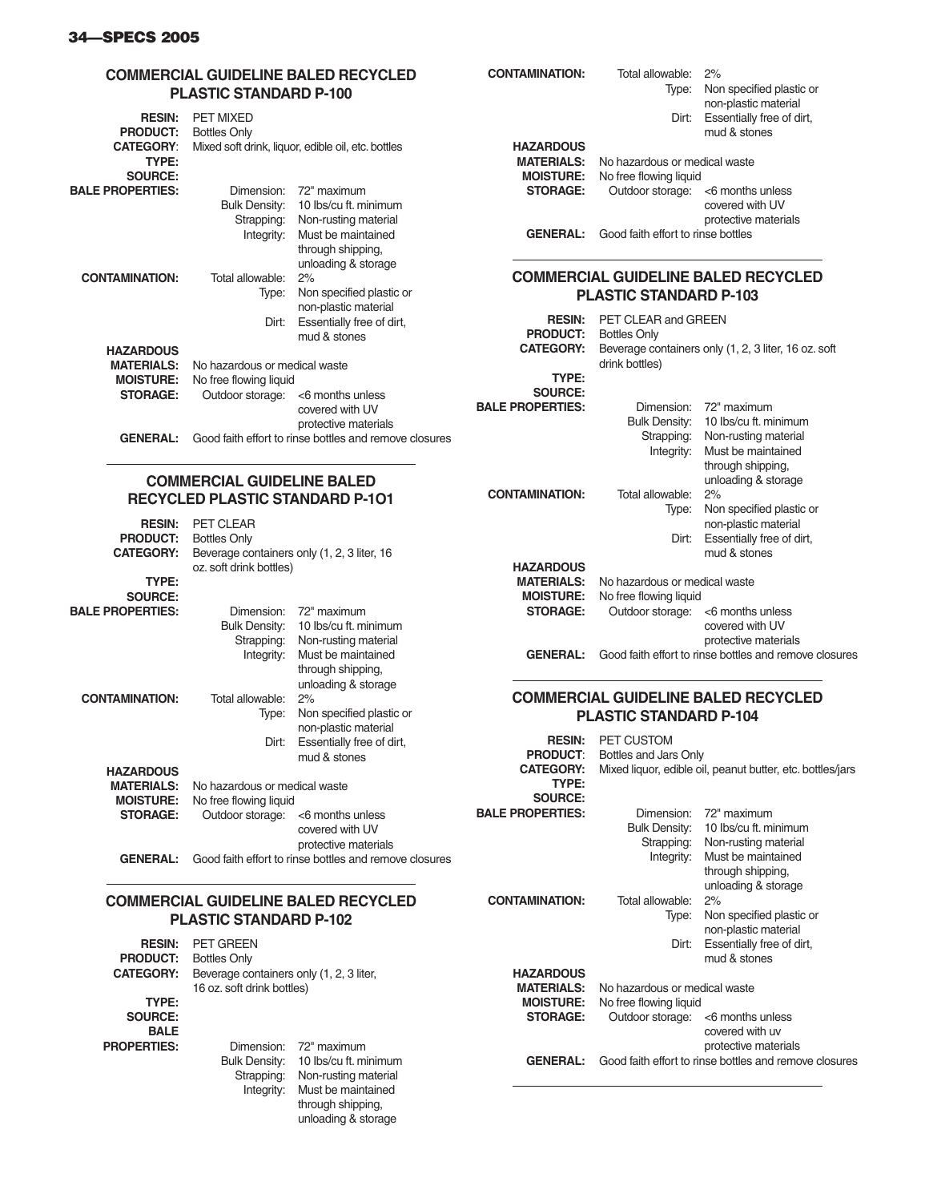## COMMERCIAL GUIDELINE BALED RECYCLED PLASTIC STANDARD P-100

**RESIN:** PET MIXED
**PRODUCT:** Bottles Only
**CATEGORY:** Mixed soft drink, liquor, edible oil, etc. bottles
**TYPE:**
**SOURCE:**
**BALE PROPERTIES:**
- Dimension: 72" maximum
- Bulk Density: 10 lbs/cu ft. minimum
- Strapping: Non-rusting material
- Integrity: Must be maintained through shipping, unloading & storage

**CONTAMINATION:**
- Total allowable: 2%
- Type: Non specified plastic or non-plastic material
- Dirt: Essentially free of dirt, mud & stones

**HAZARDOUS MATERIALS:** No hazardous or medical waste
**MOISTURE:** No free flowing liquid
**STORAGE:** Outdoor storage: <6 months unless covered with UV protective materials
**GENERAL:** Good faith effort to rinse bottles and remove closures

---

## COMMERCIAL GUIDELINE BALED RECYCLED PLASTIC STANDARD P-1O1

**RESIN:** PET CLEAR
**PRODUCT:** Bottles Only
**CATEGORY:** Beverage containers only (1, 2, 3 liter, 16 oz. soft drink bottles)
**TYPE:**
**SOURCE:**
**BALE PROPERTIES:**
- Dimension: 72" maximum
- Bulk Density: 10 lbs/cu ft. minimum
- Strapping: Non-rusting material
- Integrity: Must be maintained through shipping, unloading & storage

**CONTAMINATION:**
- Total allowable: 2%
- Type: Non specified plastic or non-plastic material
- Dirt: Essentially free of dirt, mud & stones

**HAZARDOUS MATERIALS:** No hazardous or medical waste
**MOISTURE:** No free flowing liquid
**STORAGE:** Outdoor storage: <6 months unless covered with UV protective materials
**GENERAL:** Good faith effort to rinse bottles and remove closures

---

## COMMERCIAL GUIDELINE BALED RECYCLED PLASTIC STANDARD P-102

**RESIN:** PET GREEN
**PRODUCT:** Bottles Only
**CATEGORY:** Beverage containers only (1, 2, 3 liter, 16 oz. soft drink bottles)
**TYPE:**
**SOURCE:**
**BALE PROPERTIES:**
- Dimension: 72" maximum
- Bulk Density: 10 lbs/cu ft. minimum
- Strapping: Non-rusting material
- Integrity: Must be maintained through shipping, unloading & storage

**CONTAMINATION:**
- Total allowable: 2%
- Type: Non specified plastic or non-plastic material
- Dirt: Essentially free of dirt, mud & stones

**HAZARDOUS MATERIALS:** No hazardous or medical waste
**MOISTURE:** No free flowing liquid
**STORAGE:** Outdoor storage: <6 months unless covered with UV protective materials
**GENERAL:** Good faith effort to rinse bottles

---

## COMMERCIAL GUIDELINE BALED RECYCLED PLASTIC STANDARD P-103

**RESIN:** PET CLEAR and GREEN
**PRODUCT:** Bottles Only
**CATEGORY:** Beverage containers only (1, 2, 3 liter, 16 oz. soft drink bottles)
**TYPE:**
**SOURCE:**
**BALE PROPERTIES:**
- Dimension: 72" maximum
- Bulk Density: 10 lbs/cu ft. minimum
- Strapping: Non-rusting material
- Integrity: Must be maintained through shipping, unloading & storage

**CONTAMINATION:**
- Total allowable: 2%
- Type: Non specified plastic or non-plastic material
- Dirt: Essentially free of dirt, mud & stones

**HAZARDOUS MATERIALS:** No hazardous or medical waste
**MOISTURE:** No free flowing liquid
**STORAGE:** Outdoor storage: <6 months unless covered with UV protective materials
**GENERAL:** Good faith effort to rinse bottles and remove closures

---

## COMMERCIAL GUIDELINE BALED RECYCLED PLASTIC STANDARD P-104

**RESIN:** PET CUSTOM
**PRODUCT:** Bottles and Jars Only
**CATEGORY:** Mixed liquor, edible oil, peanut butter, etc. bottles/jars
**TYPE:**
**SOURCE:**
**BALE PROPERTIES:**
- Dimension: 72" maximum
- Bulk Density: 10 lbs/cu ft. minimum
- Strapping: Non-rusting material
- Integrity: Must be maintained through shipping, unloading & storage

**CONTAMINATION:**
- Total allowable: 2%
- Type: Non specified plastic or non-plastic material
- Dirt: Essentially free of dirt, mud & stones

**HAZARDOUS MATERIALS:** No hazardous or medical waste
**MOISTURE:** No free flowing liquid
**STORAGE:** Outdoor storage: <6 months unless covered with uv protective materials
**GENERAL:** Good faith effort to rinse bottles and remove closures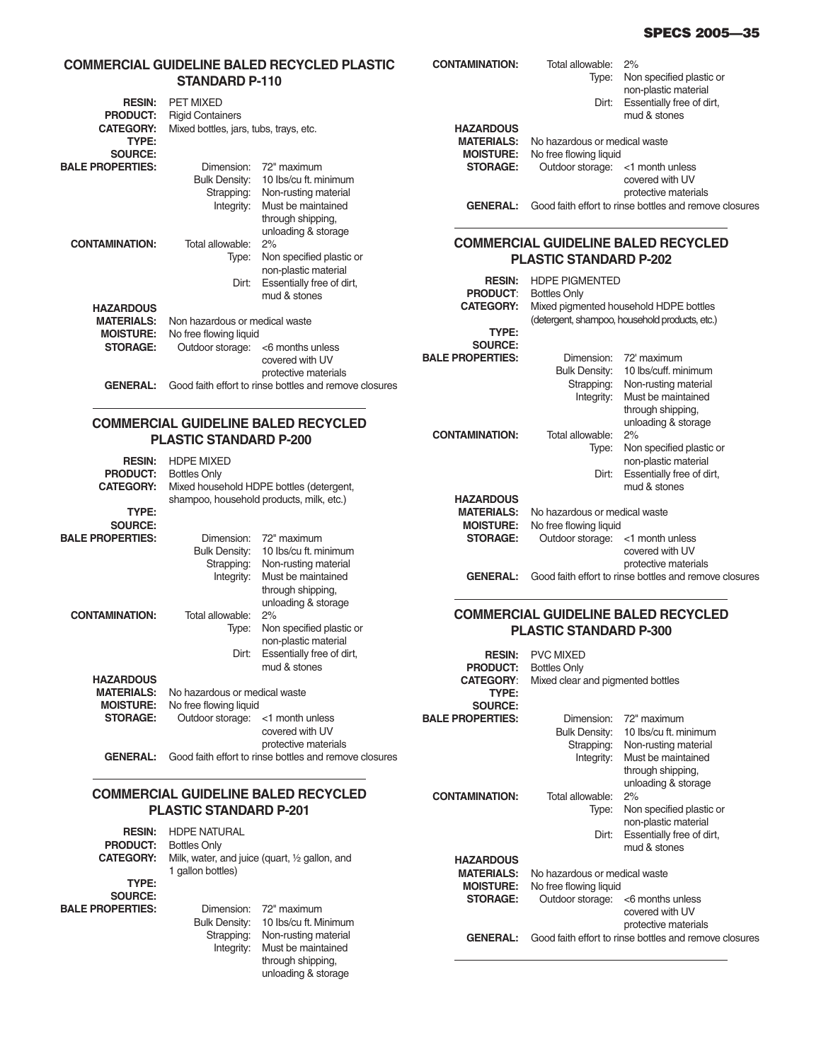## COMMERCIAL GUIDELINE BALED RECYCLED PLASTIC STANDARD P-110

**RESIN:** PET MIXED
**PRODUCT:** Rigid Containers
**CATEGORY:** Mixed bottles, jars, tubs, trays, etc.
**TYPE:**
**SOURCE:**
**BALE PROPERTIES:**

| | |
|---|---|
| Dimension: | 72" maximum |
| Bulk Density: | 10 lbs/cu ft. minimum |
| Strapping: | Non-rusting material |
| Integrity: | Must be maintained through shipping, unloading & storage |

**CONTAMINATION:**

| | |
|---|---|
| Total allowable: | 2% |
| Type: | Non specified plastic or non-plastic material |
| Dirt: | Essentially free of dirt, mud & stones |

**HAZARDOUS MATERIALS:** Non hazardous or medical waste
**MOISTURE:** No free flowing liquid
**STORAGE:** Outdoor storage: <6 months unless covered with UV protective materials
**GENERAL:** Good faith effort to rinse bottles and remove closures

## COMMERCIAL GUIDELINE BALED RECYCLED PLASTIC STANDARD P-200

**RESIN:** HDPE MIXED
**PRODUCT:** Bottles Only
**CATEGORY:** Mixed household HDPE bottles (detergent, shampoo, household products, milk, etc.)
**TYPE:**
**SOURCE:**
**BALE PROPERTIES:**

| | |
|---|---|
| Dimension: | 72" maximum |
| Bulk Density: | 10 lbs/cu ft. minimum |
| Strapping: | Non-rusting material |
| Integrity: | Must be maintained through shipping, unloading & storage |

**CONTAMINATION:**

| | |
|---|---|
| Total allowable: | 2% |
| Type: | Non specified plastic or non-plastic material |
| Dirt: | Essentially free of dirt, mud & stones |

**HAZARDOUS MATERIALS:** No hazardous or medical waste
**MOISTURE:** No free flowing liquid
**STORAGE:** Outdoor storage: <1 month unless covered with UV protective materials
**GENERAL:** Good faith effort to rinse bottles and remove closures

## COMMERCIAL GUIDELINE BALED RECYCLED PLASTIC STANDARD P-201

**RESIN:** HDPE NATURAL
**PRODUCT:** Bottles Only
**CATEGORY:** Milk, water, and juice (quart, ½ gallon, and 1 gallon bottles)
**TYPE:**
**SOURCE:**
**BALE PROPERTIES:**

| | |
|---|---|
| Dimension: | 72" maximum |
| Bulk Density: | 10 lbs/cu ft. Minimum |
| Strapping: | Non-rusting material |
| Integrity: | Must be maintained through shipping, unloading & storage |

**CONTAMINATION:**

| | |
|---|---|
| Total allowable: | 2% |
| Type: | Non specified plastic or non-plastic material |
| Dirt: | Essentially free of dirt, mud & stones |

**HAZARDOUS MATERIALS:** No hazardous or medical waste
**MOISTURE:** No free flowing liquid
**STORAGE:** Outdoor storage: <1 month unless covered with UV protective materials
**GENERAL:** Good faith effort to rinse bottles and remove closures

## COMMERCIAL GUIDELINE BALED RECYCLED PLASTIC STANDARD P-202

**RESIN:** HDPE PIGMENTED
**PRODUCT:** Bottles Only
**CATEGORY:** Mixed pigmented household HDPE bottles (detergent, shampoo, household products, etc.)
**TYPE:**
**SOURCE:**
**BALE PROPERTIES:**

| | |
|---|---|
| Dimension: | 72' maximum |
| Bulk Density: | 10 lbs/cuff. minimum |
| Strapping: | Non-rusting material |
| Integrity: | Must be maintained through shipping, unloading & storage |

**CONTAMINATION:**

| | |
|---|---|
| Total allowable: | 2% |
| Type: | Non specified plastic or non-plastic material |
| Dirt: | Essentially free of dirt, mud & stones |

**HAZARDOUS MATERIALS:** No hazardous or medical waste
**MOISTURE:** No free flowing liquid
**STORAGE:** Outdoor storage: <1 month unless covered with UV protective materials
**GENERAL:** Good faith effort to rinse bottles and remove closures

## COMMERCIAL GUIDELINE BALED RECYCLED PLASTIC STANDARD P-300

**RESIN:** PVC MIXED
**PRODUCT:** Bottles Only
**CATEGORY:** Mixed clear and pigmented bottles
**TYPE:**
**SOURCE:**
**BALE PROPERTIES:**

| | |
|---|---|
| Dimension: | 72" maximum |
| Bulk Density: | 10 lbs/cu ft. minimum |
| Strapping: | Non-rusting material |
| Integrity: | Must be maintained through shipping, unloading & storage |

**CONTAMINATION:**

| | |
|---|---|
| Total allowable: | 2% |
| Type: | Non specified plastic or non-plastic material |
| Dirt: | Essentially free of dirt, mud & stones |

**HAZARDOUS MATERIALS:** No hazardous or medical waste
**MOISTURE:** No free flowing liquid
**STORAGE:** Outdoor storage: <6 months unless covered with UV protective materials
**GENERAL:** Good faith effort to rinse bottles and remove closures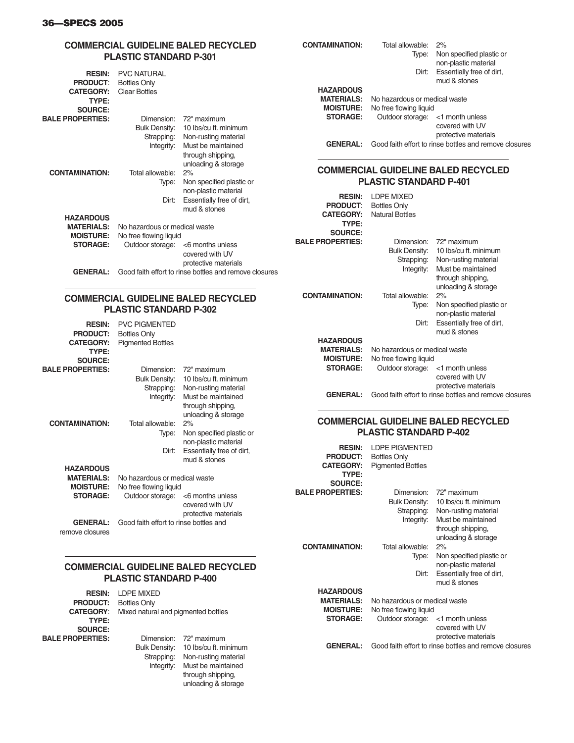## COMMERCIAL GUIDELINE BALED RECYCLED PLASTIC STANDARD P-301

**RESIN:** PVC NATURAL
**PRODUCT:** Bottles Only
**CATEGORY:** Clear Bottles
**TYPE:**
**SOURCE:**
**BALE PROPERTIES:**
- Dimension: 72" maximum
- Bulk Density: 10 lbs/cu ft. minimum
- Strapping: Non-rusting material
- Integrity: Must be maintained through shipping, unloading & storage

**CONTAMINATION:**
- Total allowable: 2%
- Type: Non specified plastic or non-plastic material
- Dirt: Essentially free of dirt, mud & stones

**HAZARDOUS MATERIALS:** No hazardous or medical waste
**MOISTURE:** No free flowing liquid
**STORAGE:** Outdoor storage: <6 months unless covered with UV protective materials
**GENERAL:** Good faith effort to rinse bottles and remove closures

## COMMERCIAL GUIDELINE BALED RECYCLED PLASTIC STANDARD P-302

**RESIN:** PVC PIGMENTED
**PRODUCT:** Bottles Only
**CATEGORY:** Pigmented Bottles
**TYPE:**
**SOURCE:**
**BALE PROPERTIES:**
- Dimension: 72" maximum
- Bulk Density: 10 lbs/cu ft. minimum
- Strapping: Non-rusting material
- Integrity: Must be maintained through shipping, unloading & storage

**CONTAMINATION:**
- Total allowable: 2%
- Type: Non specified plastic or non-plastic material
- Dirt: Essentially free of dirt, mud & stones

**HAZARDOUS MATERIALS:** No hazardous or medical waste
**MOISTURE:** No free flowing liquid
**STORAGE:** Outdoor storage: <6 months unless covered with UV protective materials
**GENERAL:** Good faith effort to rinse bottles and remove closures

## COMMERCIAL GUIDELINE BALED RECYCLED PLASTIC STANDARD P-400

**RESIN:** LDPE MIXED
**PRODUCT:** Bottles Only
**CATEGORY:** Mixed natural and pigmented bottles
**TYPE:**
**SOURCE:**
**BALE PROPERTIES:**
- Dimension: 72" maximum
- Bulk Density: 10 lbs/cu ft. minimum
- Strapping: Non-rusting material
- Integrity: Must be maintained through shipping, unloading & storage

**CONTAMINATION:**
- Total allowable: 2%
- Type: Non specified plastic or non-plastic material
- Dirt: Essentially free of dirt, mud & stones

**HAZARDOUS MATERIALS:** No hazardous or medical waste
**MOISTURE:** No free flowing liquid
**STORAGE:** Outdoor storage: <1 month unless covered with UV protective materials
**GENERAL:** Good faith effort to rinse bottles and remove closures

## COMMERCIAL GUIDELINE BALED RECYCLED PLASTIC STANDARD P-401

**RESIN:** LDPE MIXED
**PRODUCT:** Bottles Only
**CATEGORY:** Natural Bottles
**TYPE:**
**SOURCE:**
**BALE PROPERTIES:**
- Dimension: 72" maximum
- Bulk Density: 10 lbs/cu ft. minimum
- Strapping: Non-rusting material
- Integrity: Must be maintained through shipping, unloading & storage

**CONTAMINATION:**
- Total allowable: 2%
- Type: Non specified plastic or non-plastic material
- Dirt: Essentially free of dirt, mud & stones

**HAZARDOUS MATERIALS:** No hazardous or medical waste
**MOISTURE:** No free flowing liquid
**STORAGE:** Outdoor storage: <1 month unless covered with UV protective materials
**GENERAL:** Good faith effort to rinse bottles and remove closures

## COMMERCIAL GUIDELINE BALED RECYCLED PLASTIC STANDARD P-402

**RESIN:** LDPE PIGMENTED
**PRODUCT:** Bottles Only
**CATEGORY:** Pigmented Bottles
**TYPE:**
**SOURCE:**
**BALE PROPERTIES:**
- Dimension: 72" maximum
- Bulk Density: 10 lbs/cu ft. minimum
- Strapping: Non-rusting material
- Integrity: Must be maintained through shipping, unloading & storage

**CONTAMINATION:**
- Total allowable: 2%
- Type: Non specified plastic or non-plastic material
- Dirt: Essentially free of dirt, mud & stones

**HAZARDOUS MATERIALS:** No hazardous or medical waste
**MOISTURE:** No free flowing liquid
**STORAGE:** Outdoor storage: <1 month unless covered with UV protective materials
**GENERAL:** Good faith effort to rinse bottles and remove closures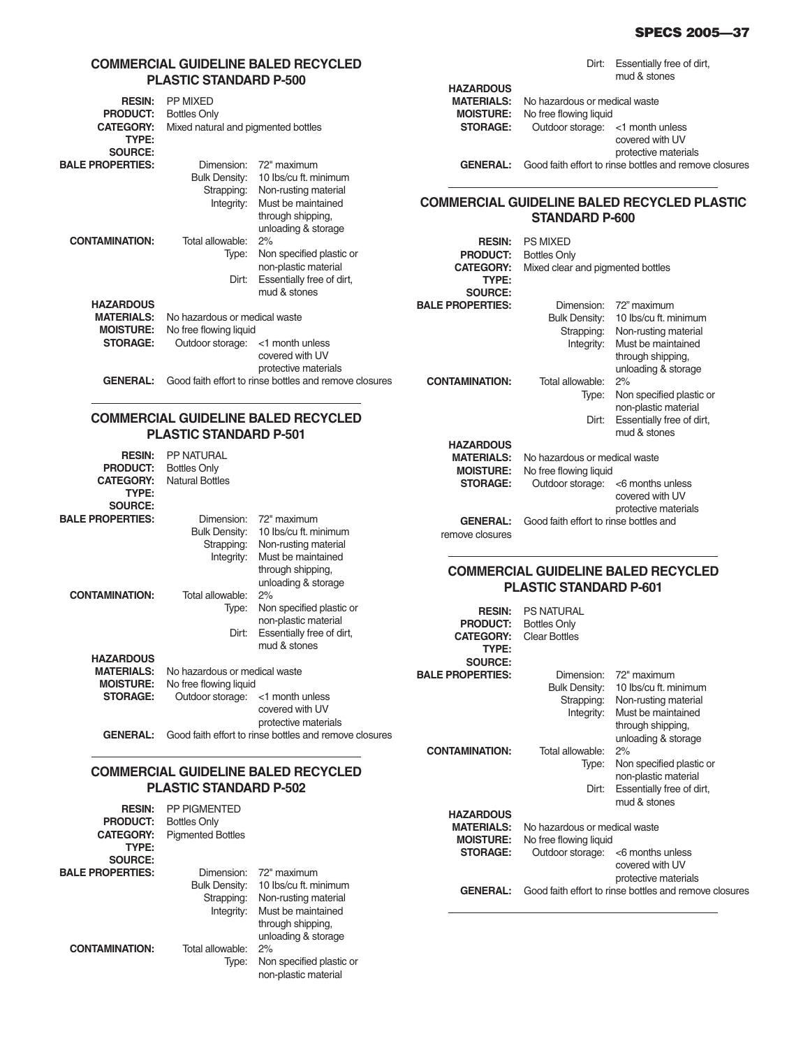## COMMERCIAL GUIDELINE BALED RECYCLED PLASTIC STANDARD P-500

**RESIN:** PP MIXED
**PRODUCT:** Bottles Only
**CATEGORY:** Mixed natural and pigmented bottles
**TYPE:**
**SOURCE:**
**BALE PROPERTIES:**
- Dimension: 72" maximum
- Bulk Density: 10 lbs/cu ft. minimum
- Strapping: Non-rusting material
- Integrity: Must be maintained through shipping, unloading & storage

**CONTAMINATION:**
- Total allowable: 2%
- Type: Non specified plastic or non-plastic material
- Dirt: Essentially free of dirt, mud & stones

**HAZARDOUS MATERIALS:** No hazardous or medical waste
**MOISTURE:** No free flowing liquid
**STORAGE:** Outdoor storage: <1 month unless covered with UV protective materials
**GENERAL:** Good faith effort to rinse bottles and remove closures

## COMMERCIAL GUIDELINE BALED RECYCLED PLASTIC STANDARD P-501

**RESIN:** PP NATURAL
**PRODUCT:** Bottles Only
**CATEGORY:** Natural Bottles
**TYPE:**
**SOURCE:**
**BALE PROPERTIES:**
- Dimension: 72" maximum
- Bulk Density: 10 lbs/cu ft. minimum
- Strapping: Non-rusting material
- Integrity: Must be maintained through shipping, unloading & storage

**CONTAMINATION:**
- Total allowable: 2%
- Type: Non specified plastic or non-plastic material
- Dirt: Essentially free of dirt, mud & stones

**HAZARDOUS MATERIALS:** No hazardous or medical waste
**MOISTURE:** No free flowing liquid
**STORAGE:** Outdoor storage: <1 month unless covered with UV protective materials
**GENERAL:** Good faith effort to rinse bottles and remove closures

## COMMERCIAL GUIDELINE BALED RECYCLED PLASTIC STANDARD P-502

**RESIN:** PP PIGMENTED
**PRODUCT:** Bottles Only
**CATEGORY:** Pigmented Bottles
**TYPE:**
**SOURCE:**
**BALE PROPERTIES:**
- Dimension: 72" maximum
- Bulk Density: 10 lbs/cu ft. minimum
- Strapping: Non-rusting material
- Integrity: Must be maintained through shipping, unloading & storage

**CONTAMINATION:**
- Total allowable: 2%
- Type: Non specified plastic or non-plastic material
- Dirt: Essentially free of dirt, mud & stones

**HAZARDOUS MATERIALS:** No hazardous or medical waste
**MOISTURE:** No free flowing liquid
**STORAGE:** Outdoor storage: <1 month unless covered with UV protective materials
**GENERAL:** Good faith effort to rinse bottles and remove closures

## COMMERCIAL GUIDELINE BALED RECYCLED PLASTIC STANDARD P-600

**RESIN:** PS MIXED
**PRODUCT:** Bottles Only
**CATEGORY:** Mixed clear and pigmented bottles
**TYPE:**
**SOURCE:**
**BALE PROPERTIES:**
- Dimension: 72" maximum
- Bulk Density: 10 lbs/cu ft. minimum
- Strapping: Non-rusting material
- Integrity: Must be maintained through shipping, unloading & storage

**CONTAMINATION:**
- Total allowable: 2%
- Type: Non specified plastic or non-plastic material
- Dirt: Essentially free of dirt, mud & stones

**HAZARDOUS MATERIALS:** No hazardous or medical waste
**MOISTURE:** No free flowing liquid
**STORAGE:** Outdoor storage: <6 months unless covered with UV protective materials
**GENERAL:** Good faith effort to rinse bottles and remove closures

## COMMERCIAL GUIDELINE BALED RECYCLED PLASTIC STANDARD P-601

**RESIN:** PS NATURAL
**PRODUCT:** Bottles Only
**CATEGORY:** Clear Bottles
**TYPE:**
**SOURCE:**
**BALE PROPERTIES:**
- Dimension: 72" maximum
- Bulk Density: 10 lbs/cu ft. minimum
- Strapping: Non-rusting material
- Integrity: Must be maintained through shipping, unloading & storage

**CONTAMINATION:**
- Total allowable: 2%
- Type: Non specified plastic or non-plastic material
- Dirt: Essentially free of dirt, mud & stones

**HAZARDOUS MATERIALS:** No hazardous or medical waste
**MOISTURE:** No free flowing liquid
**STORAGE:** Outdoor storage: <6 months unless covered with UV protective materials
**GENERAL:** Good faith effort to rinse bottles and remove closures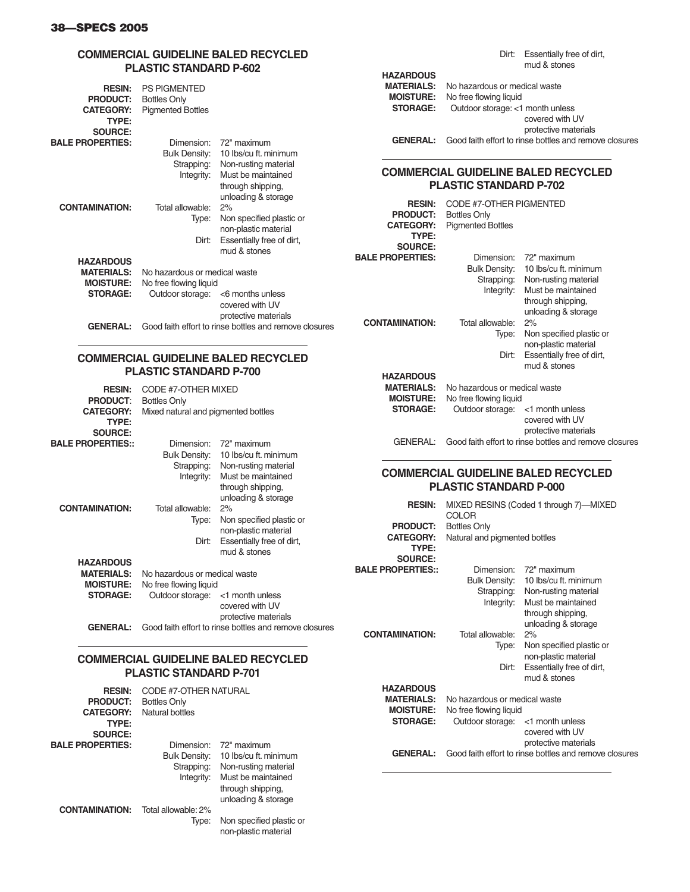## COMMERCIAL GUIDELINE BALED RECYCLED PLASTIC STANDARD P-602

**RESIN:** PS PIGMENTED
**PRODUCT:** Bottles Only
**CATEGORY:** Pigmented Bottles
**TYPE:**
**SOURCE:**
**BALE PROPERTIES:**
- Dimension: 72" maximum
- Bulk Density: 10 lbs/cu ft. minimum
- Strapping: Non-rusting material
- Integrity: Must be maintained through shipping, unloading & storage

**CONTAMINATION:**
- Total allowable: 2%
- Type: Non specified plastic or non-plastic material
- Dirt: Essentially free of dirt, mud & stones

**HAZARDOUS MATERIALS:** No hazardous or medical waste
**MOISTURE:** No free flowing liquid
**STORAGE:** Outdoor storage: <6 months unless covered with UV protective materials
**GENERAL:** Good faith effort to rinse bottles and remove closures

---

## COMMERCIAL GUIDELINE BALED RECYCLED PLASTIC STANDARD P-700

**RESIN:** CODE #7-OTHER MIXED
**PRODUCT**: Bottles Only
**CATEGORY:** Mixed natural and pigmented bottles
**TYPE:**
**SOURCE:**
**BALE PROPERTIES::**
- Dimension: 72" maximum
- Bulk Density: 10 lbs/cu ft. minimum
- Strapping: Non-rusting material
- Integrity: Must be maintained through shipping, unloading & storage

**CONTAMINATION:**
- Total allowable: 2%
- Type: Non specified plastic or non-plastic material
- Dirt: Essentially free of dirt, mud & stones

**HAZARDOUS MATERIALS:** No hazardous or medical waste
**MOISTURE:** No free flowing liquid
**STORAGE:** Outdoor storage: <1 month unless covered with UV protective materials
**GENERAL:** Good faith effort to rinse bottles and remove closures

---

## COMMERCIAL GUIDELINE BALED RECYCLED PLASTIC STANDARD P-701

**RESIN:** CODE #7-OTHER NATURAL
**PRODUCT:** Bottles Only
**CATEGORY:** Natural bottles
**TYPE:**
**SOURCE:**
**BALE PROPERTIES:**
- Dimension: 72" maximum
- Bulk Density: 10 lbs/cu ft. minimum
- Strapping: Non-rusting material
- Integrity: Must be maintained through shipping, unloading & storage

**CONTAMINATION:**
- Total allowable: 2%
- Type: Non specified plastic or non-plastic material
- Dirt: Essentially free of dirt, mud & stones

**HAZARDOUS MATERIALS:** No hazardous or medical waste
**MOISTURE:** No free flowing liquid
**STORAGE:** Outdoor storage: <1 month unless covered with UV protective materials
**GENERAL:** Good faith effort to rinse bottles and remove closures

---

## COMMERCIAL GUIDELINE BALED RECYCLED PLASTIC STANDARD P-702

**RESIN:** CODE #7-OTHER PIGMENTED
**PRODUCT:** Bottles Only
**CATEGORY:** Pigmented Bottles
**TYPE:**
**SOURCE:**
**BALE PROPERTIES:**
- Dimension: 72" maximum
- Bulk Density: 10 lbs/cu ft. minimum
- Strapping: Non-rusting material
- Integrity: Must be maintained through shipping, unloading & storage

**CONTAMINATION:**
- Total allowable: 2%
- Type: Non specified plastic or non-plastic material
- Dirt: Essentially free of dirt, mud & stones

**HAZARDOUS MATERIALS:** No hazardous or medical waste
**MOISTURE:** No free flowing liquid
**STORAGE:** Outdoor storage: <1 month unless covered with UV protective materials
GENERAL: Good faith effort to rinse bottles and remove closures

---

## COMMERCIAL GUIDELINE BALED RECYCLED PLASTIC STANDARD P-000

**RESIN:** MIXED RESINS (Coded 1 through 7)—MIXED COLOR
**PRODUCT:** Bottles Only
**CATEGORY:** Natural and pigmented bottles
**TYPE:**
**SOURCE:**
**BALE PROPERTIES::**
- Dimension: 72" maximum
- Bulk Density: 10 lbs/cu ft. minimum
- Strapping: Non-rusting material
- Integrity: Must be maintained through shipping, unloading & storage

**CONTAMINATION:**
- Total allowable: 2%
- Type: Non specified plastic or non-plastic material
- Dirt: Essentially free of dirt, mud & stones

**HAZARDOUS MATERIALS:** No hazardous or medical waste
**MOISTURE:** No free flowing liquid
**STORAGE:** Outdoor storage: <1 month unless covered with UV protective materials
**GENERAL:** Good faith effort to rinse bottles and remove closures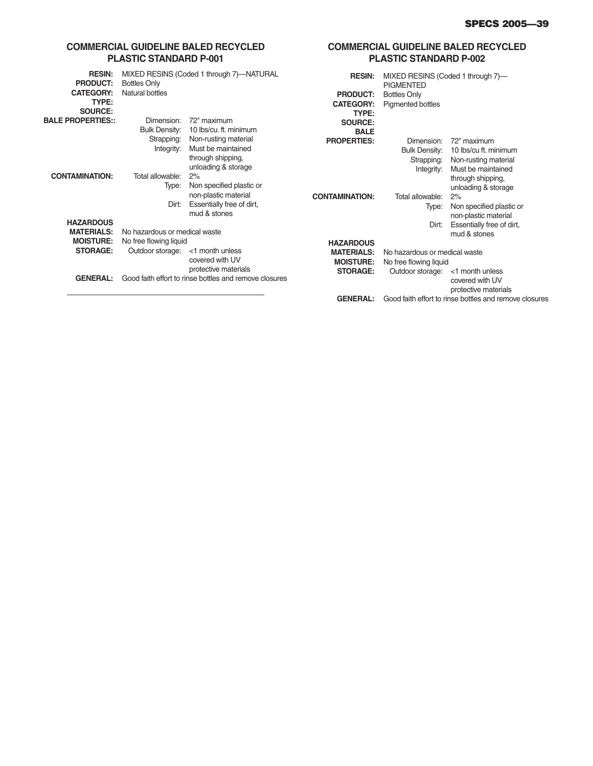## COMMERCIAL GUIDELINE BALED RECYCLED PLASTIC STANDARD P-001

**RESIN:** MIXED RESINS (Coded 1 through 7)—NATURAL
**PRODUCT:** Bottles Only
**CATEGORY:** Natural bottles
**TYPE:**
**SOURCE:**
**BALE PROPERTIES::**

| | |
|---|---|
| Dimension: | 72" maximum |
| Bulk Density: | 10 lbs/cu. ft. minimum |
| Strapping: | Non-rusting material |
| Integrity: | Must be maintained through shipping, unloading & storage |

**CONTAMINATION:**

| | |
|---|---|
| Total allowable: | 2% |
| Type: | Non specified plastic or non-plastic material |
| Dirt: | Essentially free of dirt, mud & stones |

**HAZARDOUS MATERIALS:** No hazardous or medical waste
**MOISTURE:** No free flowing liquid
**STORAGE:** Outdoor storage: <1 month unless covered with UV protective materials
**GENERAL:** Good faith effort to rinse bottles and remove closures

---

## COMMERCIAL GUIDELINE BALED RECYCLED PLASTIC STANDARD P-002

**RESIN:** MIXED RESINS (Coded 1 through 7)—PIGMENTED
**PRODUCT:** Bottles Only
**CATEGORY:** Pigmented bottles
**TYPE:**
**SOURCE:**
**BALE PROPERTIES:**

| | |
|---|---|
| Dimension: | 72" maximum |
| Bulk Density: | 10 lbs/cu ft. minimum |
| Strapping: | Non-rusting material |
| Integrity: | Must be maintained through shipping, unloading & storage |

**CONTAMINATION:**

| | |
|---|---|
| Total allowable: | 2% |
| Type: | Non specified plastic or non-plastic material |
| Dirt: | Essentially free of dirt, mud & stones |

**HAZARDOUS MATERIALS:** No hazardous or medical waste
**MOISTURE:** No free flowing liquid
**STORAGE:** Outdoor storage: <1 month unless covered with UV protective materials
**GENERAL:** Good faith effort to rinse bottles and remove closures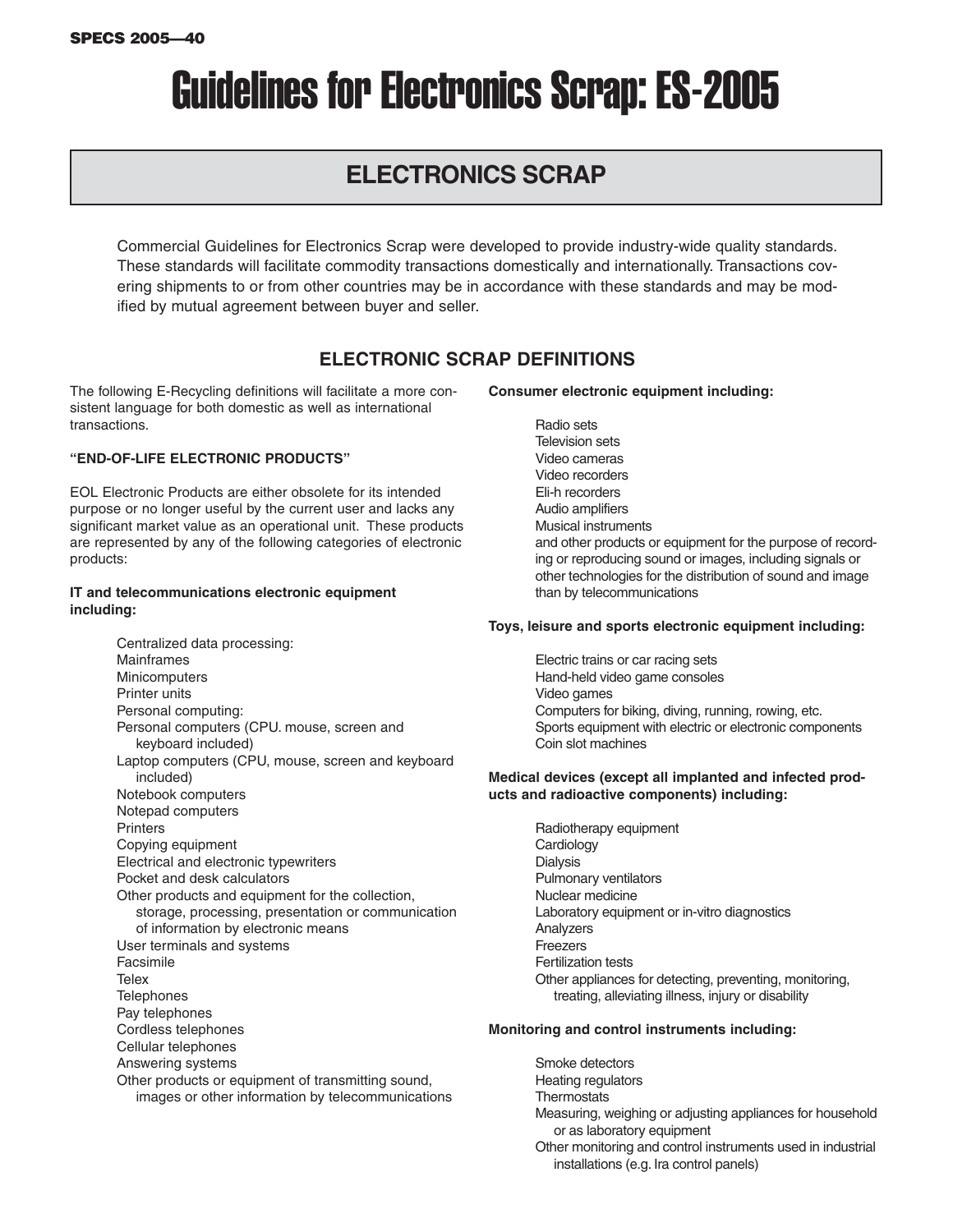# Guidelines for Electronics Scrap: ES-2005

## ELECTRONICS SCRAP

Commercial Guidelines for Electronics Scrap were developed to provide industry-wide quality standards. These standards will facilitate commodity transactions domestically and internationally. Transactions covering shipments to or from other countries may be in accordance with these standards and may be modified by mutual agreement between buyer and seller.

### ELECTRONIC SCRAP DEFINITIONS

The following E-Recycling definitions will facilitate a more consistent language for both domestic as well as international transactions.

**"END-OF-LIFE ELECTRONIC PRODUCTS"**

EOL Electronic Products are either obsolete for its intended purpose or no longer useful by the current user and lacks any significant market value as an operational unit. These products are represented by any of the following categories of electronic products:

**IT and telecommunications electronic equipment including:**

- Centralized data processing:
- Mainframes
- Minicomputers
- Printer units
- Personal computing:
- Personal computers (CPU. mouse, screen and keyboard included)
- Laptop computers (CPU, mouse, screen and keyboard included)
- Notebook computers
- Notepad computers
- Printers
- Copying equipment
- Electrical and electronic typewriters
- Pocket and desk calculators
- Other products and equipment for the collection, storage, processing, presentation or communication of information by electronic means
- User terminals and systems
- Facsimile
- Telex
- Telephones
- Pay telephones
- Cordless telephones
- Cellular telephones
- Answering systems
- Other products or equipment of transmitting sound, images or other information by telecommunications

**Consumer electronic equipment including:**

- Radio sets
- Television sets
- Video cameras
- Video recorders
- Eli-h recorders
- Audio amplifiers
- Musical instruments
- and other products or equipment for the purpose of recording or reproducing sound or images, including signals or other technologies for the distribution of sound and image than by telecommunications

**Toys, leisure and sports electronic equipment including:**

- Electric trains or car racing sets
- Hand-held video game consoles
- Video games
- Computers for biking, diving, running, rowing, etc.
- Sports equipment with electric or electronic components
- Coin slot machines

**Medical devices (except all implanted and infected products and radioactive components) including:**

- Radiotherapy equipment
- Cardiology
- Dialysis
- Pulmonary ventilators
- Nuclear medicine
- Laboratory equipment or in-vitro diagnostics
- Analyzers
- Freezers
- Fertilization tests
- Other appliances for detecting, preventing, monitoring, treating, alleviating illness, injury or disability

**Monitoring and control instruments including:**

- Smoke detectors
- Heating regulators
- Thermostats
- Measuring, weighing or adjusting appliances for household or as laboratory equipment
- Other monitoring and control instruments used in industrial installations (e.g. Ira control panels)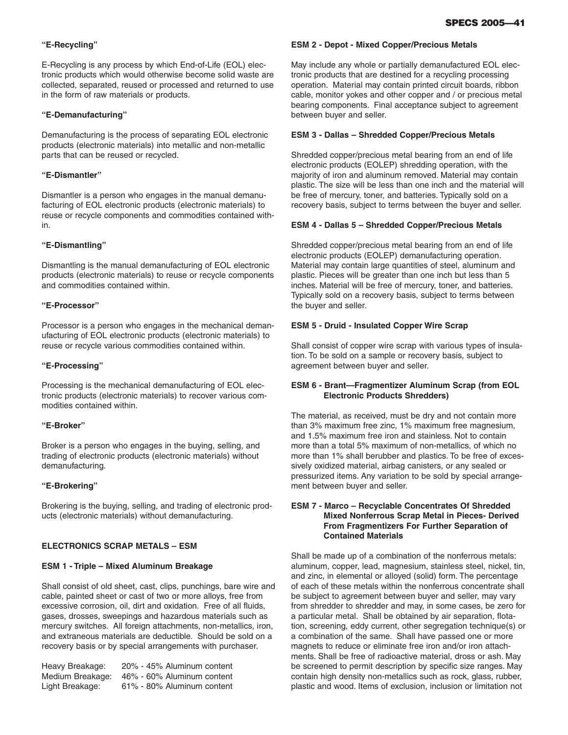### "E-Recycling"

E-Recycling is any process by which End-of-Life (EOL) electronic products which would otherwise become solid waste are collected, separated, reused or processed and returned to use in the form of raw materials or products.

### "E-Demanufacturing"

Demanufacturing is the process of separating EOL electronic products (electronic materials) into metallic and non-metallic parts that can be reused or recycled.

### "E-Dismantler"

Dismantler is a person who engages in the manual demanufacturing of EOL electronic products (electronic materials) to reuse or recycle components and commodities contained within.

### "E-Dismantling"

Dismantling is the manual demanufacturing of EOL electronic products (electronic materials) to reuse or recycle components and commodities contained within.

### "E-Processor"

Processor is a person who engages in the mechanical demanufacturing of EOL electronic products (electronic materials) to reuse or recycle various commodities contained within.

### "E-Processing"

Processing is the mechanical demanufacturing of EOL electronic products (electronic materials) to recover various commodities contained within.

### "E-Broker"

Broker is a person who engages in the buying, selling, and trading of electronic products (electronic materials) without demanufacturing.

### "E-Brokering"

Brokering is the buying, selling, and trading of electronic products (electronic materials) without demanufacturing.

## ELECTRONICS SCRAP METALS – ESM

### ESM 1 - Triple – Mixed Aluminum Breakage

Shall consist of old sheet, cast, clips, punchings, bare wire and cable, painted sheet or cast of two or more alloys, free from excessive corrosion, oil, dirt and oxidation. Free of all fluids, gases, drosses, sweepings and hazardous materials such as mercury switches. All foreign attachments, non-metallics, iron, and extraneous materials are deductible. Should be sold on a recovery basis or by special arrangements with purchaser.

| | |
|---|---|
| Heavy Breakage: | 20% - 45% Aluminum content |
| Medium Breakage: | 46% - 60% Aluminum content |
| Light Breakage: | 61% - 80% Aluminum content |

### ESM 2 - Depot - Mixed Copper/Precious Metals

May include any whole or partially demanufactured EOL electronic products that are destined for a recycling processing operation. Material may contain printed circuit boards, ribbon cable, monitor yokes and other copper and / or precious metal bearing components. Final acceptance subject to agreement between buyer and seller.

### ESM 3 - Dallas – Shredded Copper/Precious Metals

Shredded copper/precious metal bearing from an end of life electronic products (EOLEP) shredding operation, with the majority of iron and aluminum removed. Material may contain plastic. The size will be less than one inch and the material will be free of mercury, toner, and batteries. Typically sold on a recovery basis, subject to terms between the buyer and seller.

### ESM 4 - Dallas 5 – Shredded Copper/Precious Metals

Shredded copper/precious metal bearing from an end of life electronic products (EOLEP) demanufacturing operation. Material may contain large quantities of steel, aluminum and plastic. Pieces will be greater than one inch but less than 5 inches. Material will be free of mercury, toner, and batteries. Typically sold on a recovery basis, subject to terms between the buyer and seller.

### ESM 5 - Druid - Insulated Copper Wire Scrap

Shall consist of copper wire scrap with various types of insulation. To be sold on a sample or recovery basis, subject to agreement between buyer and seller.

### ESM 6 - Brant—Fragmentizer Aluminum Scrap (from EOL Electronic Products Shredders)

The material, as received, must be dry and not contain more than 3% maximum free zinc, 1% maximum free magnesium, and 1.5% maximum free iron and stainless. Not to contain more than a total 5% maximum of non-metallics, of which no more than 1% shall berubber and plastics. To be free of excessively oxidized material, airbag canisters, or any sealed or pressurized items. Any variation to be sold by special arrangement between buyer and seller.

### ESM 7 - Marco – Recyclable Concentrates Of Shredded Mixed Nonferrous Scrap Metal in Pieces- Derived From Fragmentizers For Further Separation of Contained Materials

Shall be made up of a combination of the nonferrous metals: aluminum, copper, lead, magnesium, stainless steel, nickel, tin, and zinc, in elemental or alloyed (solid) form. The percentage of each of these metals within the nonferrous concentrate shall be subject to agreement between buyer and seller, may vary from shredder to shredder and may, in some cases, be zero for a particular metal. Shall be obtained by air separation, flotation, screening, eddy current, other segregation technique(s) or a combination of the same. Shall have passed one or more magnets to reduce or eliminate free iron and/or iron attachments. Shall be free of radioactive material, dross or ash. May be screened to permit description by specific size ranges. May contain high density non-metallics such as rock, glass, rubber, plastic and wood. Items of exclusion, inclusion or limitation not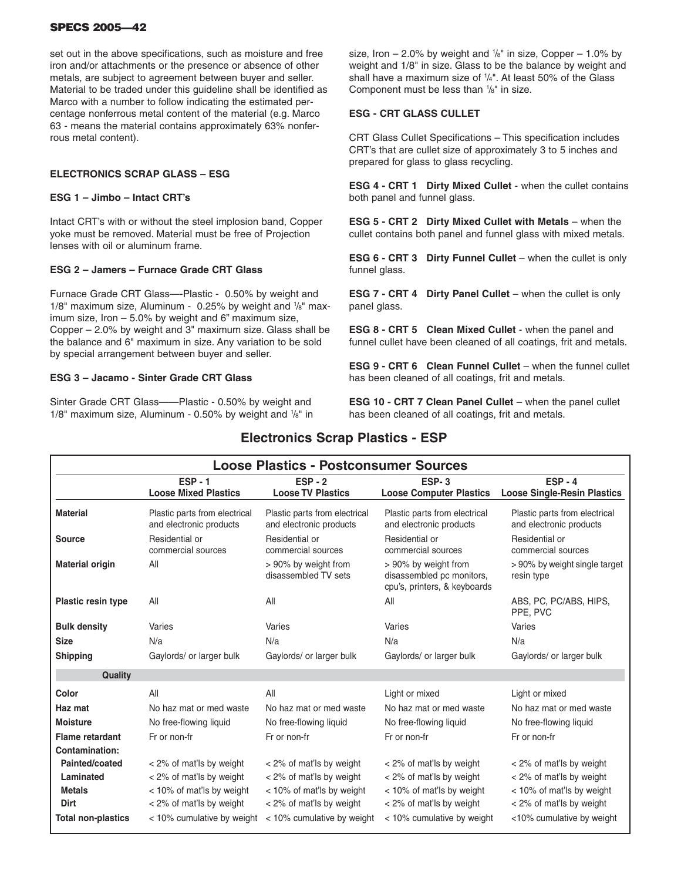set out in the above specifications, such as moisture and free iron and/or attachments or the presence or absence of other metals, are subject to agreement between buyer and seller. Material to be traded under this guideline shall be identified as Marco with a number to follow indicating the estimated percentage nonferrous metal content of the material (e.g. Marco 63 - means the material contains approximately 63% nonferrous metal content).

### ELECTRONICS SCRAP GLASS – ESG

#### ESG 1 – Jimbo – Intact CRT's

Intact CRT's with or without the steel implosion band, Copper yoke must be removed. Material must be free of Projection lenses with oil or aluminum frame.

#### ESG 2 – Jamers – Furnace Grade CRT Glass

Furnace Grade CRT Glass—-Plastic - 0.50% by weight and 1/8" maximum size, Aluminum - 0.25% by weight and 1/8" maximum size, Iron – 5.0% by weight and 6" maximum size, Copper – 2.0% by weight and 3" maximum size. Glass shall be the balance and 6" maximum in size. Any variation to be sold by special arrangement between buyer and seller.

#### ESG 3 – Jacamo - Sinter Grade CRT Glass

Sinter Grade CRT Glass——Plastic - 0.50% by weight and 1/8" maximum size, Aluminum - 0.50% by weight and 1/8" in size, Iron – 2.0% by weight and 1/8" in size, Copper – 1.0% by weight and 1/8" in size. Glass to be the balance by weight and shall have a maximum size of 1/4". At least 50% of the Glass Component must be less than 1/8" in size.

#### ESG - CRT GLASS CULLET

CRT Glass Cullet Specifications – This specification includes CRT's that are cullet size of approximately 3 to 5 inches and prepared for glass to glass recycling.

**ESG 4 - CRT 1 Dirty Mixed Cullet** - when the cullet contains both panel and funnel glass.

**ESG 5 - CRT 2 Dirty Mixed Cullet with Metals** – when the cullet contains both panel and funnel glass with mixed metals.

**ESG 6 - CRT 3 Dirty Funnel Cullet** – when the cullet is only funnel glass.

**ESG 7 - CRT 4 Dirty Panel Cullet** – when the cullet is only panel glass.

**ESG 8 - CRT 5 Clean Mixed Cullet** - when the panel and funnel cullet have been cleaned of all coatings, frit and metals.

**ESG 9 - CRT 6 Clean Funnel Cullet** – when the funnel cullet has been cleaned of all coatings, frit and metals.

**ESG 10 - CRT 7 Clean Panel Cullet** – when the panel cullet has been cleaned of all coatings, frit and metals.

## Electronics Scrap Plastics - ESP

| Loose Plastics - Postconsumer Sources | | | | |
|---|---|---|---|---|
| | **ESP - 1 Loose Mixed Plastics** | **ESP - 2 Loose TV Plastics** | **ESP- 3 Loose Computer Plastics** | **ESP - 4 Loose Single-Resin Plastics** |
| **Material** | Plastic parts from electrical and electronic products | Plastic parts from electrical and electronic products | Plastic parts from electrical and electronic products | Plastic parts from electrical and electronic products |
| **Source** | Residential or commercial sources | Residential or commercial sources | Residential or commercial sources | Residential or commercial sources |
| **Material origin** | All | > 90% by weight from disassembled TV sets | > 90% by weight from disassembled pc monitors, cpu's, printers, & keyboards | > 90% by weight single target resin type |
| **Plastic resin type** | All | All | All | ABS, PC, PC/ABS, HIPS, PPE, PVC |
| **Bulk density** | Varies | Varies | Varies | Varies |
| **Size** | N/a | N/a | N/a | N/a |
| **Shipping** | Gaylords/ or larger bulk | Gaylords/ or larger bulk | Gaylords/ or larger bulk | Gaylords/ or larger bulk |
| **Quality** | | | | |
| **Color** | All | All | Light or mixed | Light or mixed |
| **Haz mat** | No haz mat or med waste | No haz mat or med waste | No haz mat or med waste | No haz mat or med waste |
| **Moisture** | No free-flowing liquid | No free-flowing liquid | No free-flowing liquid | No free-flowing liquid |
| **Flame retardant** | Fr or non-fr | Fr or non-fr | Fr or non-fr | Fr or non-fr |
| **Contamination:** | | | | |
| **Painted/coated** | < 2% of mat'ls by weight | < 2% of mat'ls by weight | < 2% of mat'ls by weight | < 2% of mat'ls by weight |
| **Laminated** | < 2% of mat'ls by weight | < 2% of mat'ls by weight | < 2% of mat'ls by weight | < 2% of mat'ls by weight |
| **Metals** | < 10% of mat'ls by weight | < 10% of mat'ls by weight | < 10% of mat'ls by weight | < 10% of mat'ls by weight |
| **Dirt** | < 2% of mat'ls by weight | < 2% of mat'ls by weight | < 2% of mat'ls by weight | < 2% of mat'ls by weight |
| **Total non-plastics** | < 10% cumulative by weight | < 10% cumulative by weight | < 10% cumulative by weight | <10% cumulative by weight |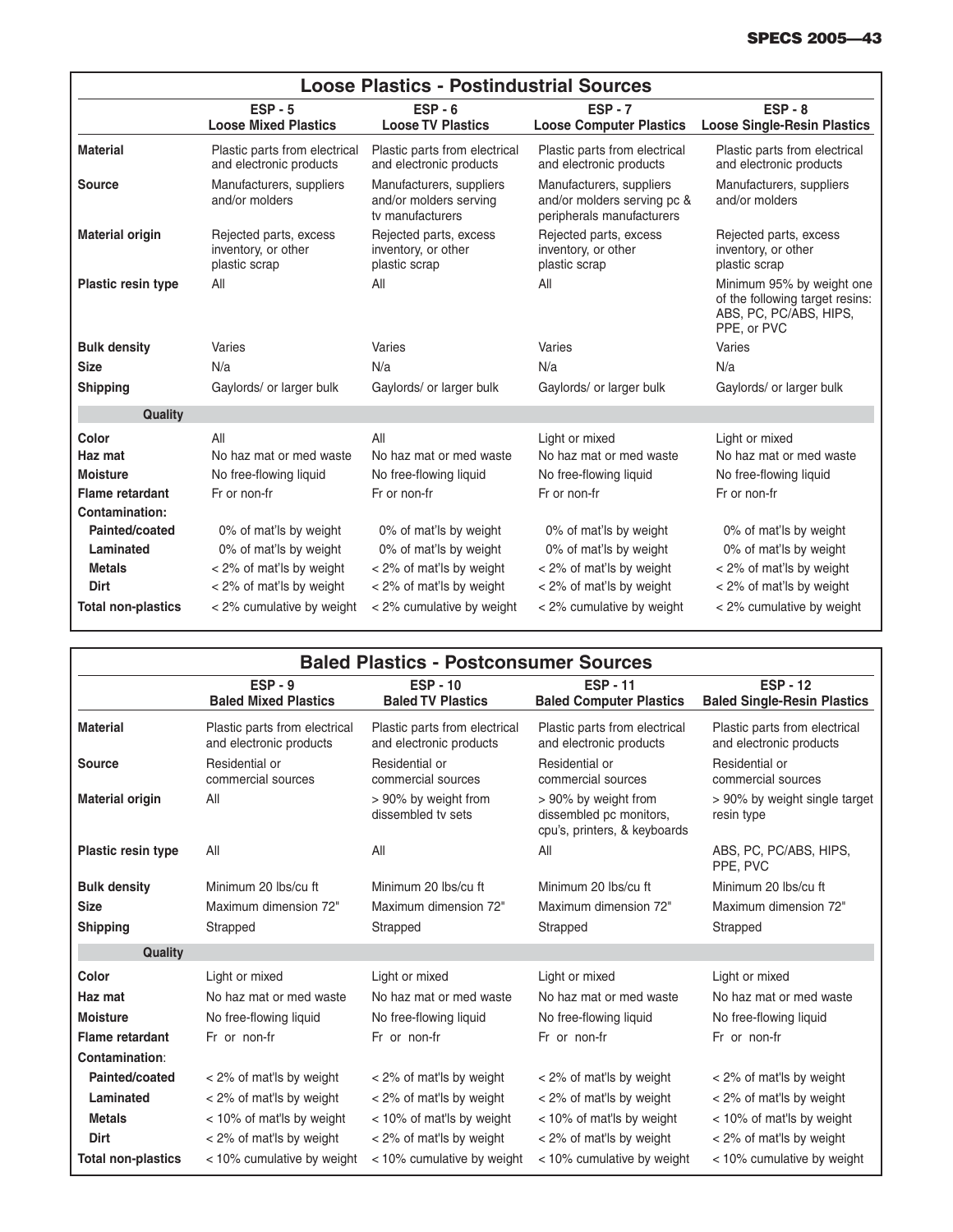## Loose Plastics - Postindustrial Sources

| | ESP - 5 Loose Mixed Plastics | ESP - 6 Loose TV Plastics | ESP - 7 Loose Computer Plastics | ESP - 8 Loose Single-Resin Plastics |
|---|---|---|---|---|
| **Material** | Plastic parts from electrical and electronic products | Plastic parts from electrical and electronic products | Plastic parts from electrical and electronic products | Plastic parts from electrical and electronic products |
| **Source** | Manufacturers, suppliers and/or molders | Manufacturers, suppliers and/or molders serving tv manufacturers | Manufacturers, suppliers and/or molders serving pc & peripherals manufacturers | Manufacturers, suppliers and/or molders |
| **Material origin** | Rejected parts, excess inventory, or other plastic scrap | Rejected parts, excess inventory, or other plastic scrap | Rejected parts, excess inventory, or other plastic scrap | Rejected parts, excess inventory, or other plastic scrap |
| **Plastic resin type** | All | All | All | Minimum 95% by weight one of the following target resins: ABS, PC, PC/ABS, HIPS, PPE, or PVC |
| **Bulk density** | Varies | Varies | Varies | Varies |
| **Size** | N/a | N/a | N/a | N/a |
| **Shipping** | Gaylords/ or larger bulk | Gaylords/ or larger bulk | Gaylords/ or larger bulk | Gaylords/ or larger bulk |
| **Quality** | | | | |
| **Color** | All | All | Light or mixed | Light or mixed |
| **Haz mat** | No haz mat or med waste | No haz mat or med waste | No haz mat or med waste | No haz mat or med waste |
| **Moisture** | No free-flowing liquid | No free-flowing liquid | No free-flowing liquid | No free-flowing liquid |
| **Flame retardant** | Fr or non-fr | Fr or non-fr | Fr or non-fr | Fr or non-fr |
| **Contamination:** | | | | |
| **Painted/coated** | 0% of mat'ls by weight | 0% of mat'ls by weight | 0% of mat'ls by weight | 0% of mat'ls by weight |
| **Laminated** | 0% of mat'ls by weight | 0% of mat'ls by weight | 0% of mat'ls by weight | 0% of mat'ls by weight |
| **Metals** | < 2% of mat'ls by weight | < 2% of mat'ls by weight | < 2% of mat'ls by weight | < 2% of mat'ls by weight |
| **Dirt** | < 2% of mat'ls by weight | < 2% of mat'ls by weight | < 2% of mat'ls by weight | < 2% of mat'ls by weight |
| **Total non-plastics** | < 2% cumulative by weight | < 2% cumulative by weight | < 2% cumulative by weight | < 2% cumulative by weight |

## Baled Plastics - Postconsumer Sources

| | ESP - 9 Baled Mixed Plastics | ESP - 10 Baled TV Plastics | ESP - 11 Baled Computer Plastics | ESP - 12 Baled Single-Resin Plastics |
|---|---|---|---|---|
| **Material** | Plastic parts from electrical and electronic products | Plastic parts from electrical and electronic products | Plastic parts from electrical and electronic products | Plastic parts from electrical and electronic products |
| **Source** | Residential or commercial sources | Residential or commercial sources | Residential or commercial sources | Residential or commercial sources |
| **Material origin** | All | > 90% by weight from dissembled tv sets | > 90% by weight from dissembled pc monitors, cpu's, printers, & keyboards | > 90% by weight single target resin type |
| **Plastic resin type** | All | All | All | ABS, PC, PC/ABS, HIPS, PPE, PVC |
| **Bulk density** | Minimum 20 lbs/cu ft | Minimum 20 lbs/cu ft | Minimum 20 lbs/cu ft | Minimum 20 lbs/cu ft |
| **Size** | Maximum dimension 72" | Maximum dimension 72" | Maximum dimension 72" | Maximum dimension 72" |
| **Shipping** | Strapped | Strapped | Strapped | Strapped |
| **Quality** | | | | |
| **Color** | Light or mixed | Light or mixed | Light or mixed | Light or mixed |
| **Haz mat** | No haz mat or med waste | No haz mat or med waste | No haz mat or med waste | No haz mat or med waste |
| **Moisture** | No free-flowing liquid | No free-flowing liquid | No free-flowing liquid | No free-flowing liquid |
| **Flame retardant** | Fr or non-fr | Fr or non-fr | Fr or non-fr | Fr or non-fr |
| **Contamination:** | | | | |
| **Painted/coated** | < 2% of mat'ls by weight | < 2% of mat'ls by weight | < 2% of mat'ls by weight | < 2% of mat'ls by weight |
| **Laminated** | < 2% of mat'ls by weight | < 2% of mat'ls by weight | < 2% of mat'ls by weight | < 2% of mat'ls by weight |
| **Metals** | < 10% of mat'ls by weight | < 10% of mat'ls by weight | < 10% of mat'ls by weight | < 10% of mat'ls by weight |
| **Dirt** | < 2% of mat'ls by weight | < 2% of mat'ls by weight | < 2% of mat'ls by weight | < 2% of mat'ls by weight |
| **Total non-plastics** | < 10% cumulative by weight | < 10% cumulative by weight | < 10% cumulative by weight | < 10% cumulative by weight |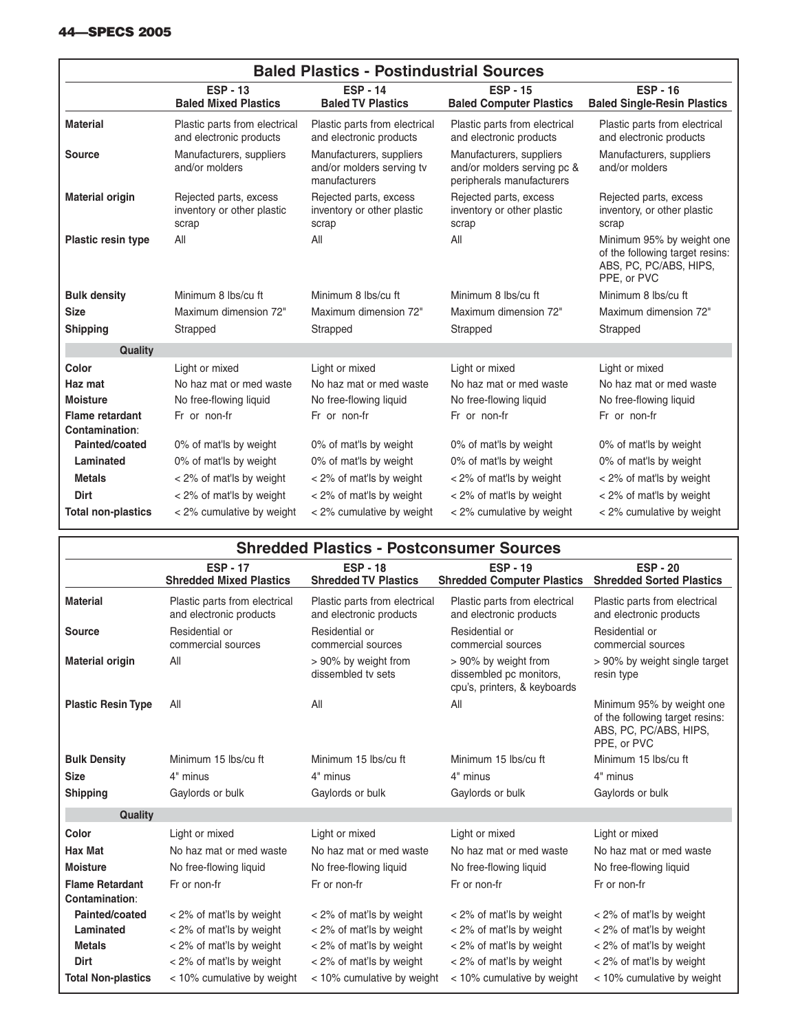## Baled Plastics - Postindustrial Sources

| | ESP - 13 Baled Mixed Plastics | ESP - 14 Baled TV Plastics | ESP - 15 Baled Computer Plastics | ESP - 16 Baled Single-Resin Plastics |
|---|---|---|---|---|
| **Material** | Plastic parts from electrical and electronic products | Plastic parts from electrical and electronic products | Plastic parts from electrical and electronic products | Plastic parts from electrical and electronic products |
| **Source** | Manufacturers, suppliers and/or molders | Manufacturers, suppliers and/or molders serving tv manufacturers | Manufacturers, suppliers and/or molders serving pc & peripherals manufacturers | Manufacturers, suppliers and/or molders |
| **Material origin** | Rejected parts, excess inventory or other plastic scrap | Rejected parts, excess inventory or other plastic scrap | Rejected parts, excess inventory or other plastic scrap | Rejected parts, excess inventory, or other plastic scrap |
| **Plastic resin type** | All | All | All | Minimum 95% by weight one of the following target resins: ABS, PC, PC/ABS, HIPS, PPE, or PVC |
| **Bulk density** | Minimum 8 lbs/cu ft | Minimum 8 lbs/cu ft | Minimum 8 lbs/cu ft | Minimum 8 lbs/cu ft |
| **Size** | Maximum dimension 72" | Maximum dimension 72" | Maximum dimension 72" | Maximum dimension 72" |
| **Shipping** | Strapped | Strapped | Strapped | Strapped |
| **Quality** | | | | |
| **Color** | Light or mixed | Light or mixed | Light or mixed | Light or mixed |
| **Haz mat** | No haz mat or med waste | No haz mat or med waste | No haz mat or med waste | No haz mat or med waste |
| **Moisture** | No free-flowing liquid | No free-flowing liquid | No free-flowing liquid | No free-flowing liquid |
| **Flame retardant** | Fr or non-fr | Fr or non-fr | Fr or non-fr | Fr or non-fr |
| **Contamination**: | | | | |
| **Painted/coated** | 0% of mat'ls by weight | 0% of mat'ls by weight | 0% of mat'ls by weight | 0% of mat'ls by weight |
| **Laminated** | 0% of mat'ls by weight | 0% of mat'ls by weight | 0% of mat'ls by weight | 0% of mat'ls by weight |
| **Metals** | < 2% of mat'ls by weight | < 2% of mat'ls by weight | < 2% of mat'ls by weight | < 2% of mat'ls by weight |
| **Dirt** | < 2% of mat'ls by weight | < 2% of mat'ls by weight | < 2% of mat'ls by weight | < 2% of mat'ls by weight |
| **Total non-plastics** | < 2% cumulative by weight | < 2% cumulative by weight | < 2% cumulative by weight | < 2% cumulative by weight |

## Shredded Plastics - Postconsumer Sources

| | ESP - 17 Shredded Mixed Plastics | ESP - 18 Shredded TV Plastics | ESP - 19 Shredded Computer Plastics | ESP - 20 Shredded Sorted Plastics |
|---|---|---|---|---|
| **Material** | Plastic parts from electrical and electronic products | Plastic parts from electrical and electronic products | Plastic parts from electrical and electronic products | Plastic parts from electrical and electronic products |
| **Source** | Residential or commercial sources | Residential or commercial sources | Residential or commercial sources | Residential or commercial sources |
| **Material origin** | All | > 90% by weight from dissembled tv sets | > 90% by weight from dissembled pc monitors, cpu's, printers, & keyboards | > 90% by weight single target resin type |
| **Plastic Resin Type** | All | All | All | Minimum 95% by weight one of the following target resins: ABS, PC, PC/ABS, HIPS, PPE, or PVC |
| **Bulk Density** | Minimum 15 lbs/cu ft | Minimum 15 lbs/cu ft | Minimum 15 lbs/cu ft | Minimum 15 lbs/cu ft |
| **Size** | 4" minus | 4" minus | 4" minus | 4" minus |
| **Shipping** | Gaylords or bulk | Gaylords or bulk | Gaylords or bulk | Gaylords or bulk |
| **Quality** | | | | |
| **Color** | Light or mixed | Light or mixed | Light or mixed | Light or mixed |
| **Hax Mat** | No haz mat or med waste | No haz mat or med waste | No haz mat or med waste | No haz mat or med waste |
| **Moisture** | No free-flowing liquid | No free-flowing liquid | No free-flowing liquid | No free-flowing liquid |
| **Flame Retardant** | Fr or non-fr | Fr or non-fr | Fr or non-fr | Fr or non-fr |
| **Contamination**: | | | | |
| **Painted/coated** | < 2% of mat'ls by weight | < 2% of mat'ls by weight | < 2% of mat'ls by weight | < 2% of mat'ls by weight |
| **Laminated** | < 2% of mat'ls by weight | < 2% of mat'ls by weight | < 2% of mat'ls by weight | < 2% of mat'ls by weight |
| **Metals** | < 2% of mat'ls by weight | < 2% of mat'ls by weight | < 2% of mat'ls by weight | < 2% of mat'ls by weight |
| **Dirt** | < 2% of mat'ls by weight | < 2% of mat'ls by weight | < 2% of mat'ls by weight | < 2% of mat'ls by weight |
| **Total Non-plastics** | < 10% cumulative by weight | < 10% cumulative by weight | < 10% cumulative by weight | < 10% cumulative by weight |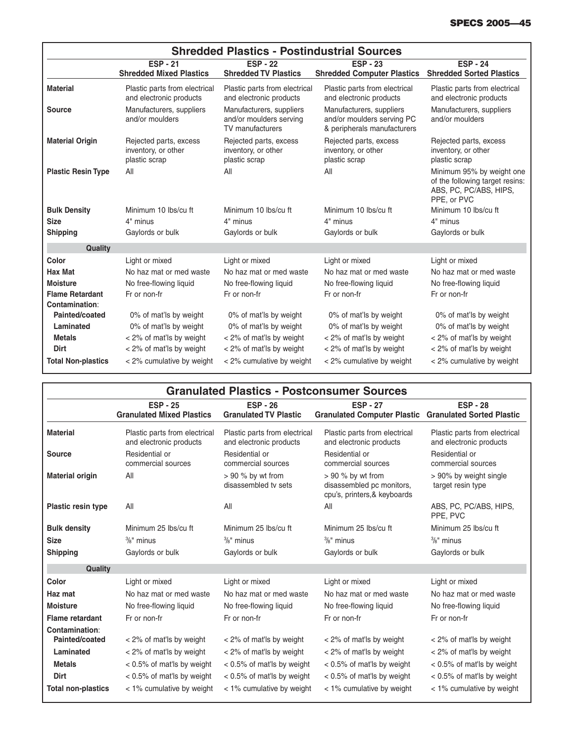## Shredded Plastics - Postindustrial Sources

| | ESP - 21 Shredded Mixed Plastics | ESP - 22 Shredded TV Plastics | ESP - 23 Shredded Computer Plastics | ESP - 24 Shredded Sorted Plastics |
|---|---|---|---|---|
| **Material** | Plastic parts from electrical and electronic products | Plastic parts from electrical and electronic products | Plastic parts from electrical and electronic products | Plastic parts from electrical and electronic products |
| **Source** | Manufacturers, suppliers and/or moulders | Manufacturers, suppliers and/or moulders serving TV manufacturers | Manufacturers, suppliers and/or moulders serving PC & peripherals manufacturers | Manufacturers, suppliers and/or moulders |
| **Material Origin** | Rejected parts, excess inventory, or other plastic scrap | Rejected parts, excess inventory, or other plastic scrap | Rejected parts, excess inventory, or other plastic scrap | Rejected parts, excess inventory, or other plastic scrap |
| **Plastic Resin Type** | All | All | All | Minimum 95% by weight one of the following target resins: ABS, PC, PC/ABS, HIPS, PPE, or PVC |
| **Bulk Density** | Minimum 10 lbs/cu ft | Minimum 10 lbs/cu ft | Minimum 10 lbs/cu ft | Minimum 10 lbs/cu ft |
| **Size** | 4" minus | 4" minus | 4" minus | 4" minus |
| **Shipping** | Gaylords or bulk | Gaylords or bulk | Gaylords or bulk | Gaylords or bulk |
| **Quality** | | | | |
| **Color** | Light or mixed | Light or mixed | Light or mixed | Light or mixed |
| **Hax Mat** | No haz mat or med waste | No haz mat or med waste | No haz mat or med waste | No haz mat or med waste |
| **Moisture** | No free-flowing liquid | No free-flowing liquid | No free-flowing liquid | No free-flowing liquid |
| **Flame Retardant** | Fr or non-fr | Fr or non-fr | Fr or non-fr | Fr or non-fr |
| **Contamination**: | | | | |
| **Painted/coated** | 0% of mat'ls by weight | 0% of mat'ls by weight | 0% of mat'ls by weight | 0% of mat'ls by weight |
| **Laminated** | 0% of mat'ls by weight | 0% of mat'ls by weight | 0% of mat'ls by weight | 0% of mat'ls by weight |
| **Metals** | < 2% of mat'ls by weight | < 2% of mat'ls by weight | < 2% of mat'ls by weight | < 2% of mat'ls by weight |
| **Dirt** | < 2% of mat'ls by weight | < 2% of mat'ls by weight | < 2% of mat'ls by weight | < 2% of mat'ls by weight |
| **Total Non-plastics** | < 2% cumulative by weight | < 2% cumulative by weight | < 2% cumulative by weight | < 2% cumulative by weight |

## Granulated Plastics - Postconsumer Sources

| | ESP - 25 Granulated Mixed Plastics | ESP - 26 Granulated TV Plastic | ESP - 27 Granulated Computer Plastic | ESP - 28 Granulated Sorted Plastic |
|---|---|---|---|---|
| **Material** | Plastic parts from electrical and electronic products | Plastic parts from electrical and electronic products | Plastic parts from electrical and electronic products | Plastic parts from electrical and electronic products |
| **Source** | Residential or commercial sources | Residential or commercial sources | Residential or commercial sources | Residential or commercial sources |
| **Material origin** | All | > 90 % by wt from disassembled tv sets | > 90 % by wt from disassembled pc monitors, cpu's, printers,& keyboards | > 90% by weight single target resin type |
| **Plastic resin type** | All | All | All | ABS, PC, PC/ABS, HIPS, PPE, PVC |
| **Bulk density** | Minimum 25 lbs/cu ft | Minimum 25 lbs/cu ft | Minimum 25 lbs/cu ft | Minimum 25 lbs/cu ft |
| **Size** | 3/8" minus | 3/8" minus | 3/8" minus | 3/8" minus |
| **Shipping** | Gaylords or bulk | Gaylords or bulk | Gaylords or bulk | Gaylords or bulk |
| **Quality** | | | | |
| **Color** | Light or mixed | Light or mixed | Light or mixed | Light or mixed |
| **Haz mat** | No haz mat or med waste | No haz mat or med waste | No haz mat or med waste | No haz mat or med waste |
| **Moisture** | No free-flowing liquid | No free-flowing liquid | No free-flowing liquid | No free-flowing liquid |
| **Flame retardant** | Fr or non-fr | Fr or non-fr | Fr or non-fr | Fr or non-fr |
| **Contamination**: | | | | |
| **Painted/coated** | < 2% of mat'ls by weight | < 2% of mat'ls by weight | < 2% of mat'ls by weight | < 2% of mat'ls by weight |
| **Laminated** | < 2% of mat'ls by weight | < 2% of mat'ls by weight | < 2% of mat'ls by weight | < 2% of mat'ls by weight |
| **Metals** | < 0.5% of mat'ls by weight | < 0.5% of mat'ls by weight | < 0.5% of mat'ls by weight | < 0.5% of mat'ls by weight |
| **Dirt** | < 0.5% of mat'ls by weight | < 0.5% of mat'ls by weight | < 0.5% of mat'ls by weight | < 0.5% of mat'ls by weight |
| **Total non-plastics** | < 1% cumulative by weight | < 1% cumulative by weight | < 1% cumulative by weight | < 1% cumulative by weight |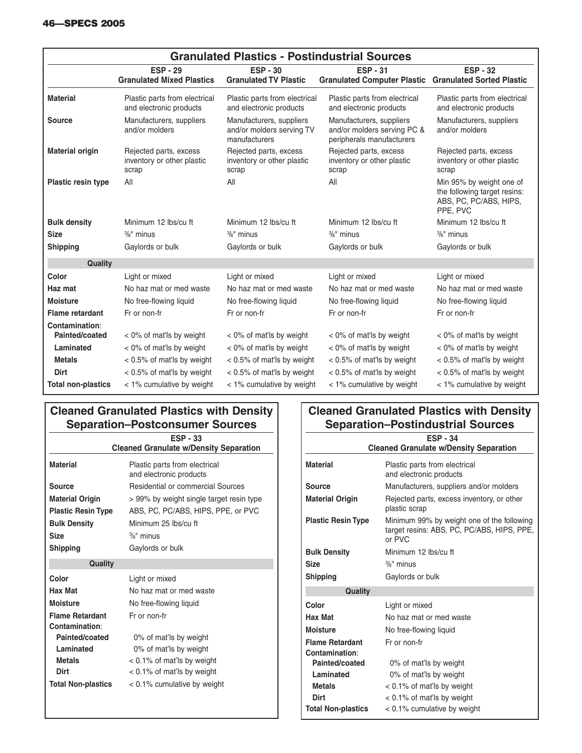## Granulated Plastics - Postindustrial Sources

| | ESP - 29 Granulated Mixed Plastics | ESP - 30 Granulated TV Plastic | ESP - 31 Granulated Computer Plastic | ESP - 32 Granulated Sorted Plastic |
|---|---|---|---|---|
| **Material** | Plastic parts from electrical and electronic products | Plastic parts from electrical and electronic products | Plastic parts from electrical and electronic products | Plastic parts from electrical and electronic products |
| **Source** | Manufacturers, suppliers and/or molders | Manufacturers, suppliers and/or molders serving TV manufacturers | Manufacturers, suppliers and/or molders serving PC & peripherals manufacturers | Manufacturers, suppliers and/or molders |
| **Material origin** | Rejected parts, excess inventory or other plastic scrap | Rejected parts, excess inventory or other plastic scrap | Rejected parts, excess inventory or other plastic scrap | Rejected parts, excess inventory or other plastic scrap |
| **Plastic resin type** | All | All | All | Min 95% by weight one of the following target resins: ABS, PC, PC/ABS, HIPS, PPE, PVC |
| **Bulk density** | Minimum 12 lbs/cu ft | Minimum 12 lbs/cu ft | Minimum 12 lbs/cu ft | Minimum 12 lbs/cu ft |
| **Size** | 3/8" minus | 3/8" minus | 3/8" minus | 3/8" minus |
| **Shipping** | Gaylords or bulk | Gaylords or bulk | Gaylords or bulk | Gaylords or bulk |
| **Quality** | | | | |
| **Color** | Light or mixed | Light or mixed | Light or mixed | Light or mixed |
| **Haz mat** | No haz mat or med waste | No haz mat or med waste | No haz mat or med waste | No haz mat or med waste |
| **Moisture** | No free-flowing liquid | No free-flowing liquid | No free-flowing liquid | No free-flowing liquid |
| **Flame retardant** | Fr or non-fr | Fr or non-fr | Fr or non-fr | Fr or non-fr |
| **Contamination:** | | | | |
| **Painted/coated** | < 0% of mat'ls by weight | < 0% of mat'ls by weight | < 0% of mat'ls by weight | < 0% of mat'ls by weight |
| **Laminated** | < 0% of mat'ls by weight | < 0% of mat'ls by weight | < 0% of mat'ls by weight | < 0% of mat'ls by weight |
| **Metals** | < 0.5% of mat'ls by weight | < 0.5% of mat'ls by weight | < 0.5% of mat'ls by weight | < 0.5% of mat'ls by weight |
| **Dirt** | < 0.5% of mat'ls by weight | < 0.5% of mat'ls by weight | < 0.5% of mat'ls by weight | < 0.5% of mat'ls by weight |
| **Total non-plastics** | < 1% cumulative by weight | < 1% cumulative by weight | < 1% cumulative by weight | < 1% cumulative by weight |

## Cleaned Granulated Plastics with Density Separation–Postconsumer Sources

| | ESP - 33 Cleaned Granulate w/Density Separation |
|---|---|
| **Material** | Plastic parts from electrical and electronic products |
| **Source** | Residential or commercial Sources |
| **Material Origin** | > 99% by weight single target resin type |
| **Plastic Resin Type** | ABS, PC, PC/ABS, HIPS, PPE, or PVC |
| **Bulk Density** | Minimum 25 lbs/cu ft |
| **Size** | 3/8" minus |
| **Shipping** | Gaylords or bulk |
| **Quality** | |
| **Color** | Light or mixed |
| **Hax Mat** | No haz mat or med waste |
| **Moisture** | No free-flowing liquid |
| **Flame Retardant** | Fr or non-fr |
| **Contamination:** | |
| **Painted/coated** | 0% of mat'ls by weight |
| **Laminated** | 0% of mat'ls by weight |
| **Metals** | < 0.1% of mat'ls by weight |
| **Dirt** | < 0.1% of mat'ls by weight |
| **Total Non-plastics** | < 0.1% cumulative by weight |

## Cleaned Granulated Plastics with Density Separation–Postindustrial Sources

| | ESP - 34 Cleaned Granulate w/Density Separation |
|---|---|
| **Material** | Plastic parts from electrical and electronic products |
| **Source** | Manufacturers, suppliers and/or molders |
| **Material Origin** | Rejected parts, excess inventory, or other plastic scrap |
| **Plastic Resin Type** | Minimum 99% by weight one of the following target resins: ABS, PC, PC/ABS, HIPS, PPE, or PVC |
| **Bulk Density** | Minimum 12 lbs/cu ft |
| **Size** | 3/8" minus |
| **Shipping** | Gaylords or bulk |
| **Quality** | |
| **Color** | Light or mixed |
| **Hax Mat** | No haz mat or med waste |
| **Moisture** | No free-flowing liquid |
| **Flame Retardant** | Fr or non-fr |
| **Contamination:** | |
| **Painted/coated** | 0% of mat'ls by weight |
| **Laminated** | 0% of mat'ls by weight |
| **Metals** | < 0.1% of mat'ls by weight |
| **Dirt** | < 0.1% of mat'ls by weight |
| **Total Non-plastics** | < 0.1% cumulative by weight |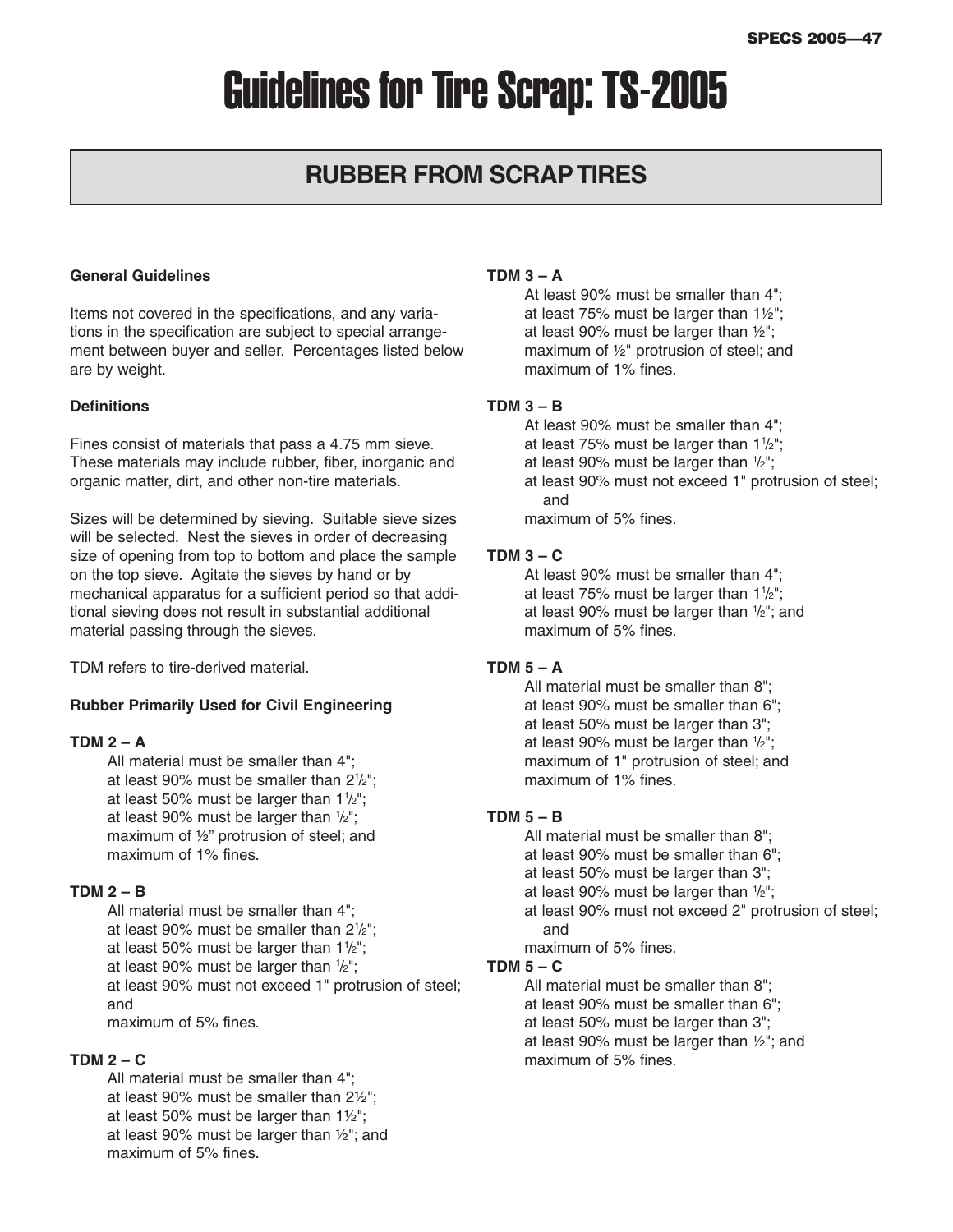# Guidelines for Tire Scrap: TS-2005

## RUBBER FROM SCRAP TIRES

**General Guidelines**

Items not covered in the specifications, and any variations in the specification are subject to special arrangement between buyer and seller. Percentages listed below are by weight.

**Definitions**

Fines consist of materials that pass a 4.75 mm sieve. These materials may include rubber, fiber, inorganic and organic matter, dirt, and other non-tire materials.

Sizes will be determined by sieving. Suitable sieve sizes will be selected. Nest the sieves in order of decreasing size of opening from top to bottom and place the sample on the top sieve. Agitate the sieves by hand or by mechanical apparatus for a sufficient period so that additional sieving does not result in substantial additional material passing through the sieves.

TDM refers to tire-derived material.

**Rubber Primarily Used for Civil Engineering**

**TDM 2 – A**

All material must be smaller than 4";
at least 90% must be smaller than 2½";
at least 50% must be larger than 1½";
at least 90% must be larger than ½";
maximum of ½" protrusion of steel; and
maximum of 1% fines.

**TDM 2 – B**

All material must be smaller than 4";
at least 90% must be smaller than 2½";
at least 50% must be larger than 1½";
at least 90% must be larger than ½";
at least 90% must not exceed 1" protrusion of steel; and
maximum of 5% fines.

**TDM 2 – C**

All material must be smaller than 4";
at least 90% must be smaller than 2½";
at least 50% must be larger than 1½";
at least 90% must be larger than ½"; and
maximum of 5% fines.

**TDM 3 – A**

At least 90% must be smaller than 4";
at least 75% must be larger than 1½";
at least 90% must be larger than ½";
maximum of ½" protrusion of steel; and
maximum of 1% fines.

**TDM 3 – B**

At least 90% must be smaller than 4";
at least 75% must be larger than 1½";
at least 90% must be larger than ½";
at least 90% must not exceed 1" protrusion of steel; and
maximum of 5% fines.

**TDM 3 – C**

At least 90% must be smaller than 4";
at least 75% must be larger than 1½";
at least 90% must be larger than ½"; and
maximum of 5% fines.

**TDM 5 – A**

All material must be smaller than 8";
at least 90% must be smaller than 6";
at least 50% must be larger than 3";
at least 90% must be larger than ½";
maximum of 1" protrusion of steel; and
maximum of 1% fines.

**TDM 5 – B**

All material must be smaller than 8";
at least 90% must be smaller than 6";
at least 50% must be larger than 3";
at least 90% must be larger than ½";
at least 90% must not exceed 2" protrusion of steel; and
maximum of 5% fines.

**TDM 5 – C**

All material must be smaller than 8";
at least 90% must be smaller than 6";
at least 50% must be larger than 3";
at least 90% must be larger than ½"; and
maximum of 5% fines.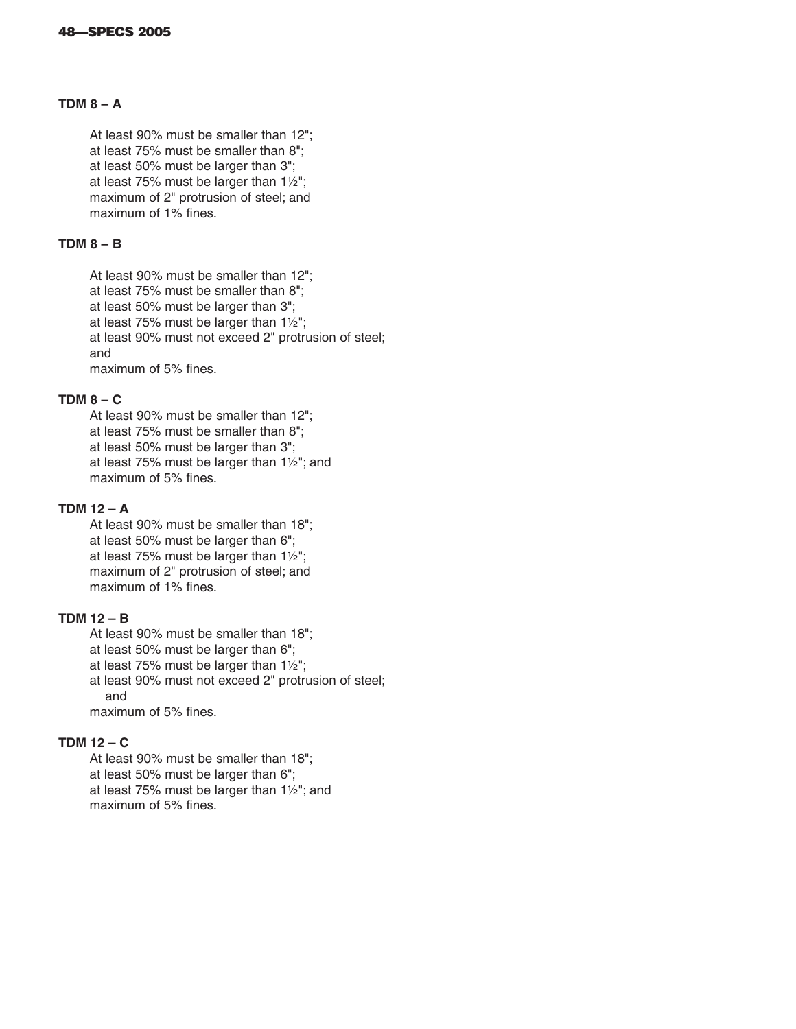### TDM 8 – A

At least 90% must be smaller than 12";
at least 75% must be smaller than 8";
at least 50% must be larger than 3";
at least 75% must be larger than 1½";
maximum of 2" protrusion of steel; and
maximum of 1% fines.

### TDM 8 – B

At least 90% must be smaller than 12";
at least 75% must be smaller than 8";
at least 50% must be larger than 3";
at least 75% must be larger than 1½";
at least 90% must not exceed 2" protrusion of steel;
and
maximum of 5% fines.

### TDM 8 – C

At least 90% must be smaller than 12";
at least 75% must be smaller than 8";
at least 50% must be larger than 3";
at least 75% must be larger than 1½"; and
maximum of 5% fines.

### TDM 12 – A

At least 90% must be smaller than 18";
at least 50% must be larger than 6";
at least 75% must be larger than 1½";
maximum of 2" protrusion of steel; and
maximum of 1% fines.

### TDM 12 – B

At least 90% must be smaller than 18";
at least 50% must be larger than 6";
at least 75% must be larger than 1½";
at least 90% must not exceed 2" protrusion of steel;
and
maximum of 5% fines.

### TDM 12 – C

At least 90% must be smaller than 18";
at least 50% must be larger than 6";
at least 75% must be larger than 1½"; and
maximum of 5% fines.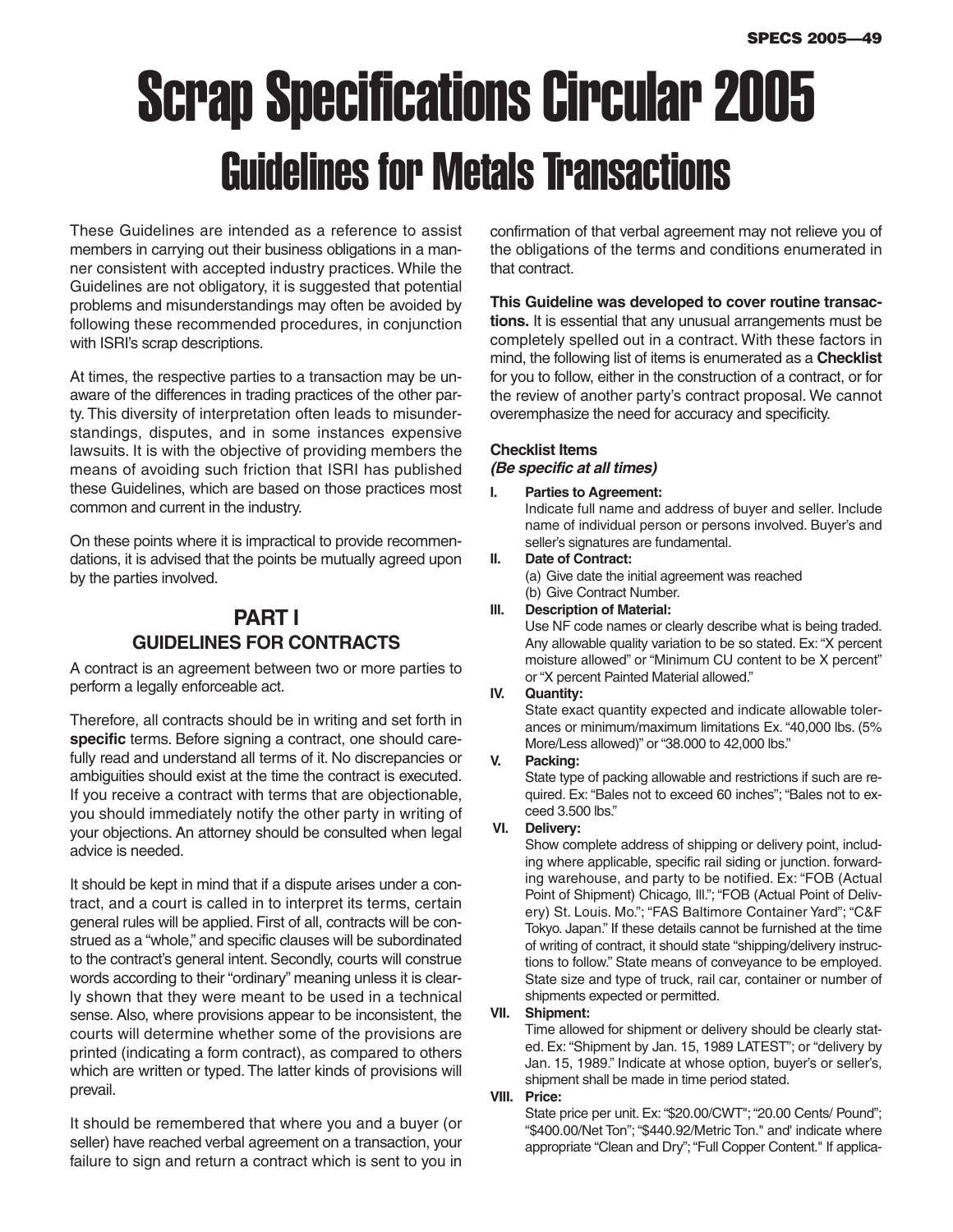# Scrap Specifications Circular 2005

## Guidelines for Metals Transactions

These Guidelines are intended as a reference to assist members in carrying out their business obligations in a manner consistent with accepted industry practices. While the Guidelines are not obligatory, it is suggested that potential problems and misunderstandings may often be avoided by following these recommended procedures, in conjunction with ISRI's scrap descriptions.

At times, the respective parties to a transaction may be unaware of the differences in trading practices of the other party. This diversity of interpretation often leads to misunderstandings, disputes, and in some instances expensive lawsuits. It is with the objective of providing members the means of avoiding such friction that ISRI has published these Guidelines, which are based on those practices most common and current in the industry.

On these points where it is impractical to provide recommendations, it is advised that the points be mutually agreed upon by the parties involved.

### PART I
### GUIDELINES FOR CONTRACTS

A contract is an agreement between two or more parties to perform a legally enforceable act.

Therefore, all contracts should be in writing and set forth in **specific** terms. Before signing a contract, one should carefully read and understand all terms of it. No discrepancies or ambiguities should exist at the time the contract is executed. If you receive a contract with terms that are objectionable, you should immediately notify the other party in writing of your objections. An attorney should be consulted when legal advice is needed.

It should be kept in mind that if a dispute arises under a contract, and a court is called in to interpret its terms, certain general rules will be applied. First of all, contracts will be construed as a "whole," and specific clauses will be subordinated to the contract's general intent. Secondly, courts will construe words according to their "ordinary" meaning unless it is clearly shown that they were meant to be used in a technical sense. Also, where provisions appear to be inconsistent, the courts will determine whether some of the provisions are printed (indicating a form contract), as compared to others which are written or typed. The latter kinds of provisions will prevail.

It should be remembered that where you and a buyer (or seller) have reached verbal agreement on a transaction, your failure to sign and return a contract which is sent to you in confirmation of that verbal agreement may not relieve you of the obligations of the terms and conditions enumerated in that contract.

**This Guideline was developed to cover routine transactions.** It is essential that any unusual arrangements must be completely spelled out in a contract. With these factors in mind, the following list of items is enumerated as a **Checklist** for you to follow, either in the construction of a contract, or for the review of another party's contract proposal. We cannot overemphasize the need for accuracy and specificity.

**Checklist Items**
***(Be specific at all times)***

**I. Parties to Agreement:**
Indicate full name and address of buyer and seller. Include name of individual person or persons involved. Buyer's and seller's signatures are fundamental.

**II. Date of Contract:**
(a) Give date the initial agreement was reached
(b) Give Contract Number.

**III. Description of Material:**
Use NF code names or clearly describe what is being traded. Any allowable quality variation to be so stated. Ex: "X percent moisture allowed" or "Minimum CU content to be X percent" or "X percent Painted Material allowed."

**IV. Quantity:**
State exact quantity expected and indicate allowable tolerances or minimum/maximum limitations Ex. "40,000 lbs. (5% More/Less allowed)" or "38.000 to 42,000 lbs."

**V. Packing:**
State type of packing allowable and restrictions if such are required. Ex: "Bales not to exceed 60 inches"; "Bales not to exceed 3.500 lbs."

**VI. Delivery:**
Show complete address of shipping or delivery point, including where applicable, specific rail siding or junction. forwarding warehouse, and party to be notified. Ex: "FOB (Actual Point of Shipment) Chicago, Ill."; "FOB (Actual Point of Delivery) St. Louis. Mo."; "FAS Baltimore Container Yard"; "C&F Tokyo. Japan." If these details cannot be furnished at the time of writing of contract, it should state "shipping/delivery instructions to follow." State means of conveyance to be employed. State size and type of truck, rail car, container or number of shipments expected or permitted.

**VII. Shipment:**
Time allowed for shipment or delivery should be clearly stated. Ex: "Shipment by Jan. 15, 1989 LATEST"; or "delivery by Jan. 15, 1989." Indicate at whose option, buyer's or seller's, shipment shall be made in time period stated.

**VIII. Price:**
State price per unit. Ex: "$20.00/CWT"; "20.00 Cents/ Pound"; "$400.00/Net Ton"; "$440.92/Metric Ton." and' indicate where appropriate "Clean and Dry"; "Full Copper Content." If applica-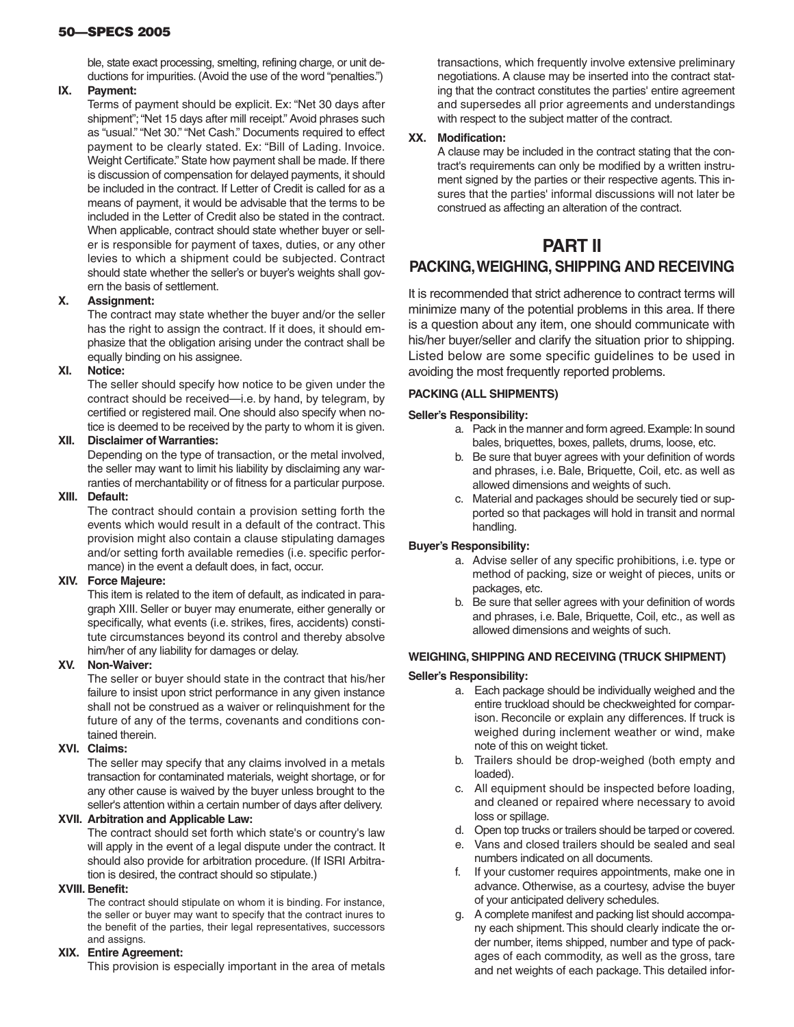ble, state exact processing, smelting, refining charge, or unit deductions for impurities. (Avoid the use of the word "penalties.")

**IX. Payment:**

Terms of payment should be explicit. Ex: "Net 30 days after shipment"; "Net 15 days after mill receipt." Avoid phrases such as "usual." "Net 30." "Net Cash." Documents required to effect payment to be clearly stated. Ex: "Bill of Lading. Invoice. Weight Certificate." State how payment shall be made. If there is discussion of compensation for delayed payments, it should be included in the contract. If Letter of Credit is called for as a means of payment, it would be advisable that the terms to be included in the Letter of Credit also be stated in the contract. When applicable, contract should state whether buyer or seller is responsible for payment of taxes, duties, or any other levies to which a shipment could be subjected. Contract should state whether the seller's or buyer's weights shall govern the basis of settlement.

**X. Assignment:**

The contract may state whether the buyer and/or the seller has the right to assign the contract. If it does, it should emphasize that the obligation arising under the contract shall be equally binding on his assignee.

**XI. Notice:**

The seller should specify how notice to be given under the contract should be received—i.e. by hand, by telegram, by certified or registered mail. One should also specify when notice is deemed to be received by the party to whom it is given.

**XII. Disclaimer of Warranties:**

Depending on the type of transaction, or the metal involved, the seller may want to limit his liability by disclaiming any warranties of merchantability or of fitness for a particular purpose.

**XIII. Default:**

The contract should contain a provision setting forth the events which would result in a default of the contract. This provision might also contain a clause stipulating damages and/or setting forth available remedies (i.e. specific performance) in the event a default does, in fact, occur.

**XIV. Force Majeure:**

This item is related to the item of default, as indicated in paragraph XIII. Seller or buyer may enumerate, either generally or specifically, what events (i.e. strikes, fires, accidents) constitute circumstances beyond its control and thereby absolve him/her of any liability for damages or delay.

**XV. Non-Waiver:**

The seller or buyer should state in the contract that his/her failure to insist upon strict performance in any given instance shall not be construed as a waiver or relinquishment for the future of any of the terms, covenants and conditions contained therein.

**XVI. Claims:**

The seller may specify that any claims involved in a metals transaction for contaminated materials, weight shortage, or for any other cause is waived by the buyer unless brought to the seller's attention within a certain number of days after delivery.

**XVII. Arbitration and Applicable Law:**

The contract should set forth which state's or country's law will apply in the event of a legal dispute under the contract. It should also provide for arbitration procedure. (If ISRI Arbitration is desired, the contract should so stipulate.)

**XVIII. Benefit:**

The contract should stipulate on whom it is binding. For instance, the seller or buyer may want to specify that the contract inures to the benefit of the parties, their legal representatives, successors and assigns.

**XIX. Entire Agreement:**

This provision is especially important in the area of metals transactions, which frequently involve extensive preliminary negotiations. A clause may be inserted into the contract stating that the contract constitutes the parties' entire agreement and supersedes all prior agreements and understandings with respect to the subject matter of the contract.

**XX. Modification:**

A clause may be included in the contract stating that the contract's requirements can only be modified by a written instrument signed by the parties or their respective agents. This insures that the parties' informal discussions will not later be construed as affecting an alteration of the contract.

# PART II

## PACKING, WEIGHING, SHIPPING AND RECEIVING

It is recommended that strict adherence to contract terms will minimize many of the potential problems in this area. If there is a question about any item, one should communicate with his/her buyer/seller and clarify the situation prior to shipping. Listed below are some specific guidelines to be used in avoiding the most frequently reported problems.

### PACKING (ALL SHIPMENTS)

**Seller's Responsibility:**

a. Pack in the manner and form agreed. Example: In sound bales, briquettes, boxes, pallets, drums, loose, etc.
b. Be sure that buyer agrees with your definition of words and phrases, i.e. Bale, Briquette, Coil, etc. as well as allowed dimensions and weights of such.
c. Material and packages should be securely tied or supported so that packages will hold in transit and normal handling.

**Buyer's Responsibility:**

a. Advise seller of any specific prohibitions, i.e. type or method of packing, size or weight of pieces, units or packages, etc.
b. Be sure that seller agrees with your definition of words and phrases, i.e. Bale, Briquette, Coil, etc., as well as allowed dimensions and weights of such.

### WEIGHING, SHIPPING AND RECEIVING (TRUCK SHIPMENT)

**Seller's Responsibility:**

a. Each package should be individually weighed and the entire truckload should be checkweighted for comparison. Reconcile or explain any differences. If truck is weighed during inclement weather or wind, make note of this on weight ticket.
b. Trailers should be drop-weighed (both empty and loaded).
c. All equipment should be inspected before loading, and cleaned or repaired where necessary to avoid loss or spillage.
d. Open top trucks or trailers should be tarped or covered.
e. Vans and closed trailers should be sealed and seal numbers indicated on all documents.
f. If your customer requires appointments, make one in advance. Otherwise, as a courtesy, advise the buyer of your anticipated delivery schedules.
g. A complete manifest and packing list should accompany each shipment. This should clearly indicate the order number, items shipped, number and type of packages of each commodity, as well as the gross, tare and net weights of each package. This detailed infor-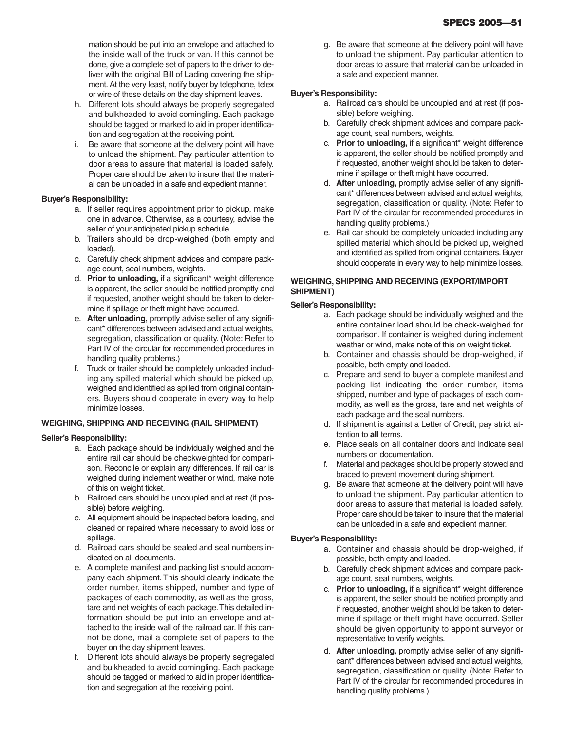mation should be put into an envelope and attached to the inside wall of the truck or van. If this cannot be done, give a complete set of papers to the driver to deliver with the original Bill of Lading covering the shipment. At the very least, notify buyer by telephone, telex or wire of these details on the day shipment leaves.

h. Different lots should always be properly segregated and bulkheaded to avoid comingling. Each package should be tagged or marked to aid in proper identification and segregation at the receiving point.
i. Be aware that someone at the delivery point will have to unload the shipment. Pay particular attention to door areas to assure that material is loaded safely. Proper care should be taken to insure that the material can be unloaded in a safe and expedient manner.

**Buyer's Responsibility:**

a. If seller requires appointment prior to pickup, make one in advance. Otherwise, as a courtesy, advise the seller of your anticipated pickup schedule.
b. Trailers should be drop-weighed (both empty and loaded).
c. Carefully check shipment advices and compare package count, seal numbers, weights.
d. **Prior to unloading,** if a significant* weight difference is apparent, the seller should be notified promptly and if requested, another weight should be taken to determine if spillage or theft might have occurred.
e. **After unloading,** promptly advise seller of any significant* differences between advised and actual weights, segregation, classification or quality. (Note: Refer to Part IV of the circular for recommended procedures in handling quality problems.)
f. Truck or trailer should be completely unloaded including any spilled material which should be picked up, weighed and identified as spilled from original containers. Buyers should cooperate in every way to help minimize losses.

**WEIGHING, SHIPPING AND RECEIVING (RAIL SHIPMENT)**

**Seller's Responsibility:**

a. Each package should be individually weighed and the entire rail car should be checkweighted for comparison. Reconcile or explain any differences. If rail car is weighed during inclement weather or wind, make note of this on weight ticket.
b. Railroad cars should be uncoupled and at rest (if possible) before weighing.
c. All equipment should be inspected before loading, and cleaned or repaired where necessary to avoid loss or spillage.
d. Railroad cars should be sealed and seal numbers indicated on all documents.
e. A complete manifest and packing list should accompany each shipment. This should clearly indicate the order number, items shipped, number and type of packages of each commodity, as well as the gross, tare and net weights of each package. This detailed information should be put into an envelope and attached to the inside wall of the railroad car. If this cannot be done, mail a complete set of papers to the buyer on the day shipment leaves.
f. Different lots should always be properly segregated and bulkheaded to avoid comingling. Each package should be tagged or marked to aid in proper identification and segregation at the receiving point.
g. Be aware that someone at the delivery point will have to unload the shipment. Pay particular attention to door areas to assure that material can be unloaded in a safe and expedient manner.

**Buyer's Responsibility:**

a. Railroad cars should be uncoupled and at rest (if possible) before weighing.
b. Carefully check shipment advices and compare package count, seal numbers, weights.
c. **Prior to unloading,** if a significant* weight difference is apparent, the seller should be notified promptly and if requested, another weight should be taken to determine if spillage or theft might have occurred.
d. **After unloading,** promptly advise seller of any significant* differences between advised and actual weights, segregation, classification or quality. (Note: Refer to Part IV of the circular for recommended procedures in handling quality problems.)
e. Rail car should be completely unloaded including any spilled material which should be picked up, weighed and identified as spilled from original containers. Buyer should cooperate in every way to help minimize losses.

**WEIGHING, SHIPPING AND RECEIVING (EXPORT/IMPORT SHIPMENT)**

**Seller's Responsibility:**

a. Each package should be individually weighed and the entire container load should be check-weighed for comparison. If container is weighed during inclement weather or wind, make note of this on weight ticket.
b. Container and chassis should be drop-weighed, if possible, both empty and loaded.
c. Prepare and send to buyer a complete manifest and packing list indicating the order number, items shipped, number and type of packages of each commodity, as well as the gross, tare and net weights of each package and the seal numbers.
d. If shipment is against a Letter of Credit, pay strict attention to **all** terms.
e. Place seals on all container doors and indicate seal numbers on documentation.
f. Material and packages should be properly stowed and braced to prevent movement during shipment.
g. Be aware that someone at the delivery point will have to unload the shipment. Pay particular attention to door areas to assure that material is loaded safely. Proper care should be taken to insure that the material can be unloaded in a safe and expedient manner.

**Buyer's Responsibility:**

a. Container and chassis should be drop-weighed, if possible, both empty and loaded.
b. Carefully check shipment advices and compare package count, seal numbers, weights.
c. **Prior to unloading,** if a significant* weight difference is apparent, the seller should be notified promptly and if requested, another weight should be taken to determine if spillage or theft might have occurred. Seller should be given opportunity to appoint surveyor or representative to verify weights.
d. **After unloading,** promptly advise seller of any significant* differences between advised and actual weights, segregation, classification or quality. (Note: Refer to Part IV of the circular for recommended procedures in handling quality problems.)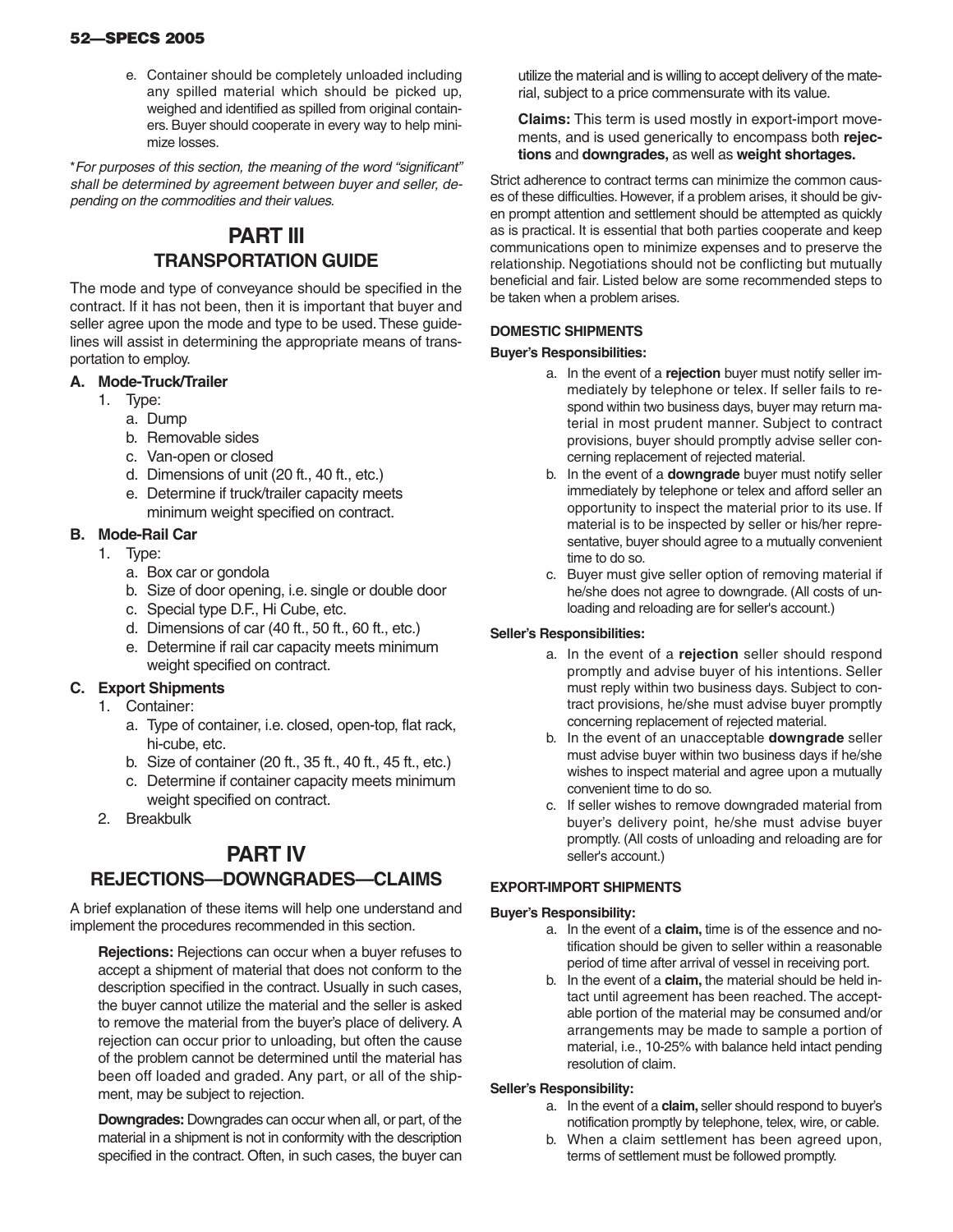e. Container should be completely unloaded including any spilled material which should be picked up, weighed and identified as spilled from original containers. Buyer should cooperate in every way to help minimize losses.

**For purposes of this section, the meaning of the word "significant" shall be determined by agreement between buyer and seller, depending on the commodities and their values.*

# PART III
## TRANSPORTATION GUIDE

The mode and type of conveyance should be specified in the contract. If it has not been, then it is important that buyer and seller agree upon the mode and type to be used. These guidelines will assist in determining the appropriate means of transportation to employ.

### A. Mode-Truck/Trailer

1. Type:
   a. Dump
   b. Removable sides
   c. Van-open or closed
   d. Dimensions of unit (20 ft., 40 ft., etc.)
   e. Determine if truck/trailer capacity meets minimum weight specified on contract.

### B. Mode-Rail Car

1. Type:
   a. Box car or gondola
   b. Size of door opening, i.e. single or double door
   c. Special type D.F., Hi Cube, etc.
   d. Dimensions of car (40 ft., 50 ft., 60 ft., etc.)
   e. Determine if rail car capacity meets minimum weight specified on contract.

### C. Export Shipments

1. Container:
   a. Type of container, i.e. closed, open-top, flat rack, hi-cube, etc.
   b. Size of container (20 ft., 35 ft., 40 ft., 45 ft., etc.)
   c. Determine if container capacity meets minimum weight specified on contract.
2. Breakbulk

# PART IV
## REJECTIONS—DOWNGRADES—CLAIMS

A brief explanation of these items will help one understand and implement the procedures recommended in this section.

**Rejections:** Rejections can occur when a buyer refuses to accept a shipment of material that does not conform to the description specified in the contract. Usually in such cases, the buyer cannot utilize the material and the seller is asked to remove the material from the buyer's place of delivery. A rejection can occur prior to unloading, but often the cause of the problem cannot be determined until the material has been off loaded and graded. Any part, or all of the shipment, may be subject to rejection.

**Downgrades:** Downgrades can occur when all, or part, of the material in a shipment is not in conformity with the description specified in the contract. Often, in such cases, the buyer can utilize the material and is willing to accept delivery of the material, subject to a price commensurate with its value.

**Claims:** This term is used mostly in export-import movements, and is used generically to encompass both **rejections** and **downgrades,** as well as **weight shortages.**

Strict adherence to contract terms can minimize the common causes of these difficulties. However, if a problem arises, it should be given prompt attention and settlement should be attempted as quickly as is practical. It is essential that both parties cooperate and keep communications open to minimize expenses and to preserve the relationship. Negotiations should not be conflicting but mutually beneficial and fair. Listed below are some recommended steps to be taken when a problem arises.

### DOMESTIC SHIPMENTS

**Buyer's Responsibilities:**

a. In the event of a **rejection** buyer must notify seller immediately by telephone or telex. If seller fails to respond within two business days, buyer may return material in most prudent manner. Subject to contract provisions, buyer should promptly advise seller concerning replacement of rejected material.

b. In the event of a **downgrade** buyer must notify seller immediately by telephone or telex and afford seller an opportunity to inspect the material prior to its use. If material is to be inspected by seller or his/her representative, buyer should agree to a mutually convenient time to do so.

c. Buyer must give seller option of removing material if he/she does not agree to downgrade. (All costs of unloading and reloading are for seller's account.)

**Seller's Responsibilities:**

a. In the event of a **rejection** seller should respond promptly and advise buyer of his intentions. Seller must reply within two business days. Subject to contract provisions, he/she must advise buyer promptly concerning replacement of rejected material.

b. In the event of an unacceptable **downgrade** seller must advise buyer within two business days if he/she wishes to inspect material and agree upon a mutually convenient time to do so.

c. If seller wishes to remove downgraded material from buyer's delivery point, he/she must advise buyer promptly. (All costs of unloading and reloading are for seller's account.)

### EXPORT-IMPORT SHIPMENTS

**Buyer's Responsibility:**

a. In the event of a **claim,** time is of the essence and notification should be given to seller within a reasonable period of time after arrival of vessel in receiving port.

b. In the event of a **claim,** the material should be held intact until agreement has been reached. The acceptable portion of the material may be consumed and/or arrangements may be made to sample a portion of material, i.e., 10-25% with balance held intact pending resolution of claim.

**Seller's Responsibility:**

a. In the event of a **claim,** seller should respond to buyer's notification promptly by telephone, telex, wire, or cable.

b. When a claim settlement has been agreed upon, terms of settlement must be followed promptly.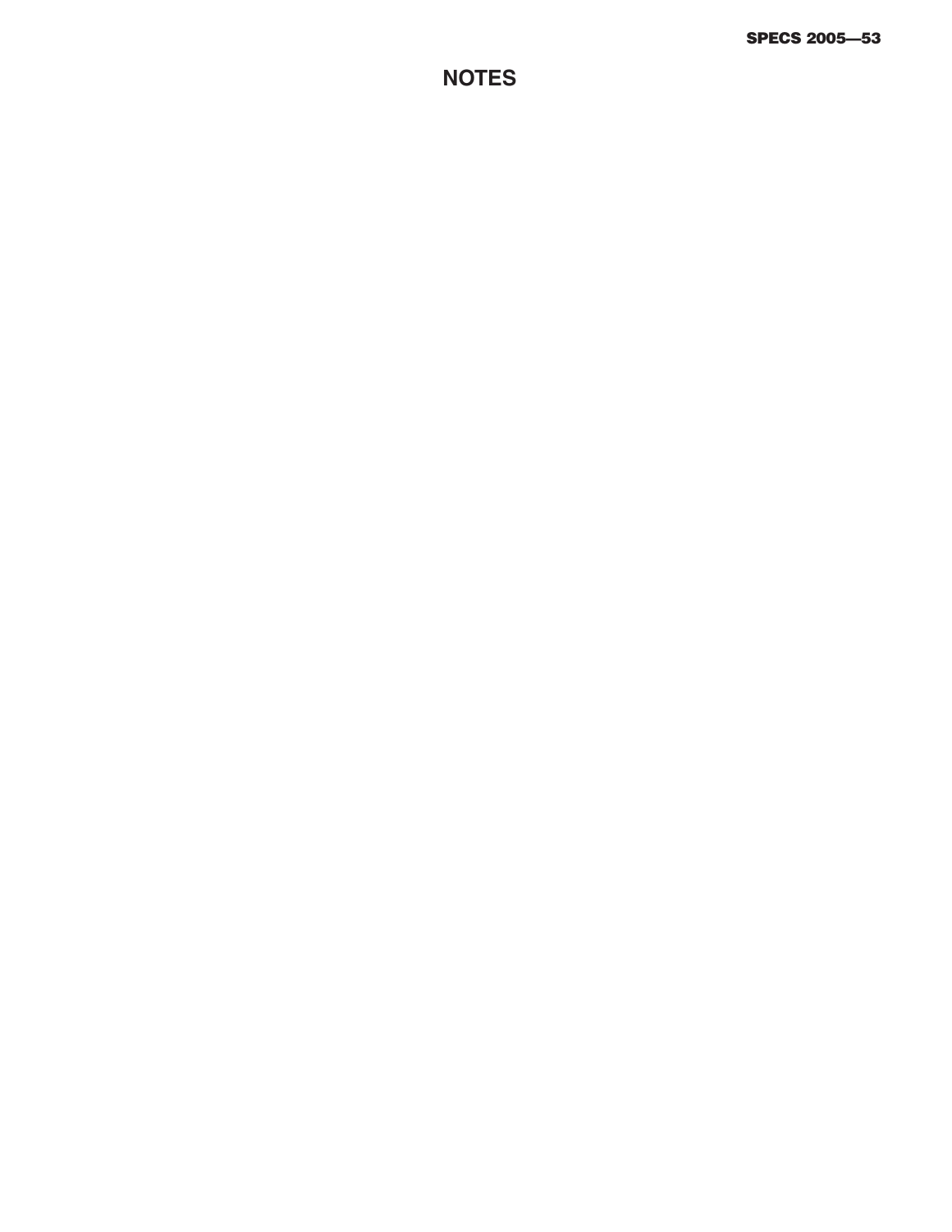# NOTES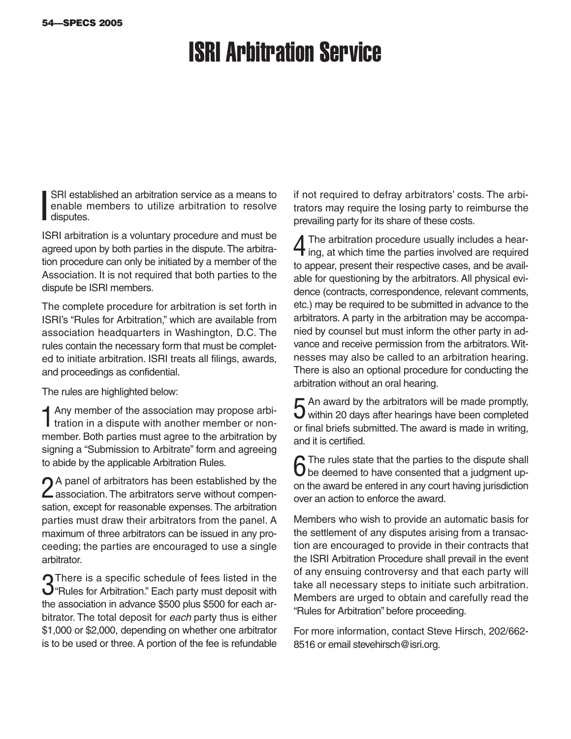# ISRI Arbitration Service

ISRI established an arbitration service as a means to enable members to utilize arbitration to resolve disputes.

ISRI arbitration is a voluntary procedure and must be agreed upon by both parties in the dispute. The arbitration procedure can only be initiated by a member of the Association. It is not required that both parties to the dispute be ISRI members.

The complete procedure for arbitration is set forth in ISRI's "Rules for Arbitration," which are available from association headquarters in Washington, D.C. The rules contain the necessary form that must be completed to initiate arbitration. ISRI treats all filings, awards, and proceedings as confidential.

The rules are highlighted below:

1 Any member of the association may propose arbitration in a dispute with another member or nonmember. Both parties must agree to the arbitration by signing a "Submission to Arbitrate" form and agreeing to abide by the applicable Arbitration Rules.

2 A panel of arbitrators has been established by the association. The arbitrators serve without compensation, except for reasonable expenses. The arbitration parties must draw their arbitrators from the panel. A maximum of three arbitrators can be issued in any proceeding; the parties are encouraged to use a single arbitrator.

3 There is a specific schedule of fees listed in the "Rules for Arbitration." Each party must deposit with the association in advance $500 plus $500 for each arbitrator. The total deposit for *each* party thus is either $1,000 or $2,000, depending on whether one arbitrator is to be used or three. A portion of the fee is refundable if not required to defray arbitrators' costs. The arbitrators may require the losing party to reimburse the prevailing party for its share of these costs.

4 The arbitration procedure usually includes a hearing, at which time the parties involved are required to appear, present their respective cases, and be available for questioning by the arbitrators. All physical evidence (contracts, correspondence, relevant comments, etc.) may be required to be submitted in advance to the arbitrators. A party in the arbitration may be accompanied by counsel but must inform the other party in advance and receive permission from the arbitrators. Witnesses may also be called to an arbitration hearing. There is also an optional procedure for conducting the arbitration without an oral hearing.

5 An award by the arbitrators will be made promptly, within 20 days after hearings have been completed or final briefs submitted. The award is made in writing, and it is certified.

6 The rules state that the parties to the dispute shall be deemed to have consented that a judgment upon the award be entered in any court having jurisdiction over an action to enforce the award.

Members who wish to provide an automatic basis for the settlement of any disputes arising from a transaction are encouraged to provide in their contracts that the ISRI Arbitration Procedure shall prevail in the event of any ensuing controversy and that each party will take all necessary steps to initiate such arbitration. Members are urged to obtain and carefully read the "Rules for Arbitration" before proceeding.

For more information, contact Steve Hirsch, 202/662-8516 or email stevehirsch@isri.org.